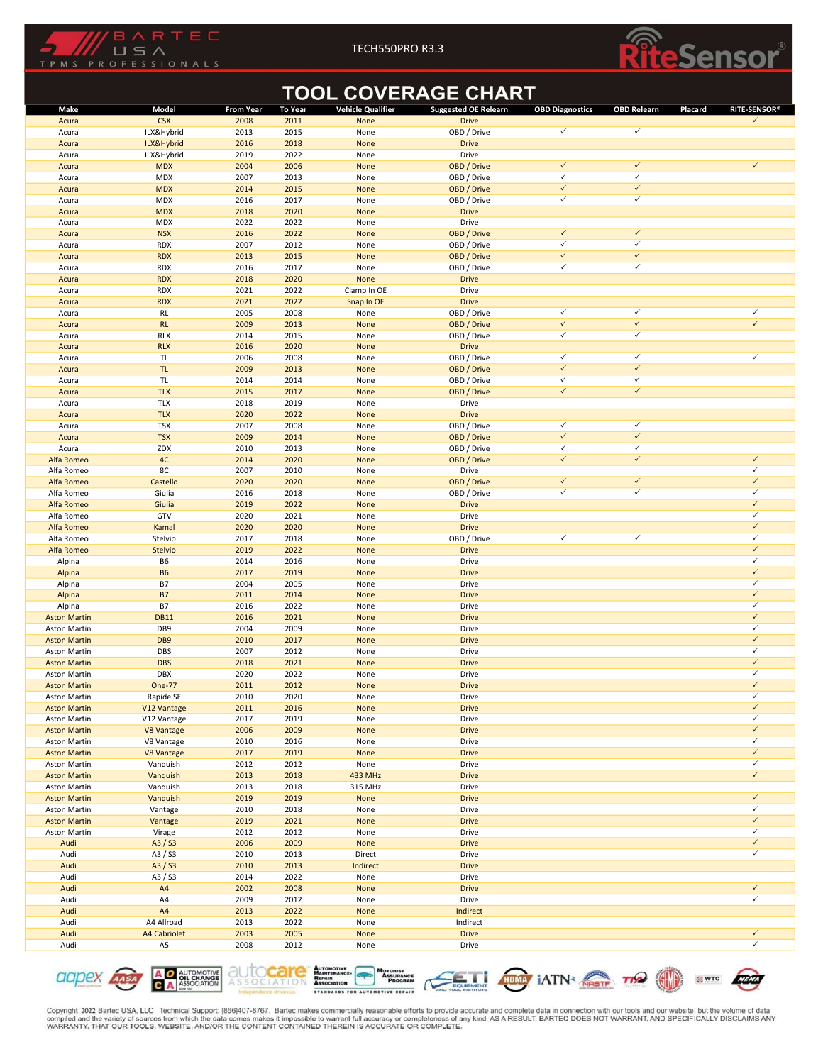# TOOL COVERAGE CHART

TECH550PRO R3.3

| Make | Model | From Year | To Year | Vehicle Qualifier | Suggested OE Relearn | OBD Diagnostics | OBD Relearn | Placard | RITE-SENSOR® |
|---|---|---|---|---|---|---|---|---|---|
| Acura | CSX | 2008 | 2011 | None | Drive | | | | ✓ |
| Acura | ILX&Hybrid | 2013 | 2015 | None | OBD / Drive | ✓ | ✓ | | |
| Acura | ILX&Hybrid | 2016 | 2018 | None | Drive | | | | |
| Acura | ILX&Hybrid | 2019 | 2022 | None | Drive | | | | |
| Acura | MDX | 2004 | 2006 | None | OBD / Drive | ✓ | ✓ | | ✓ |
| Acura | MDX | 2007 | 2013 | None | OBD / Drive | ✓ | ✓ | | |
| Acura | MDX | 2014 | 2015 | None | OBD / Drive | ✓ | ✓ | | |
| Acura | MDX | 2016 | 2017 | None | OBD / Drive | ✓ | ✓ | | |
| Acura | MDX | 2018 | 2020 | None | Drive | | | | |
| Acura | MDX | 2022 | 2022 | None | Drive | | | | |
| Acura | NSX | 2016 | 2022 | None | OBD / Drive | ✓ | ✓ | | |
| Acura | RDX | 2007 | 2012 | None | OBD / Drive | ✓ | ✓ | | |
| Acura | RDX | 2013 | 2015 | None | OBD / Drive | ✓ | ✓ | | |
| Acura | RDX | 2016 | 2017 | None | OBD / Drive | ✓ | ✓ | | |
| Acura | RDX | 2018 | 2020 | None | Drive | | | | |
| Acura | RDX | 2021 | 2022 | Clamp In OE | Drive | | | | |
| Acura | RDX | 2021 | 2022 | Snap In OE | Drive | | | | |
| Acura | RL | 2005 | 2008 | None | OBD / Drive | ✓ | ✓ | | ✓ |
| Acura | RL | 2009 | 2013 | None | OBD / Drive | ✓ | ✓ | | ✓ |
| Acura | RLX | 2014 | 2015 | None | OBD / Drive | ✓ | ✓ | | |
| Acura | RLX | 2016 | 2020 | None | Drive | | | | |
| Acura | TL | 2006 | 2008 | None | OBD / Drive | ✓ | ✓ | | ✓ |
| Acura | TL | 2009 | 2013 | None | OBD / Drive | ✓ | ✓ | | |
| Acura | TL | 2014 | 2014 | None | OBD / Drive | ✓ | ✓ | | |
| Acura | TLX | 2015 | 2017 | None | OBD / Drive | ✓ | ✓ | | |
| Acura | TLX | 2018 | 2019 | None | Drive | | | | |
| Acura | TLX | 2020 | 2022 | None | Drive | | | | |
| Acura | TSX | 2007 | 2008 | None | OBD / Drive | ✓ | ✓ | | |
| Acura | TSX | 2009 | 2014 | None | OBD / Drive | ✓ | ✓ | | |
| Acura | ZDX | 2010 | 2013 | None | OBD / Drive | ✓ | ✓ | | |
| Alfa Romeo | 4C | 2014 | 2020 | None | OBD / Drive | ✓ | ✓ | | ✓ |
| Alfa Romeo | 8C | 2007 | 2010 | None | Drive | | | | ✓ |
| Alfa Romeo | Castello | 2020 | 2020 | None | OBD / Drive | ✓ | ✓ | | ✓ |
| Alfa Romeo | Giulia | 2016 | 2018 | None | OBD / Drive | ✓ | ✓ | | ✓ |
| Alfa Romeo | Giulia | 2019 | 2022 | None | Drive | | | | ✓ |
| Alfa Romeo | GTV | 2020 | 2021 | None | Drive | | | | ✓ |
| Alfa Romeo | Kamal | 2020 | 2020 | None | Drive | | | | ✓ |
| Alfa Romeo | Stelvio | 2017 | 2018 | None | OBD / Drive | ✓ | ✓ | | ✓ |
| Alfa Romeo | Stelvio | 2019 | 2022 | None | Drive | | | | ✓ |
| Alpina | B6 | 2014 | 2016 | None | Drive | | | | ✓ |
| Alpina | B6 | 2017 | 2019 | None | Drive | | | | ✓ |
| Alpina | B7 | 2004 | 2005 | None | Drive | | | | ✓ |
| Alpina | B7 | 2011 | 2014 | None | Drive | | | | ✓ |
| Alpina | B7 | 2016 | 2022 | None | Drive | | | | ✓ |
| Aston Martin | DB11 | 2016 | 2021 | None | Drive | | | | ✓ |
| Aston Martin | DB9 | 2004 | 2009 | None | Drive | | | | ✓ |
| Aston Martin | DB9 | 2010 | 2017 | None | Drive | | | | ✓ |
| Aston Martin | DBS | 2007 | 2012 | None | Drive | | | | ✓ |
| Aston Martin | DBS | 2018 | 2021 | None | Drive | | | | ✓ |
| Aston Martin | DBX | 2020 | 2022 | None | Drive | | | | ✓ |
| Aston Martin | One-77 | 2011 | 2012 | None | Drive | | | | ✓ |
| Aston Martin | Rapide SE | 2010 | 2020 | None | Drive | | | | ✓ |
| Aston Martin | V12 Vantage | 2011 | 2016 | None | Drive | | | | ✓ |
| Aston Martin | V12 Vantage | 2017 | 2019 | None | Drive | | | | ✓ |
| Aston Martin | V8 Vantage | 2006 | 2009 | None | Drive | | | | ✓ |
| Aston Martin | V8 Vantage | 2010 | 2016 | None | Drive | | | | ✓ |
| Aston Martin | V8 Vantage | 2017 | 2019 | None | Drive | | | | ✓ |
| Aston Martin | Vanquish | 2012 | 2012 | None | Drive | | | | ✓ |
| Aston Martin | Vanquish | 2013 | 2018 | 433 MHz | Drive | | | | ✓ |
| Aston Martin | Vanquish | 2013 | 2018 | 315 MHz | Drive | | | | |
| Aston Martin | Vanquish | 2019 | 2019 | None | Drive | | | | ✓ |
| Aston Martin | Vantage | 2010 | 2018 | None | Drive | | | | ✓ |
| Aston Martin | Vantage | 2019 | 2021 | None | Drive | | | | ✓ |
| Aston Martin | Virage | 2012 | 2012 | None | Drive | | | | ✓ |
| Audi | A3 / S3 | 2006 | 2009 | None | Drive | | | | ✓ |
| Audi | A3 / S3 | 2010 | 2013 | Direct | Drive | | | | ✓ |
| Audi | A3 / S3 | 2010 | 2013 | Indirect | Drive | | | | |
| Audi | A3 / S3 | 2014 | 2022 | None | Drive | | | | |
| Audi | A4 | 2002 | 2008 | None | Drive | | | | ✓ |
| Audi | A4 | 2009 | 2012 | None | Drive | | | | ✓ |
| Audi | A4 | 2013 | 2022 | None | Indirect | | | | |
| Audi | A4 Allroad | 2013 | 2022 | None | Indirect | | | | |
| Audi | A4 Cabriolet | 2003 | 2005 | None | Drive | | | | ✓ |
| Audi | A5 | 2008 | 2012 | None | Drive | | | | ✓ |

Copyright 2022 Bartec USA, LLC Technical Support: (866)407-8767. Bartec makes commercially reasonable efforts to provide accurate and complete data in connection with our tools and our website, but the volume of data compiled and the variety of sources from which the data comes makes it impossible to warrant full accuracy or completeness of any kind. AS A RESULT, BARTEC DOES NOT WARRANT, AND SPECIFICALLY DISCLAIMS ANY WARRANTY, THAT OUR TOOLS, WEBSITE, AND/OR THE CONTENT CONTAINED THEREIN IS ACCURATE OR COMPLETE.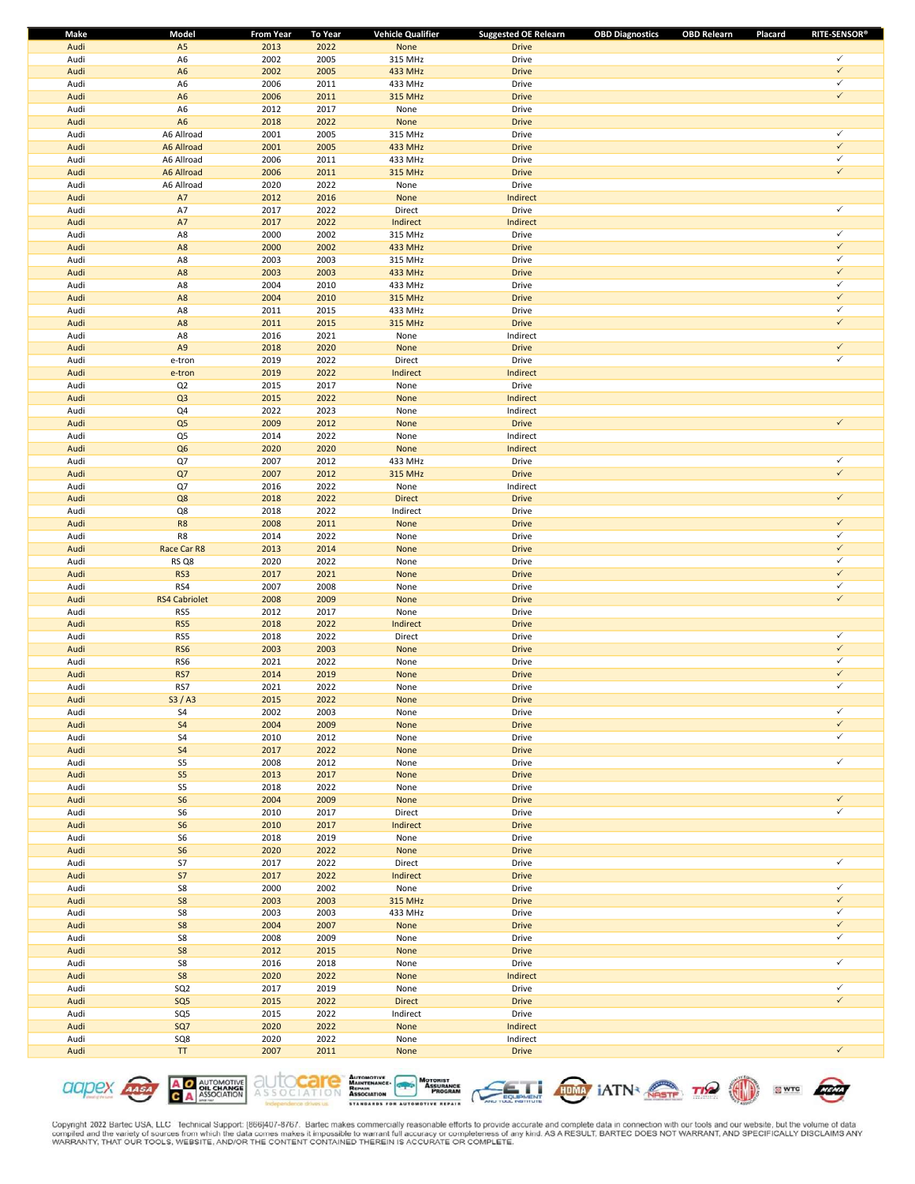| Make | Model | From Year | To Year | Vehicle Qualifier | Suggested OE Relearn | OBD Diagnostics | OBD Relearn | Placard | RITE-SENSOR® |
|---|---|---|---|---|---|---|---|---|---|
| Audi | A5 | 2013 | 2022 | None | Drive | | | | |
| Audi | A6 | 2002 | 2005 | 315 MHz | Drive | | | | ✓ |
| Audi | A6 | 2002 | 2005 | 433 MHz | Drive | | | | ✓ |
| Audi | A6 | 2006 | 2011 | 433 MHz | Drive | | | | ✓ |
| Audi | A6 | 2006 | 2011 | 315 MHz | Drive | | | | ✓ |
| Audi | A6 | 2012 | 2017 | None | Drive | | | | |
| Audi | A6 | 2018 | 2022 | None | Drive | | | | |
| Audi | A6 Allroad | 2001 | 2005 | 315 MHz | Drive | | | | ✓ |
| Audi | A6 Allroad | 2001 | 2005 | 433 MHz | Drive | | | | ✓ |
| Audi | A6 Allroad | 2006 | 2011 | 433 MHz | Drive | | | | ✓ |
| Audi | A6 Allroad | 2006 | 2011 | 315 MHz | Drive | | | | ✓ |
| Audi | A6 Allroad | 2020 | 2022 | None | Drive | | | | |
| Audi | A7 | 2012 | 2016 | None | Indirect | | | | |
| Audi | A7 | 2017 | 2022 | Direct | Drive | | | | ✓ |
| Audi | A7 | 2017 | 2022 | Indirect | Indirect | | | | |
| Audi | A8 | 2000 | 2002 | 315 MHz | Drive | | | | ✓ |
| Audi | A8 | 2000 | 2002 | 433 MHz | Drive | | | | ✓ |
| Audi | A8 | 2003 | 2003 | 315 MHz | Drive | | | | ✓ |
| Audi | A8 | 2003 | 2003 | 433 MHz | Drive | | | | ✓ |
| Audi | A8 | 2004 | 2010 | 433 MHz | Drive | | | | ✓ |
| Audi | A8 | 2004 | 2010 | 315 MHz | Drive | | | | ✓ |
| Audi | A8 | 2011 | 2015 | 433 MHz | Drive | | | | ✓ |
| Audi | A8 | 2011 | 2015 | 315 MHz | Drive | | | | ✓ |
| Audi | A8 | 2016 | 2021 | None | Indirect | | | | |
| Audi | A9 | 2018 | 2020 | None | Drive | | | | ✓ |
| Audi | e-tron | 2019 | 2022 | Direct | Drive | | | | ✓ |
| Audi | e-tron | 2019 | 2022 | Indirect | Indirect | | | | |
| Audi | Q2 | 2015 | 2017 | None | Drive | | | | |
| Audi | Q3 | 2015 | 2022 | None | Indirect | | | | |
| Audi | Q4 | 2022 | 2023 | None | Indirect | | | | |
| Audi | Q5 | 2009 | 2012 | None | Drive | | | | ✓ |
| Audi | Q5 | 2014 | 2022 | None | Indirect | | | | |
| Audi | Q6 | 2020 | 2020 | None | Indirect | | | | |
| Audi | Q7 | 2007 | 2012 | 433 MHz | Drive | | | | ✓ |
| Audi | Q7 | 2007 | 2012 | 315 MHz | Drive | | | | ✓ |
| Audi | Q7 | 2016 | 2022 | None | Indirect | | | | |
| Audi | Q8 | 2018 | 2022 | Direct | Drive | | | | ✓ |
| Audi | Q8 | 2018 | 2022 | Indirect | Drive | | | | |
| Audi | R8 | 2008 | 2011 | None | Drive | | | | ✓ |
| Audi | R8 | 2014 | 2022 | None | Drive | | | | ✓ |
| Audi | Race Car R8 | 2013 | 2014 | None | Drive | | | | ✓ |
| Audi | RS Q8 | 2020 | 2022 | None | Drive | | | | ✓ |
| Audi | RS3 | 2017 | 2021 | None | Drive | | | | ✓ |
| Audi | RS4 | 2007 | 2008 | None | Drive | | | | ✓ |
| Audi | RS4 Cabriolet | 2008 | 2009 | None | Drive | | | | ✓ |
| Audi | RS5 | 2012 | 2017 | None | Drive | | | | |
| Audi | RS5 | 2018 | 2022 | Indirect | Drive | | | | |
| Audi | RS5 | 2018 | 2022 | Direct | Drive | | | | ✓ |
| Audi | RS6 | 2003 | 2003 | None | Drive | | | | ✓ |
| Audi | RS6 | 2021 | 2022 | None | Drive | | | | ✓ |
| Audi | RS7 | 2014 | 2019 | None | Drive | | | | ✓ |
| Audi | RS7 | 2021 | 2022 | None | Drive | | | | ✓ |
| Audi | S3 / A3 | 2015 | 2022 | None | Drive | | | | |
| Audi | S4 | 2002 | 2003 | None | Drive | | | | ✓ |
| Audi | S4 | 2004 | 2009 | None | Drive | | | | ✓ |
| Audi | S4 | 2010 | 2012 | None | Drive | | | | ✓ |
| Audi | S4 | 2017 | 2022 | None | Drive | | | | |
| Audi | S5 | 2008 | 2012 | None | Drive | | | | ✓ |
| Audi | S5 | 2013 | 2017 | None | Drive | | | | |
| Audi | S5 | 2018 | 2022 | None | Drive | | | | |
| Audi | S6 | 2004 | 2009 | None | Drive | | | | ✓ |
| Audi | S6 | 2010 | 2017 | Direct | Drive | | | | ✓ |
| Audi | S6 | 2010 | 2017 | Indirect | Drive | | | | |
| Audi | S6 | 2018 | 2019 | None | Drive | | | | |
| Audi | S6 | 2020 | 2022 | None | Drive | | | | |
| Audi | S7 | 2017 | 2022 | Direct | Drive | | | | ✓ |
| Audi | S7 | 2017 | 2022 | Indirect | Drive | | | | |
| Audi | S8 | 2000 | 2002 | None | Drive | | | | ✓ |
| Audi | S8 | 2003 | 2003 | 315 MHz | Drive | | | | ✓ |
| Audi | S8 | 2003 | 2003 | 433 MHz | Drive | | | | ✓ |
| Audi | S8 | 2004 | 2007 | None | Drive | | | | ✓ |
| Audi | S8 | 2008 | 2009 | None | Drive | | | | ✓ |
| Audi | S8 | 2012 | 2015 | None | Drive | | | | |
| Audi | S8 | 2016 | 2018 | None | Drive | | | | ✓ |
| Audi | S8 | 2020 | 2022 | None | Indirect | | | | |
| Audi | SQ2 | 2017 | 2019 | None | Drive | | | | ✓ |
| Audi | SQ5 | 2015 | 2022 | Direct | Drive | | | | ✓ |
| Audi | SQ5 | 2015 | 2022 | Indirect | Drive | | | | |
| Audi | SQ7 | 2020 | 2022 | None | Indirect | | | | |
| Audi | SQ8 | 2020 | 2022 | None | Indirect | | | | |
| Audi | TT | 2007 | 2011 | None | Drive | | | | ✓ |

Copyright 2022 Bartec USA, LLC Technical Support: (866)407-8767. Bartec makes commercially reasonable efforts to provide accurate and complete data in connection with our tools and our website, but the volume of data compiled and the variety of sources from which the data comes makes it impossible to warrant full accuracy or completeness of any kind. AS A RESULT, BARTEC DOES NOT WARRANT, AND SPECIFICALLY DISCLAIMS ANY WARRANTY, THAT OUR TOOLS, WEBSITE, AND/OR THE CONTENT CONTAINED THEREIN IS ACCURATE OR COMPLETE.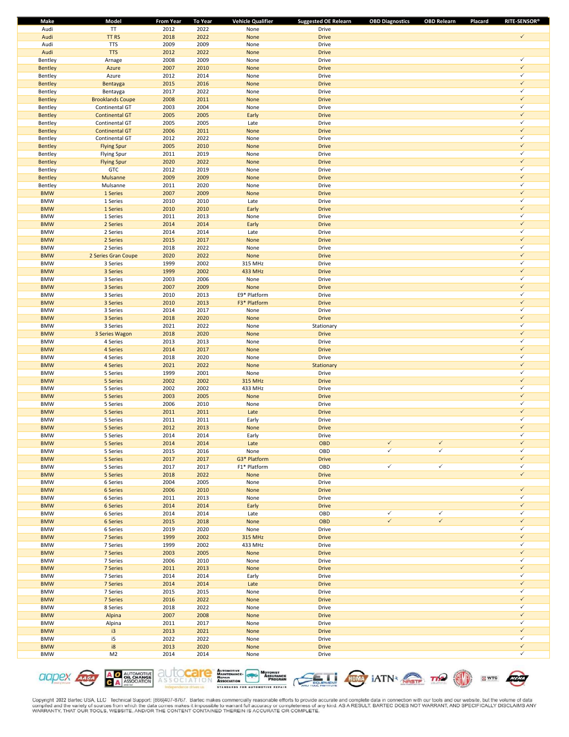| Make | Model | From Year | To Year | Vehicle Qualifier | Suggested OE Relearn | OBD Diagnostics | OBD Relearn | Placard | RITE-SENSOR® |
|---|---|---|---|---|---|---|---|---|---|
| Audi | TT | 2012 | 2022 | None | Drive | | | | |
| Audi | TT RS | 2018 | 2022 | None | Drive | | | | ✓ |
| Audi | TTS | 2009 | 2009 | None | Drive | | | | |
| Audi | TTS | 2012 | 2022 | None | Drive | | | | |
| Bentley | Arnage | 2008 | 2009 | None | Drive | | | | ✓ |
| Bentley | Azure | 2007 | 2010 | None | Drive | | | | ✓ |
| Bentley | Azure | 2012 | 2014 | None | Drive | | | | ✓ |
| Bentley | Bentayga | 2015 | 2016 | None | Drive | | | | ✓ |
| Bentley | Bentayga | 2017 | 2022 | None | Drive | | | | ✓ |
| Bentley | Brooklands Coupe | 2008 | 2011 | None | Drive | | | | ✓ |
| Bentley | Continental GT | 2003 | 2004 | None | Drive | | | | ✓ |
| Bentley | Continental GT | 2005 | 2005 | Early | Drive | | | | ✓ |
| Bentley | Continental GT | 2005 | 2005 | Late | Drive | | | | ✓ |
| Bentley | Continental GT | 2006 | 2011 | None | Drive | | | | ✓ |
| Bentley | Continental GT | 2012 | 2022 | None | Drive | | | | ✓ |
| Bentley | Flying Spur | 2005 | 2010 | None | Drive | | | | ✓ |
| Bentley | Flying Spur | 2011 | 2019 | None | Drive | | | | ✓ |
| Bentley | Flying Spur | 2020 | 2022 | None | Drive | | | | ✓ |
| Bentley | GTC | 2012 | 2019 | None | Drive | | | | ✓ |
| Bentley | Mulsanne | 2009 | 2009 | None | Drive | | | | ✓ |
| Bentley | Mulsanne | 2011 | 2020 | None | Drive | | | | ✓ |
| BMW | 1 Series | 2007 | 2009 | None | Drive | | | | ✓ |
| BMW | 1 Series | 2010 | 2010 | Late | Drive | | | | ✓ |
| BMW | 1 Series | 2010 | 2010 | Early | Drive | | | | ✓ |
| BMW | 1 Series | 2011 | 2013 | None | Drive | | | | ✓ |
| BMW | 2 Series | 2014 | 2014 | Early | Drive | | | | ✓ |
| BMW | 2 Series | 2014 | 2014 | Late | Drive | | | | ✓ |
| BMW | 2 Series | 2015 | 2017 | None | Drive | | | | ✓ |
| BMW | 2 Series | 2018 | 2022 | None | Drive | | | | ✓ |
| BMW | 2 Series Gran Coupe | 2020 | 2022 | None | Drive | | | | ✓ |
| BMW | 3 Series | 1999 | 2002 | 315 MHz | Drive | | | | ✓ |
| BMW | 3 Series | 1999 | 2002 | 433 MHz | Drive | | | | ✓ |
| BMW | 3 Series | 2003 | 2006 | None | Drive | | | | ✓ |
| BMW | 3 Series | 2007 | 2009 | None | Drive | | | | ✓ |
| BMW | 3 Series | 2010 | 2013 | E9* Platform | Drive | | | | ✓ |
| BMW | 3 Series | 2010 | 2013 | F3* Platform | Drive | | | | ✓ |
| BMW | 3 Series | 2014 | 2017 | None | Drive | | | | ✓ |
| BMW | 3 Series | 2018 | 2020 | None | Drive | | | | ✓ |
| BMW | 3 Series | 2021 | 2022 | None | Stationary | | | | ✓ |
| BMW | 3 Series Wagon | 2018 | 2020 | None | Drive | | | | ✓ |
| BMW | 4 Series | 2013 | 2013 | None | Drive | | | | ✓ |
| BMW | 4 Series | 2014 | 2017 | None | Drive | | | | ✓ |
| BMW | 4 Series | 2018 | 2020 | None | Drive | | | | ✓ |
| BMW | 4 Series | 2021 | 2022 | None | Stationary | | | | ✓ |
| BMW | 5 Series | 1999 | 2001 | None | Drive | | | | ✓ |
| BMW | 5 Series | 2002 | 2002 | 315 MHz | Drive | | | | ✓ |
| BMW | 5 Series | 2002 | 2002 | 433 MHz | Drive | | | | ✓ |
| BMW | 5 Series | 2003 | 2005 | None | Drive | | | | ✓ |
| BMW | 5 Series | 2006 | 2010 | None | Drive | | | | ✓ |
| BMW | 5 Series | 2011 | 2011 | Late | Drive | | | | ✓ |
| BMW | 5 Series | 2011 | 2011 | Early | Drive | | | | ✓ |
| BMW | 5 Series | 2012 | 2013 | None | Drive | | | | ✓ |
| BMW | 5 Series | 2014 | 2014 | Early | Drive | | | | ✓ |
| BMW | 5 Series | 2014 | 2014 | Late | OBD | ✓ | ✓ | | ✓ |
| BMW | 5 Series | 2015 | 2016 | None | OBD | ✓ | ✓ | | ✓ |
| BMW | 5 Series | 2017 | 2017 | G3* Platform | Drive | | | | ✓ |
| BMW | 5 Series | 2017 | 2017 | F1* Platform | OBD | ✓ | ✓ | | ✓ |
| BMW | 5 Series | 2018 | 2022 | None | Drive | | | | ✓ |
| BMW | 6 Series | 2004 | 2005 | None | Drive | | | | |
| BMW | 6 Series | 2006 | 2010 | None | Drive | | | | ✓ |
| BMW | 6 Series | 2011 | 2013 | None | Drive | | | | ✓ |
| BMW | 6 Series | 2014 | 2014 | Early | Drive | | | | ✓ |
| BMW | 6 Series | 2014 | 2014 | Late | OBD | ✓ | ✓ | | ✓ |
| BMW | 6 Series | 2015 | 2018 | None | OBD | ✓ | ✓ | | ✓ |
| BMW | 6 Series | 2019 | 2020 | None | Drive | | | | ✓ |
| BMW | 7 Series | 1999 | 2002 | 315 MHz | Drive | | | | ✓ |
| BMW | 7 Series | 1999 | 2002 | 433 MHz | Drive | | | | ✓ |
| BMW | 7 Series | 2003 | 2005 | None | Drive | | | | ✓ |
| BMW | 7 Series | 2006 | 2010 | None | Drive | | | | ✓ |
| BMW | 7 Series | 2011 | 2013 | None | Drive | | | | ✓ |
| BMW | 7 Series | 2014 | 2014 | Early | Drive | | | | ✓ |
| BMW | 7 Series | 2014 | 2014 | Late | Drive | | | | ✓ |
| BMW | 7 Series | 2015 | 2015 | None | Drive | | | | ✓ |
| BMW | 7 Series | 2016 | 2022 | None | Drive | | | | ✓ |
| BMW | 8 Series | 2018 | 2022 | None | Drive | | | | ✓ |
| BMW | Alpina | 2007 | 2008 | None | Drive | | | | ✓ |
| BMW | Alpina | 2011 | 2017 | None | Drive | | | | ✓ |
| BMW | i3 | 2013 | 2021 | None | Drive | | | | ✓ |
| BMW | i5 | 2022 | 2022 | None | Drive | | | | ✓ |
| BMW | i8 | 2013 | 2020 | None | Drive | | | | ✓ |
| BMW | M2 | 2014 | 2014 | None | Drive | | | | ✓ |

Copyright 2022 Bartec USA, LLC Technical Support: (866)407-8767. Bartec makes commercially reasonable efforts to provide accurate and complete data in connection with our tools and our website, but the volume of data compiled and the variety of sources from which the data comes makes it impossible to warrant full accuracy or completeness of any kind. AS A RESULT, BARTEC DOES NOT WARRANT, AND SPECIFICALLY DISCLAIMS ANY WARRANTY, THAT OUR TOOLS, WEBSITE, AND/OR THE CONTENT CONTAINED THEREIN IS ACCURATE OR COMPLETE.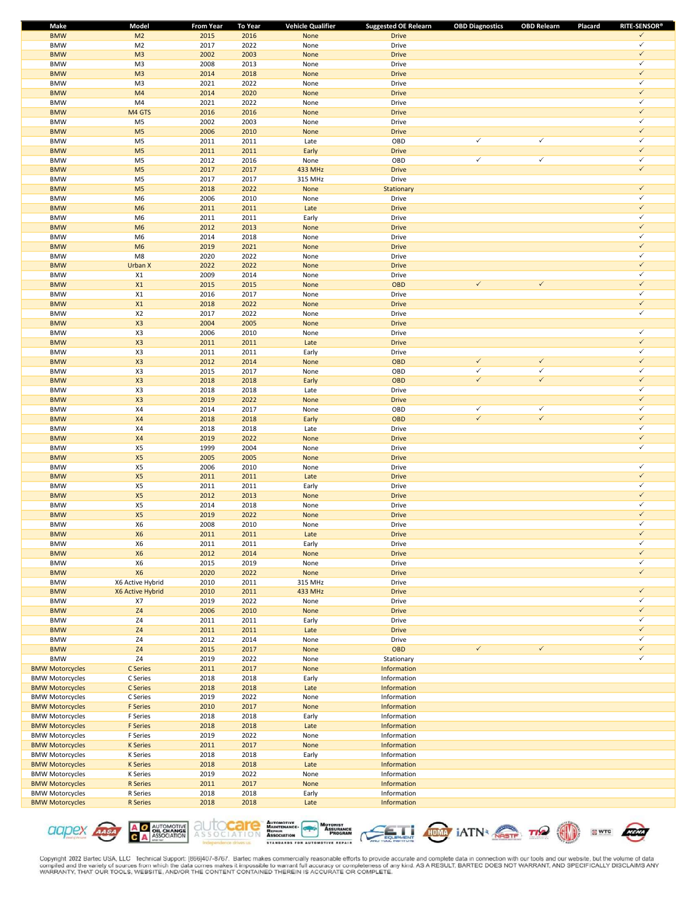| Make | Model | From Year | To Year | Vehicle Qualifier | Suggested OE Relearn | OBD Diagnostics | OBD Relearn | Placard | RITE-SENSOR® |
|---|---|---|---|---|---|---|---|---|---|
| BMW | M2 | 2015 | 2016 | None | Drive | | | | ✓ |
| BMW | M2 | 2017 | 2022 | None | Drive | | | | ✓ |
| BMW | M3 | 2002 | 2003 | None | Drive | | | | ✓ |
| BMW | M3 | 2008 | 2013 | None | Drive | | | | ✓ |
| BMW | M3 | 2014 | 2018 | None | Drive | | | | ✓ |
| BMW | M3 | 2021 | 2022 | None | Drive | | | | ✓ |
| BMW | M4 | 2014 | 2020 | None | Drive | | | | ✓ |
| BMW | M4 | 2021 | 2022 | None | Drive | | | | ✓ |
| BMW | M4 GTS | 2016 | 2016 | None | Drive | | | | ✓ |
| BMW | M5 | 2002 | 2003 | None | Drive | | | | ✓ |
| BMW | M5 | 2006 | 2010 | None | Drive | | | | ✓ |
| BMW | M5 | 2011 | 2011 | Late | OBD | ✓ | ✓ | | ✓ |
| BMW | M5 | 2011 | 2011 | Early | Drive | | | | ✓ |
| BMW | M5 | 2012 | 2016 | None | OBD | ✓ | ✓ | | ✓ |
| BMW | M5 | 2017 | 2017 | 433 MHz | Drive | | | | ✓ |
| BMW | M5 | 2017 | 2017 | 315 MHz | Drive | | | | |
| BMW | M5 | 2018 | 2022 | None | Stationary | | | | ✓ |
| BMW | M6 | 2006 | 2010 | None | Drive | | | | ✓ |
| BMW | M6 | 2011 | 2011 | Late | Drive | | | | ✓ |
| BMW | M6 | 2011 | 2011 | Early | Drive | | | | ✓ |
| BMW | M6 | 2012 | 2013 | None | Drive | | | | ✓ |
| BMW | M6 | 2014 | 2018 | None | Drive | | | | ✓ |
| BMW | M6 | 2019 | 2021 | None | Drive | | | | ✓ |
| BMW | M8 | 2020 | 2022 | None | Drive | | | | ✓ |
| BMW | Urban X | 2022 | 2022 | None | Drive | | | | ✓ |
| BMW | X1 | 2009 | 2014 | None | Drive | | | | ✓ |
| BMW | X1 | 2015 | 2015 | None | OBD | ✓ | ✓ | | ✓ |
| BMW | X1 | 2016 | 2017 | None | Drive | | | | ✓ |
| BMW | X1 | 2018 | 2022 | None | Drive | | | | ✓ |
| BMW | X2 | 2017 | 2022 | None | Drive | | | | ✓ |
| BMW | X3 | 2004 | 2005 | None | Drive | | | | |
| BMW | X3 | 2006 | 2010 | None | Drive | | | | ✓ |
| BMW | X3 | 2011 | 2011 | Late | Drive | | | | ✓ |
| BMW | X3 | 2011 | 2011 | Early | Drive | | | | ✓ |
| BMW | X3 | 2012 | 2014 | None | OBD | ✓ | ✓ | | ✓ |
| BMW | X3 | 2015 | 2017 | None | OBD | ✓ | ✓ | | ✓ |
| BMW | X3 | 2018 | 2018 | Early | OBD | ✓ | ✓ | | ✓ |
| BMW | X3 | 2018 | 2018 | Late | Drive | | | | ✓ |
| BMW | X3 | 2019 | 2022 | None | Drive | | | | ✓ |
| BMW | X4 | 2014 | 2017 | None | OBD | ✓ | ✓ | | ✓ |
| BMW | X4 | 2018 | 2018 | Early | OBD | ✓ | ✓ | | ✓ |
| BMW | X4 | 2018 | 2018 | Late | Drive | | | | ✓ |
| BMW | X4 | 2019 | 2022 | None | Drive | | | | ✓ |
| BMW | X5 | 1999 | 2004 | None | Drive | | | | ✓ |
| BMW | X5 | 2005 | 2005 | None | Drive | | | | |
| BMW | X5 | 2006 | 2010 | None | Drive | | | | ✓ |
| BMW | X5 | 2011 | 2011 | Late | Drive | | | | ✓ |
| BMW | X5 | 2011 | 2011 | Early | Drive | | | | ✓ |
| BMW | X5 | 2012 | 2013 | None | Drive | | | | ✓ |
| BMW | X5 | 2014 | 2018 | None | Drive | | | | ✓ |
| BMW | X5 | 2019 | 2022 | None | Drive | | | | ✓ |
| BMW | X6 | 2008 | 2010 | None | Drive | | | | ✓ |
| BMW | X6 | 2011 | 2011 | Late | Drive | | | | ✓ |
| BMW | X6 | 2011 | 2011 | Early | Drive | | | | ✓ |
| BMW | X6 | 2012 | 2014 | None | Drive | | | | ✓ |
| BMW | X6 | 2015 | 2019 | None | Drive | | | | ✓ |
| BMW | X6 | 2020 | 2022 | None | Drive | | | | ✓ |
| BMW | X6 Active Hybrid | 2010 | 2011 | 315 MHz | Drive | | | | |
| BMW | X6 Active Hybrid | 2010 | 2011 | 433 MHz | Drive | | | | ✓ |
| BMW | X7 | 2019 | 2022 | None | Drive | | | | ✓ |
| BMW | Z4 | 2006 | 2010 | None | Drive | | | | ✓ |
| BMW | Z4 | 2011 | 2011 | Early | Drive | | | | ✓ |
| BMW | Z4 | 2011 | 2011 | Late | Drive | | | | ✓ |
| BMW | Z4 | 2012 | 2014 | None | Drive | | | | ✓ |
| BMW | Z4 | 2015 | 2017 | None | OBD | ✓ | ✓ | | ✓ |
| BMW | Z4 | 2019 | 2022 | None | Stationary | | | | ✓ |
| BMW Motorcycles | C Series | 2011 | 2017 | None | Information | | | | |
| BMW Motorcycles | C Series | 2018 | 2018 | Early | Information | | | | |
| BMW Motorcycles | C Series | 2018 | 2018 | Late | Information | | | | |
| BMW Motorcycles | C Series | 2019 | 2022 | None | Information | | | | |
| BMW Motorcycles | F Series | 2010 | 2017 | None | Information | | | | |
| BMW Motorcycles | F Series | 2018 | 2018 | Early | Information | | | | |
| BMW Motorcycles | F Series | 2018 | 2018 | Late | Information | | | | |
| BMW Motorcycles | F Series | 2019 | 2022 | None | Information | | | | |
| BMW Motorcycles | K Series | 2011 | 2017 | None | Information | | | | |
| BMW Motorcycles | K Series | 2018 | 2018 | Early | Information | | | | |
| BMW Motorcycles | K Series | 2018 | 2018 | Late | Information | | | | |
| BMW Motorcycles | K Series | 2019 | 2022 | None | Information | | | | |
| BMW Motorcycles | R Series | 2011 | 2017 | None | Information | | | | |
| BMW Motorcycles | R Series | 2018 | 2018 | Early | Information | | | | |
| BMW Motorcycles | R Series | 2018 | 2018 | Late | Information | | | | |

Copyright 2022 Bartec USA, LLC Technical Support: (866)407-8767. Bartec makes commercially reasonable efforts to provide accurate and complete data in connection with our tools and our website, but the volume of data compiled and the variety of sources from which the data comes makes it impossible to warrant full accuracy or completeness of any kind. AS A RESULT, BARTEC DOES NOT WARRANT, AND SPECIFICALLY DISCLAIMS ANY WARRANTY, THAT OUR TOOLS, WEBSITE, AND/OR THE CONTENT CONTAINED THEREIN IS ACCURATE OR COMPLETE.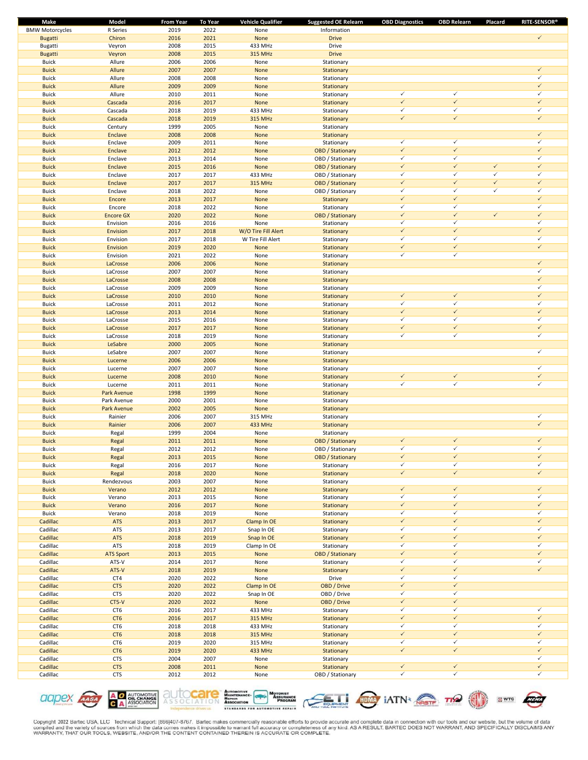| Make | Model | From Year | To Year | Vehicle Qualifier | Suggested OE Relearn | OBD Diagnostics | OBD Relearn | Placard | RITE-SENSOR® |
|---|---|---|---|---|---|---|---|---|---|
| BMW Motorcycles | R Series | 2019 | 2022 | None | Information | | | | |
| Bugatti | Chiron | 2016 | 2021 | None | Drive | | | | ✓ |
| Bugatti | Veyron | 2008 | 2015 | 433 MHz | Drive | | | | |
| Bugatti | Veyron | 2008 | 2015 | 315 MHz | Drive | | | | |
| Buick | Allure | 2006 | 2006 | None | Stationary | | | | |
| Buick | Allure | 2007 | 2007 | None | Stationary | | | | ✓ |
| Buick | Allure | 2008 | 2008 | None | Stationary | | | | ✓ |
| Buick | Allure | 2009 | 2009 | None | Stationary | | | | ✓ |
| Buick | Allure | 2010 | 2011 | None | Stationary | ✓ | ✓ | | ✓ |
| Buick | Cascada | 2016 | 2017 | None | Stationary | ✓ | ✓ | | ✓ |
| Buick | Cascada | 2018 | 2019 | 433 MHz | Stationary | ✓ | ✓ | | ✓ |
| Buick | Cascada | 2018 | 2019 | 315 MHz | Stationary | ✓ | ✓ | | ✓ |
| Buick | Century | 1999 | 2005 | None | Stationary | | | | |
| Buick | Enclave | 2008 | 2008 | None | Stationary | | | | ✓ |
| Buick | Enclave | 2009 | 2011 | None | Stationary | ✓ | ✓ | | ✓ |
| Buick | Enclave | 2012 | 2012 | None | OBD / Stationary | ✓ | ✓ | | ✓ |
| Buick | Enclave | 2013 | 2014 | None | OBD / Stationary | ✓ | ✓ | | ✓ |
| Buick | Enclave | 2015 | 2016 | None | OBD / Stationary | ✓ | ✓ | ✓ | ✓ |
| Buick | Enclave | 2017 | 2017 | 433 MHz | OBD / Stationary | ✓ | ✓ | ✓ | ✓ |
| Buick | Enclave | 2017 | 2017 | 315 MHz | OBD / Stationary | ✓ | ✓ | ✓ | ✓ |
| Buick | Enclave | 2018 | 2022 | None | OBD / Stationary | ✓ | ✓ | ✓ | ✓ |
| Buick | Encore | 2013 | 2017 | None | Stationary | ✓ | ✓ | | ✓ |
| Buick | Encore | 2018 | 2022 | None | Stationary | ✓ | ✓ | | ✓ |
| Buick | Encore GX | 2020 | 2022 | None | OBD / Stationary | ✓ | ✓ | ✓ | ✓ |
| Buick | Envision | 2016 | 2016 | None | Stationary | ✓ | ✓ | | ✓ |
| Buick | Envision | 2017 | 2018 | W/O Tire Fill Alert | Stationary | ✓ | ✓ | | ✓ |
| Buick | Envision | 2017 | 2018 | W Tire Fill Alert | Stationary | ✓ | ✓ | | ✓ |
| Buick | Envision | 2019 | 2020 | None | Stationary | ✓ | ✓ | | ✓ |
| Buick | Envision | 2021 | 2022 | None | Stationary | ✓ | ✓ | | |
| Buick | LaCrosse | 2006 | 2006 | None | Stationary | | | | ✓ |
| Buick | LaCrosse | 2007 | 2007 | None | Stationary | | | | ✓ |
| Buick | LaCrosse | 2008 | 2008 | None | Stationary | | | | ✓ |
| Buick | LaCrosse | 2009 | 2009 | None | Stationary | | | | ✓ |
| Buick | LaCrosse | 2010 | 2010 | None | Stationary | ✓ | ✓ | | ✓ |
| Buick | LaCrosse | 2011 | 2012 | None | Stationary | ✓ | ✓ | | ✓ |
| Buick | LaCrosse | 2013 | 2014 | None | Stationary | ✓ | ✓ | | ✓ |
| Buick | LaCrosse | 2015 | 2016 | None | Stationary | ✓ | ✓ | | ✓ |
| Buick | LaCrosse | 2017 | 2017 | None | Stationary | ✓ | ✓ | | ✓ |
| Buick | LaCrosse | 2018 | 2019 | None | Stationary | ✓ | ✓ | | ✓ |
| Buick | LeSabre | 2000 | 2005 | None | Stationary | | | | |
| Buick | LeSabre | 2007 | 2007 | None | Stationary | | | | ✓ |
| Buick | Lucerne | 2006 | 2006 | None | Stationary | | | | |
| Buick | Lucerne | 2007 | 2007 | None | Stationary | | | | ✓ |
| Buick | Lucerne | 2008 | 2010 | None | Stationary | ✓ | ✓ | | ✓ |
| Buick | Lucerne | 2011 | 2011 | None | Stationary | ✓ | ✓ | | ✓ |
| Buick | Park Avenue | 1998 | 1999 | None | Stationary | | | | |
| Buick | Park Avenue | 2000 | 2001 | None | Stationary | | | | |
| Buick | Park Avenue | 2002 | 2005 | None | Stationary | | | | |
| Buick | Rainier | 2006 | 2007 | 315 MHz | Stationary | | | | ✓ |
| Buick | Rainier | 2006 | 2007 | 433 MHz | Stationary | | | | ✓ |
| Buick | Regal | 1999 | 2004 | None | Stationary | | | | |
| Buick | Regal | 2011 | 2011 | None | OBD / Stationary | ✓ | ✓ | | ✓ |
| Buick | Regal | 2012 | 2012 | None | OBD / Stationary | ✓ | ✓ | | ✓ |
| Buick | Regal | 2013 | 2015 | None | OBD / Stationary | ✓ | ✓ | | ✓ |
| Buick | Regal | 2016 | 2017 | None | Stationary | ✓ | ✓ | | ✓ |
| Buick | Regal | 2018 | 2020 | None | Stationary | ✓ | ✓ | | ✓ |
| Buick | Rendezvous | 2003 | 2007 | None | Stationary | | | | |
| Buick | Verano | 2012 | 2012 | None | Stationary | ✓ | ✓ | | ✓ |
| Buick | Verano | 2013 | 2015 | None | Stationary | ✓ | ✓ | | ✓ |
| Buick | Verano | 2016 | 2017 | None | Stationary | ✓ | ✓ | | ✓ |
| Buick | Verano | 2018 | 2019 | None | Stationary | ✓ | ✓ | | ✓ |
| Cadillac | ATS | 2013 | 2017 | Clamp In OE | Stationary | ✓ | ✓ | | ✓ |
| Cadillac | ATS | 2013 | 2017 | Snap In OE | Stationary | ✓ | ✓ | | ✓ |
| Cadillac | ATS | 2018 | 2019 | Snap In OE | Stationary | ✓ | ✓ | | ✓ |
| Cadillac | ATS | 2018 | 2019 | Clamp In OE | Stationary | ✓ | ✓ | | ✓ |
| Cadillac | ATS Sport | 2013 | 2015 | None | OBD / Stationary | ✓ | ✓ | | ✓ |
| Cadillac | ATS-V | 2014 | 2017 | None | Stationary | ✓ | ✓ | | ✓ |
| Cadillac | ATS-V | 2018 | 2019 | None | Stationary | ✓ | ✓ | | ✓ |
| Cadillac | CT4 | 2020 | 2022 | None | Drive | ✓ | ✓ | | |
| Cadillac | CT5 | 2020 | 2022 | Clamp In OE | OBD / Drive | ✓ | ✓ | | |
| Cadillac | CT5 | 2020 | 2022 | Snap In OE | OBD / Drive | ✓ | ✓ | | |
| Cadillac | CT5-V | 2020 | 2022 | None | OBD / Drive | ✓ | ✓ | | |
| Cadillac | CT6 | 2016 | 2017 | 433 MHz | Stationary | ✓ | ✓ | | ✓ |
| Cadillac | CT6 | 2016 | 2017 | 315 MHz | Stationary | ✓ | ✓ | | ✓ |
| Cadillac | CT6 | 2018 | 2018 | 433 MHz | Stationary | ✓ | ✓ | | ✓ |
| Cadillac | CT6 | 2018 | 2018 | 315 MHz | Stationary | ✓ | ✓ | | ✓ |
| Cadillac | CT6 | 2019 | 2020 | 315 MHz | Stationary | ✓ | ✓ | | ✓ |
| Cadillac | CT6 | 2019 | 2020 | 433 MHz | Stationary | ✓ | ✓ | | ✓ |
| Cadillac | CTS | 2004 | 2007 | None | Stationary | | | | ✓ |
| Cadillac | CTS | 2008 | 2011 | None | Stationary | ✓ | ✓ | | ✓ |
| Cadillac | CTS | 2012 | 2012 | None | OBD / Stationary | ✓ | ✓ | | ✓ |

Copyright 2022 Bartec USA, LLC Technical Support: (866)407-8767. Bartec makes commercially reasonable efforts to provide accurate and complete data in connection with our tools and our website, but the volume of data compiled and the variety of sources from which the data comes makes it impossible to warrant full accuracy or completeness of any kind. AS A RESULT, BARTEC DOES NOT WARRANT, AND SPECIFICALLY DISCLAIMS ANY WARRANTY, THAT OUR TOOLS, WEBSITE, AND/OR THE CONTENT CONTAINED THEREIN IS ACCURATE OR COMPLETE.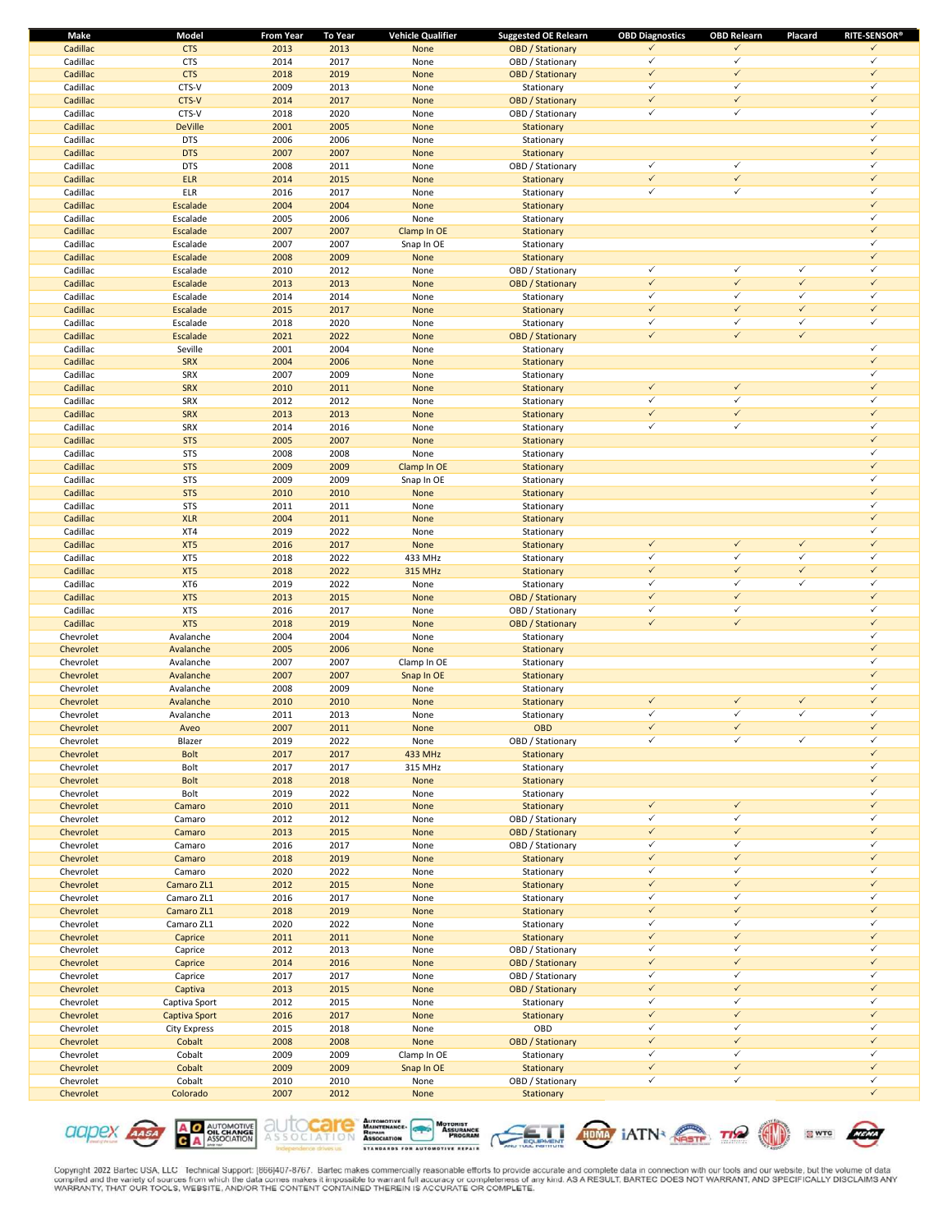| Make | Model | From Year | To Year | Vehicle Qualifier | Suggested OE Relearn | OBD Diagnostics | OBD Relearn | Placard | RITE-SENSOR® |
|---|---|---|---|---|---|---|---|---|---|
| Cadillac | CTS | 2013 | 2013 | None | OBD / Stationary | ✓ | ✓ | | ✓ |
| Cadillac | CTS | 2014 | 2017 | None | OBD / Stationary | ✓ | ✓ | | ✓ |
| Cadillac | CTS | 2018 | 2019 | None | OBD / Stationary | ✓ | ✓ | | ✓ |
| Cadillac | CTS-V | 2009 | 2013 | None | Stationary | ✓ | ✓ | | ✓ |
| Cadillac | CTS-V | 2014 | 2017 | None | OBD / Stationary | ✓ | ✓ | | ✓ |
| Cadillac | CTS-V | 2018 | 2020 | None | OBD / Stationary | ✓ | ✓ | | ✓ |
| Cadillac | DeVille | 2001 | 2005 | None | Stationary | | | | ✓ |
| Cadillac | DTS | 2006 | 2006 | None | Stationary | | | | ✓ |
| Cadillac | DTS | 2007 | 2007 | None | Stationary | | | | ✓ |
| Cadillac | DTS | 2008 | 2011 | None | OBD / Stationary | ✓ | ✓ | | ✓ |
| Cadillac | ELR | 2014 | 2015 | None | Stationary | ✓ | ✓ | | ✓ |
| Cadillac | ELR | 2016 | 2017 | None | Stationary | ✓ | ✓ | | ✓ |
| Cadillac | Escalade | 2004 | 2004 | None | Stationary | | | | ✓ |
| Cadillac | Escalade | 2005 | 2006 | None | Stationary | | | | ✓ |
| Cadillac | Escalade | 2007 | 2007 | Clamp In OE | Stationary | | | | ✓ |
| Cadillac | Escalade | 2007 | 2007 | Snap In OE | Stationary | | | | ✓ |
| Cadillac | Escalade | 2008 | 2009 | None | Stationary | | | | ✓ |
| Cadillac | Escalade | 2010 | 2012 | None | OBD / Stationary | ✓ | ✓ | ✓ | ✓ |
| Cadillac | Escalade | 2013 | 2013 | None | OBD / Stationary | ✓ | ✓ | ✓ | ✓ |
| Cadillac | Escalade | 2014 | 2014 | None | Stationary | ✓ | ✓ | ✓ | ✓ |
| Cadillac | Escalade | 2015 | 2017 | None | Stationary | ✓ | ✓ | ✓ | ✓ |
| Cadillac | Escalade | 2018 | 2020 | None | Stationary | ✓ | ✓ | ✓ | ✓ |
| Cadillac | Escalade | 2021 | 2022 | None | OBD / Stationary | ✓ | ✓ | ✓ | |
| Cadillac | Seville | 2001 | 2004 | None | Stationary | | | | ✓ |
| Cadillac | SRX | 2004 | 2006 | None | Stationary | | | | ✓ |
| Cadillac | SRX | 2007 | 2009 | None | Stationary | | | | ✓ |
| Cadillac | SRX | 2010 | 2011 | None | Stationary | ✓ | ✓ | | ✓ |
| Cadillac | SRX | 2012 | 2012 | None | Stationary | ✓ | ✓ | | ✓ |
| Cadillac | SRX | 2013 | 2013 | None | Stationary | ✓ | ✓ | | ✓ |
| Cadillac | SRX | 2014 | 2016 | None | Stationary | ✓ | ✓ | | ✓ |
| Cadillac | STS | 2005 | 2007 | None | Stationary | | | | ✓ |
| Cadillac | STS | 2008 | 2008 | None | Stationary | | | | ✓ |
| Cadillac | STS | 2009 | 2009 | Clamp In OE | Stationary | | | | ✓ |
| Cadillac | STS | 2009 | 2009 | Snap In OE | Stationary | | | | ✓ |
| Cadillac | STS | 2010 | 2010 | None | Stationary | | | | ✓ |
| Cadillac | STS | 2011 | 2011 | None | Stationary | | | | ✓ |
| Cadillac | XLR | 2004 | 2011 | None | Stationary | | | | ✓ |
| Cadillac | XT4 | 2019 | 2022 | None | Stationary | | | | ✓ |
| Cadillac | XT5 | 2016 | 2017 | None | Stationary | ✓ | ✓ | ✓ | ✓ |
| Cadillac | XT5 | 2018 | 2022 | 433 MHz | Stationary | ✓ | ✓ | ✓ | ✓ |
| Cadillac | XT5 | 2018 | 2022 | 315 MHz | Stationary | ✓ | ✓ | ✓ | ✓ |
| Cadillac | XT6 | 2019 | 2022 | None | Stationary | ✓ | ✓ | ✓ | ✓ |
| Cadillac | XTS | 2013 | 2015 | None | OBD / Stationary | ✓ | ✓ | | ✓ |
| Cadillac | XTS | 2016 | 2017 | None | OBD / Stationary | ✓ | ✓ | | ✓ |
| Cadillac | XTS | 2018 | 2019 | None | OBD / Stationary | ✓ | ✓ | | ✓ |
| Chevrolet | Avalanche | 2004 | 2004 | None | Stationary | | | | ✓ |
| Chevrolet | Avalanche | 2005 | 2006 | None | Stationary | | | | ✓ |
| Chevrolet | Avalanche | 2007 | 2007 | Clamp In OE | Stationary | | | | ✓ |
| Chevrolet | Avalanche | 2007 | 2007 | Snap In OE | Stationary | | | | ✓ |
| Chevrolet | Avalanche | 2008 | 2009 | None | Stationary | | | | ✓ |
| Chevrolet | Avalanche | 2010 | 2010 | None | Stationary | ✓ | ✓ | ✓ | ✓ |
| Chevrolet | Avalanche | 2011 | 2013 | None | Stationary | ✓ | ✓ | ✓ | ✓ |
| Chevrolet | Aveo | 2007 | 2011 | None | OBD | ✓ | ✓ | | ✓ |
| Chevrolet | Blazer | 2019 | 2022 | None | OBD / Stationary | ✓ | ✓ | ✓ | ✓ |
| Chevrolet | Bolt | 2017 | 2017 | 433 MHz | Stationary | | | | ✓ |
| Chevrolet | Bolt | 2017 | 2017 | 315 MHz | Stationary | | | | ✓ |
| Chevrolet | Bolt | 2018 | 2018 | None | Stationary | | | | ✓ |
| Chevrolet | Bolt | 2019 | 2022 | None | Stationary | | | | ✓ |
| Chevrolet | Camaro | 2010 | 2011 | None | Stationary | ✓ | ✓ | | ✓ |
| Chevrolet | Camaro | 2012 | 2012 | None | OBD / Stationary | ✓ | ✓ | | ✓ |
| Chevrolet | Camaro | 2013 | 2015 | None | OBD / Stationary | ✓ | ✓ | | ✓ |
| Chevrolet | Camaro | 2016 | 2017 | None | OBD / Stationary | ✓ | ✓ | | ✓ |
| Chevrolet | Camaro | 2018 | 2019 | None | Stationary | ✓ | ✓ | | ✓ |
| Chevrolet | Camaro | 2020 | 2022 | None | Stationary | ✓ | ✓ | | ✓ |
| Chevrolet | Camaro ZL1 | 2012 | 2015 | None | Stationary | ✓ | ✓ | | ✓ |
| Chevrolet | Camaro ZL1 | 2016 | 2017 | None | Stationary | ✓ | ✓ | | ✓ |
| Chevrolet | Camaro ZL1 | 2018 | 2019 | None | Stationary | ✓ | ✓ | | ✓ |
| Chevrolet | Camaro ZL1 | 2020 | 2022 | None | Stationary | ✓ | ✓ | | ✓ |
| Chevrolet | Caprice | 2011 | 2011 | None | Stationary | ✓ | ✓ | | ✓ |
| Chevrolet | Caprice | 2012 | 2013 | None | OBD / Stationary | ✓ | ✓ | | ✓ |
| Chevrolet | Caprice | 2014 | 2016 | None | OBD / Stationary | ✓ | ✓ | | ✓ |
| Chevrolet | Caprice | 2017 | 2017 | None | OBD / Stationary | ✓ | ✓ | | ✓ |
| Chevrolet | Captiva | 2013 | 2015 | None | OBD / Stationary | ✓ | ✓ | | ✓ |
| Chevrolet | Captiva Sport | 2012 | 2015 | None | Stationary | ✓ | ✓ | | ✓ |
| Chevrolet | Captiva Sport | 2016 | 2017 | None | Stationary | ✓ | ✓ | | ✓ |
| Chevrolet | City Express | 2015 | 2018 | None | OBD | ✓ | ✓ | | ✓ |
| Chevrolet | Cobalt | 2008 | 2008 | None | OBD / Stationary | ✓ | ✓ | | ✓ |
| Chevrolet | Cobalt | 2009 | 2009 | Clamp In OE | Stationary | ✓ | ✓ | | ✓ |
| Chevrolet | Cobalt | 2009 | 2009 | Snap In OE | Stationary | ✓ | ✓ | | ✓ |
| Chevrolet | Cobalt | 2010 | 2010 | None | OBD / Stationary | ✓ | ✓ | | ✓ |
| Chevrolet | Colorado | 2007 | 2012 | None | Stationary | | | | ✓ |

Copyright 2022 Bartec USA, LLC Technical Support: (866)407-8767. Bartec makes commercially reasonable efforts to provide accurate and complete data in connection with our tools and our website, but the volume of data compiled and the variety of sources from which the data comes makes it impossible to warrant full accuracy or completeness of any kind. AS A RESULT, BARTEC DOES NOT WARRANT, AND SPECIFICALLY DISCLAIMS ANY WARRANTY, THAT OUR TOOLS, WEBSITE, AND/OR THE CONTENT CONTAINED THEREIN IS ACCURATE OR COMPLETE.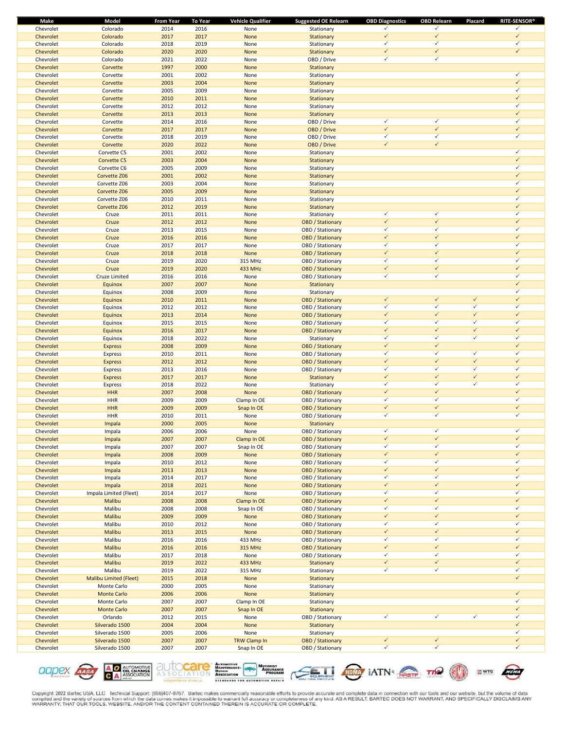| Make | Model | From Year | To Year | Vehicle Qualifier | Suggested OE Relearn | OBD Diagnostics | OBD Relearn | Placard | RITE-SENSOR® |
|---|---|---|---|---|---|---|---|---|---|
| Chevrolet | Colorado | 2014 | 2016 | None | Stationary | ✓ | ✓ | | ✓ |
| Chevrolet | Colorado | 2017 | 2017 | None | Stationary | ✓ | ✓ | | ✓ |
| Chevrolet | Colorado | 2018 | 2019 | None | Stationary | ✓ | ✓ | | ✓ |
| Chevrolet | Colorado | 2020 | 2020 | None | Stationary | ✓ | ✓ | | ✓ |
| Chevrolet | Colorado | 2021 | 2022 | None | OBD / Drive | ✓ | ✓ | | |
| Chevrolet | Corvette | 1997 | 2000 | None | Stationary | | | | |
| Chevrolet | Corvette | 2001 | 2002 | None | Stationary | | | | ✓ |
| Chevrolet | Corvette | 2003 | 2004 | None | Stationary | | | | ✓ |
| Chevrolet | Corvette | 2005 | 2009 | None | Stationary | | | | ✓ |
| Chevrolet | Corvette | 2010 | 2011 | None | Stationary | | | | ✓ |
| Chevrolet | Corvette | 2012 | 2012 | None | Stationary | | | | ✓ |
| Chevrolet | Corvette | 2013 | 2013 | None | Stationary | | | | ✓ |
| Chevrolet | Corvette | 2014 | 2016 | None | OBD / Drive | ✓ | ✓ | | ✓ |
| Chevrolet | Corvette | 2017 | 2017 | None | OBD / Drive | ✓ | ✓ | | ✓ |
| Chevrolet | Corvette | 2018 | 2019 | None | OBD / Drive | ✓ | ✓ | | ✓ |
| Chevrolet | Corvette | 2020 | 2022 | None | OBD / Drive | ✓ | ✓ | | |
| Chevrolet | Corvette C5 | 2001 | 2002 | None | Stationary | | | | ✓ |
| Chevrolet | Corvette C5 | 2003 | 2004 | None | Stationary | | | | ✓ |
| Chevrolet | Corvette C6 | 2005 | 2009 | None | Stationary | | | | ✓ |
| Chevrolet | Corvette Z06 | 2001 | 2002 | None | Stationary | | | | ✓ |
| Chevrolet | Corvette Z06 | 2003 | 2004 | None | Stationary | | | | ✓ |
| Chevrolet | Corvette Z06 | 2005 | 2009 | None | Stationary | | | | ✓ |
| Chevrolet | Corvette Z06 | 2010 | 2011 | None | Stationary | | | | ✓ |
| Chevrolet | Corvette Z06 | 2012 | 2019 | None | Stationary | | | | ✓ |
| Chevrolet | Cruze | 2011 | 2011 | None | Stationary | ✓ | ✓ | | ✓ |
| Chevrolet | Cruze | 2012 | 2012 | None | OBD / Stationary | ✓ | ✓ | | ✓ |
| Chevrolet | Cruze | 2013 | 2015 | None | OBD / Stationary | ✓ | ✓ | | ✓ |
| Chevrolet | Cruze | 2016 | 2016 | None | OBD / Stationary | ✓ | ✓ | | ✓ |
| Chevrolet | Cruze | 2017 | 2017 | None | OBD / Stationary | ✓ | ✓ | | ✓ |
| Chevrolet | Cruze | 2018 | 2018 | None | OBD / Stationary | ✓ | ✓ | | ✓ |
| Chevrolet | Cruze | 2019 | 2020 | 315 MHz | OBD / Stationary | ✓ | ✓ | | ✓ |
| Chevrolet | Cruze | 2019 | 2020 | 433 MHz | OBD / Stationary | ✓ | ✓ | | ✓ |
| Chevrolet | Cruze Limited | 2016 | 2016 | None | OBD / Stationary | ✓ | ✓ | | ✓ |
| Chevrolet | Equinox | 2007 | 2007 | None | Stationary | | | | ✓ |
| Chevrolet | Equinox | 2008 | 2009 | None | Stationary | | | | ✓ |
| Chevrolet | Equinox | 2010 | 2011 | None | OBD / Stationary | ✓ | ✓ | ✓ | ✓ |
| Chevrolet | Equinox | 2012 | 2012 | None | OBD / Stationary | ✓ | ✓ | ✓ | ✓ |
| Chevrolet | Equinox | 2013 | 2014 | None | OBD / Stationary | ✓ | ✓ | ✓ | ✓ |
| Chevrolet | Equinox | 2015 | 2015 | None | OBD / Stationary | ✓ | ✓ | ✓ | ✓ |
| Chevrolet | Equinox | 2016 | 2017 | None | OBD / Stationary | ✓ | ✓ | ✓ | ✓ |
| Chevrolet | Equinox | 2018 | 2022 | None | Stationary | ✓ | ✓ | ✓ | ✓ |
| Chevrolet | Express | 2008 | 2009 | None | OBD / Stationary | ✓ | ✓ | | ✓ |
| Chevrolet | Express | 2010 | 2011 | None | OBD / Stationary | ✓ | ✓ | ✓ | ✓ |
| Chevrolet | Express | 2012 | 2012 | None | OBD / Stationary | ✓ | ✓ | ✓ | ✓ |
| Chevrolet | Express | 2013 | 2016 | None | OBD / Stationary | ✓ | ✓ | ✓ | ✓ |
| Chevrolet | Express | 2017 | 2017 | None | Stationary | ✓ | ✓ | ✓ | ✓ |
| Chevrolet | Express | 2018 | 2022 | None | Stationary | ✓ | ✓ | ✓ | ✓ |
| Chevrolet | HHR | 2007 | 2008 | None | OBD / Stationary | ✓ | ✓ | | ✓ |
| Chevrolet | HHR | 2009 | 2009 | Clamp In OE | OBD / Stationary | ✓ | ✓ | | ✓ |
| Chevrolet | HHR | 2009 | 2009 | Snap In OE | OBD / Stationary | ✓ | ✓ | | ✓ |
| Chevrolet | HHR | 2010 | 2011 | None | OBD / Stationary | ✓ | ✓ | | ✓ |
| Chevrolet | Impala | 2000 | 2005 | None | Stationary | | | | |
| Chevrolet | Impala | 2006 | 2006 | None | OBD / Stationary | ✓ | ✓ | | ✓ |
| Chevrolet | Impala | 2007 | 2007 | Clamp In OE | OBD / Stationary | ✓ | ✓ | | ✓ |
| Chevrolet | Impala | 2007 | 2007 | Snap In OE | OBD / Stationary | ✓ | ✓ | | ✓ |
| Chevrolet | Impala | 2008 | 2009 | None | OBD / Stationary | ✓ | ✓ | | ✓ |
| Chevrolet | Impala | 2010 | 2012 | None | OBD / Stationary | ✓ | ✓ | | ✓ |
| Chevrolet | Impala | 2013 | 2013 | None | OBD / Stationary | ✓ | ✓ | | ✓ |
| Chevrolet | Impala | 2014 | 2017 | None | OBD / Stationary | ✓ | ✓ | | ✓ |
| Chevrolet | Impala | 2018 | 2021 | None | OBD / Stationary | ✓ | ✓ | | ✓ |
| Chevrolet | Impala Limited (Fleet) | 2014 | 2017 | None | OBD / Stationary | ✓ | ✓ | | ✓ |
| Chevrolet | Malibu | 2008 | 2008 | Clamp In OE | OBD / Stationary | ✓ | ✓ | | ✓ |
| Chevrolet | Malibu | 2008 | 2008 | Snap In OE | OBD / Stationary | ✓ | ✓ | | ✓ |
| Chevrolet | Malibu | 2009 | 2009 | None | OBD / Stationary | ✓ | ✓ | | ✓ |
| Chevrolet | Malibu | 2010 | 2012 | None | OBD / Stationary | ✓ | ✓ | | ✓ |
| Chevrolet | Malibu | 2013 | 2015 | None | OBD / Stationary | ✓ | ✓ | | ✓ |
| Chevrolet | Malibu | 2016 | 2016 | 433 MHz | OBD / Stationary | ✓ | ✓ | | ✓ |
| Chevrolet | Malibu | 2016 | 2016 | 315 MHz | OBD / Stationary | ✓ | ✓ | | ✓ |
| Chevrolet | Malibu | 2017 | 2018 | None | OBD / Stationary | ✓ | ✓ | | ✓ |
| Chevrolet | Malibu | 2019 | 2022 | 433 MHz | Stationary | ✓ | ✓ | | ✓ |
| Chevrolet | Malibu | 2019 | 2022 | 315 MHz | Stationary | ✓ | ✓ | | ✓ |
| Chevrolet | Malibu Limited (Fleet) | 2015 | 2018 | None | Stationary | | | | ✓ |
| Chevrolet | Monte Carlo | 2000 | 2005 | None | Stationary | | | | |
| Chevrolet | Monte Carlo | 2006 | 2006 | None | Stationary | | | | ✓ |
| Chevrolet | Monte Carlo | 2007 | 2007 | Clamp In OE | Stationary | | | | ✓ |
| Chevrolet | Monte Carlo | 2007 | 2007 | Snap In OE | Stationary | | | | ✓ |
| Chevrolet | Orlando | 2012 | 2015 | None | OBD / Stationary | ✓ | ✓ | ✓ | ✓ |
| Chevrolet | Silverado 1500 | 2004 | 2004 | None | Stationary | | | | ✓ |
| Chevrolet | Silverado 1500 | 2005 | 2006 | None | Stationary | | | | ✓ |
| Chevrolet | Silverado 1500 | 2007 | 2007 | TRW Clamp In | OBD / Stationary | ✓ | ✓ | | ✓ |
| Chevrolet | Silverado 1500 | 2007 | 2007 | Snap In OE | OBD / Stationary | ✓ | ✓ | | ✓ |

Copyright 2022 Bartec USA, LLC Technical Support: (866)407-8767. Bartec makes commercially reasonable efforts to provide accurate and complete data in connection with our tools and our website, but the volume of data compiled and the variety of sources from which the data comes makes it impossible to warrant full accuracy or completeness of any kind. AS A RESULT, BARTEC DOES NOT WARRANT, AND SPECIFICALLY DISCLAIMS ANY WARRANTY, THAT OUR TOOLS, WEBSITE, AND/OR THE CONTENT CONTAINED THEREIN IS ACCURATE OR COMPLETE.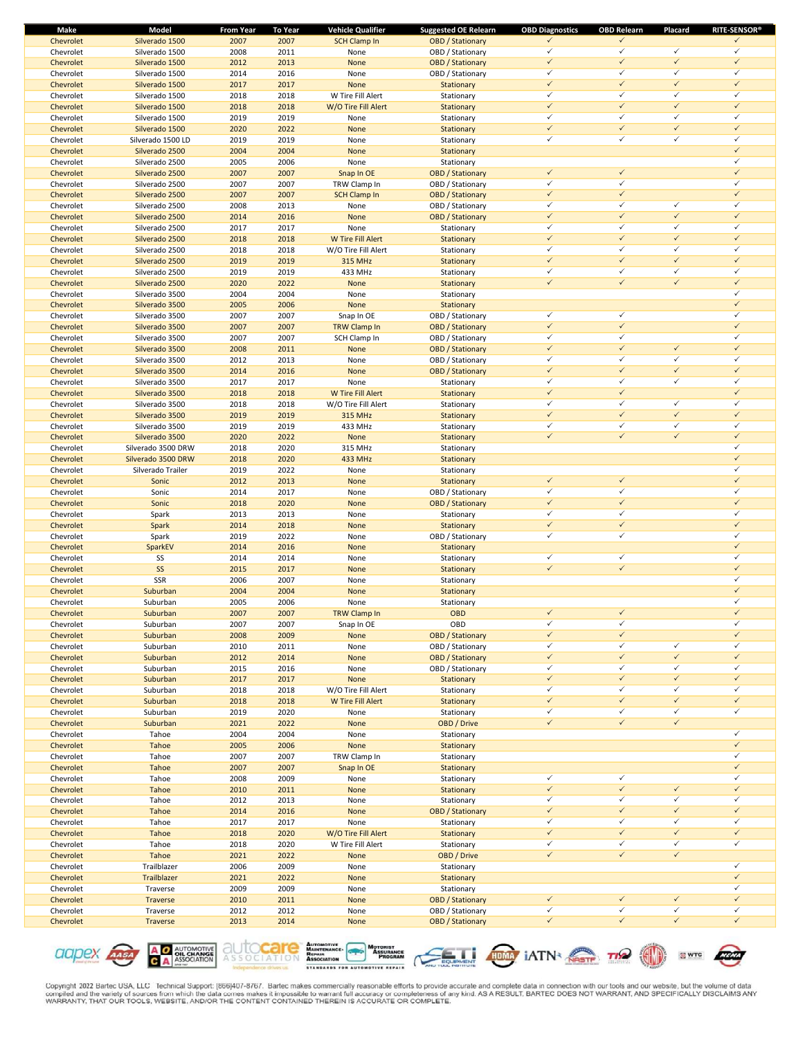| Make | Model | From Year | To Year | Vehicle Qualifier | Suggested OE Relearn | OBD Diagnostics | OBD Relearn | Placard | RITE-SENSOR® |
|---|---|---|---|---|---|---|---|---|---|
| Chevrolet | Silverado 1500 | 2007 | 2007 | SCH Clamp In | OBD / Stationary | ✓ | ✓ | | ✓ |
| Chevrolet | Silverado 1500 | 2008 | 2011 | None | OBD / Stationary | ✓ | ✓ | ✓ | ✓ |
| Chevrolet | Silverado 1500 | 2012 | 2013 | None | OBD / Stationary | ✓ | ✓ | ✓ | ✓ |
| Chevrolet | Silverado 1500 | 2014 | 2016 | None | OBD / Stationary | ✓ | ✓ | ✓ | ✓ |
| Chevrolet | Silverado 1500 | 2017 | 2017 | None | Stationary | ✓ | ✓ | ✓ | ✓ |
| Chevrolet | Silverado 1500 | 2018 | 2018 | W Tire Fill Alert | Stationary | ✓ | ✓ | ✓ | ✓ |
| Chevrolet | Silverado 1500 | 2018 | 2018 | W/O Tire Fill Alert | Stationary | ✓ | ✓ | ✓ | ✓ |
| Chevrolet | Silverado 1500 | 2019 | 2019 | None | Stationary | ✓ | ✓ | ✓ | ✓ |
| Chevrolet | Silverado 1500 | 2020 | 2022 | None | Stationary | ✓ | ✓ | ✓ | ✓ |
| Chevrolet | Silverado 1500 LD | 2019 | 2019 | None | Stationary | ✓ | ✓ | ✓ | ✓ |
| Chevrolet | Silverado 2500 | 2004 | 2004 | None | Stationary | | | | ✓ |
| Chevrolet | Silverado 2500 | 2005 | 2006 | None | Stationary | | | | ✓ |
| Chevrolet | Silverado 2500 | 2007 | 2007 | Snap In OE | OBD / Stationary | ✓ | ✓ | | ✓ |
| Chevrolet | Silverado 2500 | 2007 | 2007 | TRW Clamp In | OBD / Stationary | ✓ | ✓ | | ✓ |
| Chevrolet | Silverado 2500 | 2007 | 2007 | SCH Clamp In | OBD / Stationary | ✓ | ✓ | | ✓ |
| Chevrolet | Silverado 2500 | 2008 | 2013 | None | OBD / Stationary | ✓ | ✓ | ✓ | ✓ |
| Chevrolet | Silverado 2500 | 2014 | 2016 | None | OBD / Stationary | ✓ | ✓ | ✓ | ✓ |
| Chevrolet | Silverado 2500 | 2017 | 2017 | None | Stationary | ✓ | ✓ | ✓ | ✓ |
| Chevrolet | Silverado 2500 | 2018 | 2018 | W Tire Fill Alert | Stationary | ✓ | ✓ | ✓ | ✓ |
| Chevrolet | Silverado 2500 | 2018 | 2018 | W/O Tire Fill Alert | Stationary | ✓ | ✓ | ✓ | ✓ |
| Chevrolet | Silverado 2500 | 2019 | 2019 | 315 MHz | Stationary | ✓ | ✓ | ✓ | ✓ |
| Chevrolet | Silverado 2500 | 2019 | 2019 | 433 MHz | Stationary | ✓ | ✓ | ✓ | ✓ |
| Chevrolet | Silverado 2500 | 2020 | 2022 | None | Stationary | ✓ | ✓ | ✓ | ✓ |
| Chevrolet | Silverado 3500 | 2004 | 2004 | None | Stationary | | | | ✓ |
| Chevrolet | Silverado 3500 | 2005 | 2006 | None | Stationary | | | | ✓ |
| Chevrolet | Silverado 3500 | 2007 | 2007 | Snap In OE | OBD / Stationary | ✓ | ✓ | | ✓ |
| Chevrolet | Silverado 3500 | 2007 | 2007 | TRW Clamp In | OBD / Stationary | ✓ | ✓ | | ✓ |
| Chevrolet | Silverado 3500 | 2007 | 2007 | SCH Clamp In | OBD / Stationary | ✓ | ✓ | | ✓ |
| Chevrolet | Silverado 3500 | 2008 | 2011 | None | OBD / Stationary | ✓ | ✓ | ✓ | ✓ |
| Chevrolet | Silverado 3500 | 2012 | 2013 | None | OBD / Stationary | ✓ | ✓ | ✓ | ✓ |
| Chevrolet | Silverado 3500 | 2014 | 2016 | None | OBD / Stationary | ✓ | ✓ | ✓ | ✓ |
| Chevrolet | Silverado 3500 | 2017 | 2017 | None | Stationary | ✓ | ✓ | ✓ | ✓ |
| Chevrolet | Silverado 3500 | 2018 | 2018 | W Tire Fill Alert | Stationary | ✓ | ✓ | | ✓ |
| Chevrolet | Silverado 3500 | 2018 | 2018 | W/O Tire Fill Alert | Stationary | ✓ | ✓ | ✓ | ✓ |
| Chevrolet | Silverado 3500 | 2019 | 2019 | 315 MHz | Stationary | ✓ | ✓ | ✓ | ✓ |
| Chevrolet | Silverado 3500 | 2019 | 2019 | 433 MHz | Stationary | ✓ | ✓ | ✓ | ✓ |
| Chevrolet | Silverado 3500 | 2020 | 2022 | None | Stationary | ✓ | ✓ | ✓ | ✓ |
| Chevrolet | Silverado 3500 DRW | 2018 | 2020 | 315 MHz | Stationary | | | | ✓ |
| Chevrolet | Silverado 3500 DRW | 2018 | 2020 | 433 MHz | Stationary | | | | ✓ |
| Chevrolet | Silverado Trailer | 2019 | 2022 | None | Stationary | | | | ✓ |
| Chevrolet | Sonic | 2012 | 2013 | None | Stationary | ✓ | ✓ | | ✓ |
| Chevrolet | Sonic | 2014 | 2017 | None | OBD / Stationary | ✓ | ✓ | | ✓ |
| Chevrolet | Sonic | 2018 | 2020 | None | OBD / Stationary | ✓ | ✓ | | ✓ |
| Chevrolet | Spark | 2013 | 2013 | None | Stationary | ✓ | ✓ | | ✓ |
| Chevrolet | Spark | 2014 | 2018 | None | Stationary | ✓ | ✓ | | ✓ |
| Chevrolet | Spark | 2019 | 2022 | None | OBD / Stationary | ✓ | ✓ | | ✓ |
| Chevrolet | SparkEV | 2014 | 2016 | None | Stationary | | | | ✓ |
| Chevrolet | SS | 2014 | 2014 | None | Stationary | ✓ | ✓ | | ✓ |
| Chevrolet | SS | 2015 | 2017 | None | Stationary | ✓ | ✓ | | ✓ |
| Chevrolet | SSR | 2006 | 2007 | None | Stationary | | | | ✓ |
| Chevrolet | Suburban | 2004 | 2004 | None | Stationary | | | | ✓ |
| Chevrolet | Suburban | 2005 | 2006 | None | Stationary | | | | ✓ |
| Chevrolet | Suburban | 2007 | 2007 | TRW Clamp In | OBD | ✓ | ✓ | | ✓ |
| Chevrolet | Suburban | 2007 | 2007 | Snap In OE | OBD | ✓ | ✓ | | ✓ |
| Chevrolet | Suburban | 2008 | 2009 | None | OBD / Stationary | ✓ | ✓ | | ✓ |
| Chevrolet | Suburban | 2010 | 2011 | None | OBD / Stationary | ✓ | ✓ | ✓ | ✓ |
| Chevrolet | Suburban | 2012 | 2014 | None | OBD / Stationary | ✓ | ✓ | ✓ | ✓ |
| Chevrolet | Suburban | 2015 | 2016 | None | OBD / Stationary | ✓ | ✓ | ✓ | ✓ |
| Chevrolet | Suburban | 2017 | 2017 | None | Stationary | ✓ | ✓ | ✓ | ✓ |
| Chevrolet | Suburban | 2018 | 2018 | W/O Tire Fill Alert | Stationary | ✓ | ✓ | ✓ | ✓ |
| Chevrolet | Suburban | 2018 | 2018 | W Tire Fill Alert | Stationary | ✓ | ✓ | ✓ | ✓ |
| Chevrolet | Suburban | 2019 | 2020 | None | Stationary | ✓ | ✓ | ✓ | ✓ |
| Chevrolet | Suburban | 2021 | 2022 | None | OBD / Drive | ✓ | ✓ | ✓ | |
| Chevrolet | Tahoe | 2004 | 2004 | None | Stationary | | | | ✓ |
| Chevrolet | Tahoe | 2005 | 2006 | None | Stationary | | | | ✓ |
| Chevrolet | Tahoe | 2007 | 2007 | TRW Clamp In | Stationary | | | | ✓ |
| Chevrolet | Tahoe | 2007 | 2007 | Snap In OE | Stationary | | | | ✓ |
| Chevrolet | Tahoe | 2008 | 2009 | None | Stationary | ✓ | ✓ | | ✓ |
| Chevrolet | Tahoe | 2010 | 2011 | None | Stationary | ✓ | ✓ | ✓ | ✓ |
| Chevrolet | Tahoe | 2012 | 2013 | None | Stationary | ✓ | ✓ | ✓ | ✓ |
| Chevrolet | Tahoe | 2014 | 2016 | None | OBD / Stationary | ✓ | ✓ | ✓ | ✓ |
| Chevrolet | Tahoe | 2017 | 2017 | None | Stationary | ✓ | ✓ | ✓ | ✓ |
| Chevrolet | Tahoe | 2018 | 2020 | W/O Tire Fill Alert | Stationary | ✓ | ✓ | ✓ | ✓ |
| Chevrolet | Tahoe | 2018 | 2020 | W Tire Fill Alert | Stationary | ✓ | ✓ | ✓ | ✓ |
| Chevrolet | Tahoe | 2021 | 2022 | None | OBD / Drive | ✓ | ✓ | ✓ | |
| Chevrolet | Trailblazer | 2006 | 2009 | None | Stationary | | | | ✓ |
| Chevrolet | Trailblazer | 2021 | 2022 | None | Stationary | | | | ✓ |
| Chevrolet | Traverse | 2009 | 2009 | None | Stationary | | | | ✓ |
| Chevrolet | Traverse | 2010 | 2011 | None | OBD / Stationary | ✓ | ✓ | ✓ | ✓ |
| Chevrolet | Traverse | 2012 | 2012 | None | OBD / Stationary | ✓ | ✓ | ✓ | ✓ |
| Chevrolet | Traverse | 2013 | 2014 | None | OBD / Stationary | ✓ | ✓ | ✓ | ✓ |

Copyright 2022 Bartec USA, LLC Technical Support: (866)407-8767. Bartec makes commercially reasonable efforts to provide accurate and complete data in connection with our tools and our website, but the volume of data compiled and the variety of sources from which the data comes makes it impossible to warrant full accuracy or completeness of any kind. AS A RESULT, BARTEC DOES NOT WARRANT, AND SPECIFICALLY DISCLAIMS ANY WARRANTY, THAT OUR TOOLS, WEBSITE, AND/OR THE CONTENT CONTAINED THEREIN IS ACCURATE OR COMPLETE.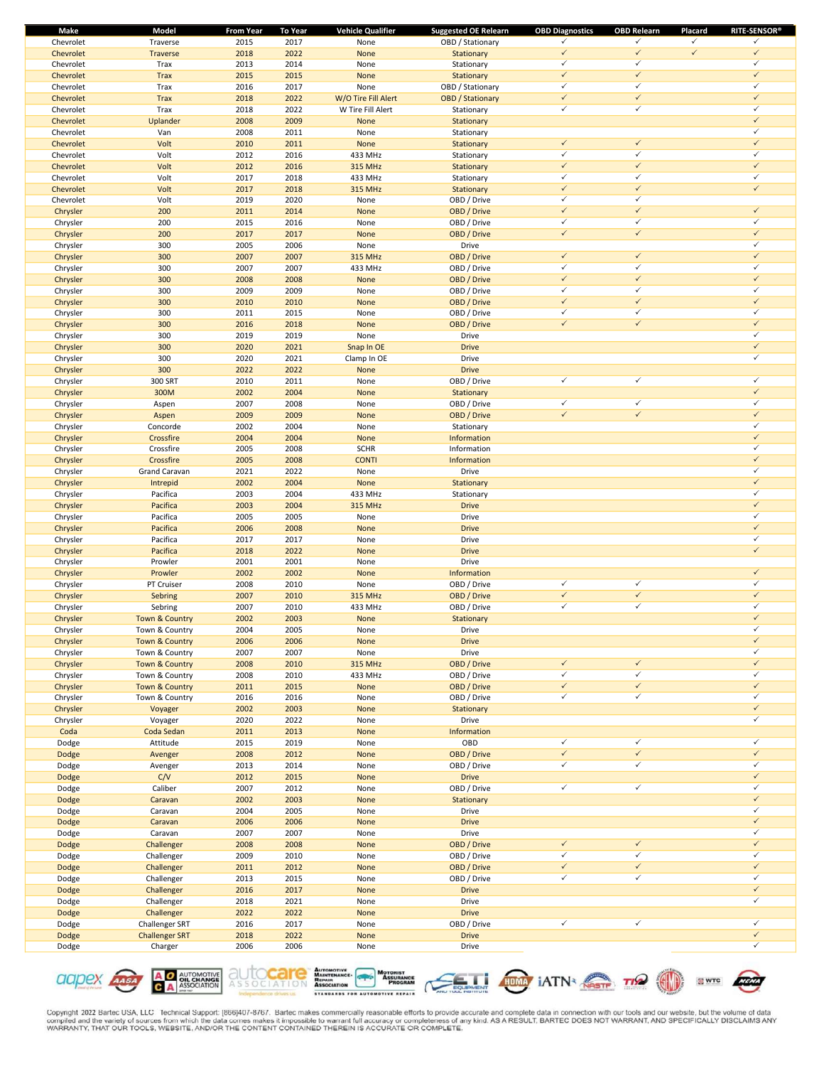| Make | Model | From Year | To Year | Vehicle Qualifier | Suggested OE Relearn | OBD Diagnostics | OBD Relearn | Placard | RITE-SENSOR® |
|---|---|---|---|---|---|---|---|---|---|
| Chevrolet | Traverse | 2015 | 2017 | None | OBD / Stationary | ✓ | ✓ | ✓ | ✓ |
| Chevrolet | Traverse | 2018 | 2022 | None | Stationary | ✓ | ✓ | ✓ | ✓ |
| Chevrolet | Trax | 2013 | 2014 | None | Stationary | ✓ | ✓ | | ✓ |
| Chevrolet | Trax | 2015 | 2015 | None | Stationary | ✓ | ✓ | | ✓ |
| Chevrolet | Trax | 2016 | 2017 | None | OBD / Stationary | ✓ | ✓ | | ✓ |
| Chevrolet | Trax | 2018 | 2022 | W/O Tire Fill Alert | OBD / Stationary | ✓ | ✓ | | ✓ |
| Chevrolet | Trax | 2018 | 2022 | W Tire Fill Alert | Stationary | ✓ | ✓ | | ✓ |
| Chevrolet | Uplander | 2008 | 2009 | None | Stationary | | | | ✓ |
| Chevrolet | Van | 2008 | 2011 | None | Stationary | | | | ✓ |
| Chevrolet | Volt | 2010 | 2011 | None | Stationary | ✓ | ✓ | | ✓ |
| Chevrolet | Volt | 2012 | 2016 | 433 MHz | Stationary | ✓ | ✓ | | ✓ |
| Chevrolet | Volt | 2012 | 2016 | 315 MHz | Stationary | ✓ | ✓ | | ✓ |
| Chevrolet | Volt | 2017 | 2018 | 433 MHz | Stationary | ✓ | ✓ | | ✓ |
| Chevrolet | Volt | 2017 | 2018 | 315 MHz | Stationary | ✓ | ✓ | | ✓ |
| Chevrolet | Volt | 2019 | 2020 | None | OBD / Drive | ✓ | ✓ | | |
| Chrysler | 200 | 2011 | 2014 | None | OBD / Drive | ✓ | ✓ | | ✓ |
| Chrysler | 200 | 2015 | 2016 | None | OBD / Drive | ✓ | ✓ | | ✓ |
| Chrysler | 200 | 2017 | 2017 | None | OBD / Drive | ✓ | ✓ | | ✓ |
| Chrysler | 300 | 2005 | 2006 | None | Drive | | | | ✓ |
| Chrysler | 300 | 2007 | 2007 | 315 MHz | OBD / Drive | ✓ | ✓ | | ✓ |
| Chrysler | 300 | 2007 | 2007 | 433 MHz | OBD / Drive | ✓ | ✓ | | ✓ |
| Chrysler | 300 | 2008 | 2008 | None | OBD / Drive | ✓ | ✓ | | ✓ |
| Chrysler | 300 | 2009 | 2009 | None | OBD / Drive | ✓ | ✓ | | ✓ |
| Chrysler | 300 | 2010 | 2010 | None | OBD / Drive | ✓ | ✓ | | ✓ |
| Chrysler | 300 | 2011 | 2015 | None | OBD / Drive | ✓ | ✓ | | ✓ |
| Chrysler | 300 | 2016 | 2018 | None | OBD / Drive | ✓ | ✓ | | ✓ |
| Chrysler | 300 | 2019 | 2019 | None | Drive | | | | ✓ |
| Chrysler | 300 | 2020 | 2021 | Snap In OE | Drive | | | | ✓ |
| Chrysler | 300 | 2020 | 2021 | Clamp In OE | Drive | | | | ✓ |
| Chrysler | 300 | 2022 | 2022 | None | Drive | | | | |
| Chrysler | 300 SRT | 2010 | 2011 | None | OBD / Drive | ✓ | ✓ | | ✓ |
| Chrysler | 300M | 2002 | 2004 | None | Stationary | | | | ✓ |
| Chrysler | Aspen | 2007 | 2008 | None | OBD / Drive | ✓ | ✓ | | ✓ |
| Chrysler | Aspen | 2009 | 2009 | None | OBD / Drive | ✓ | ✓ | | ✓ |
| Chrysler | Concorde | 2002 | 2004 | None | Stationary | | | | ✓ |
| Chrysler | Crossfire | 2004 | 2004 | None | Information | | | | ✓ |
| Chrysler | Crossfire | 2005 | 2008 | SCHR | Information | | | | ✓ |
| Chrysler | Crossfire | 2005 | 2008 | CONTI | Information | | | | ✓ |
| Chrysler | Grand Caravan | 2021 | 2022 | None | Drive | | | | ✓ |
| Chrysler | Intrepid | 2002 | 2004 | None | Stationary | | | | ✓ |
| Chrysler | Pacifica | 2003 | 2004 | 433 MHz | Stationary | | | | ✓ |
| Chrysler | Pacifica | 2003 | 2004 | 315 MHz | Drive | | | | ✓ |
| Chrysler | Pacifica | 2005 | 2005 | None | Drive | | | | ✓ |
| Chrysler | Pacifica | 2006 | 2008 | None | Drive | | | | ✓ |
| Chrysler | Pacifica | 2017 | 2017 | None | Drive | | | | ✓ |
| Chrysler | Pacifica | 2018 | 2022 | None | Drive | | | | ✓ |
| Chrysler | Prowler | 2001 | 2001 | None | Drive | | | | |
| Chrysler | Prowler | 2002 | 2002 | None | Information | | | | ✓ |
| Chrysler | PT Cruiser | 2008 | 2010 | None | OBD / Drive | ✓ | ✓ | | ✓ |
| Chrysler | Sebring | 2007 | 2010 | 315 MHz | OBD / Drive | ✓ | ✓ | | ✓ |
| Chrysler | Sebring | 2007 | 2010 | 433 MHz | OBD / Drive | ✓ | ✓ | | ✓ |
| Chrysler | Town & Country | 2002 | 2003 | None | Stationary | | | | ✓ |
| Chrysler | Town & Country | 2004 | 2005 | None | Drive | | | | ✓ |
| Chrysler | Town & Country | 2006 | 2006 | None | Drive | | | | ✓ |
| Chrysler | Town & Country | 2007 | 2007 | None | Drive | | | | ✓ |
| Chrysler | Town & Country | 2008 | 2010 | 315 MHz | OBD / Drive | ✓ | ✓ | | ✓ |
| Chrysler | Town & Country | 2008 | 2010 | 433 MHz | OBD / Drive | ✓ | ✓ | | ✓ |
| Chrysler | Town & Country | 2011 | 2015 | None | OBD / Drive | ✓ | ✓ | | ✓ |
| Chrysler | Town & Country | 2016 | 2016 | None | OBD / Drive | ✓ | ✓ | | ✓ |
| Chrysler | Voyager | 2002 | 2003 | None | Stationary | | | | ✓ |
| Chrysler | Voyager | 2020 | 2022 | None | Drive | | | | ✓ |
| Coda | Coda Sedan | 2011 | 2013 | None | Information | | | | |
| Dodge | Attitude | 2015 | 2019 | None | OBD | ✓ | ✓ | | ✓ |
| Dodge | Avenger | 2008 | 2012 | None | OBD / Drive | ✓ | ✓ | | ✓ |
| Dodge | Avenger | 2013 | 2014 | None | OBD / Drive | ✓ | ✓ | | ✓ |
| Dodge | C/V | 2012 | 2015 | None | Drive | | | | ✓ |
| Dodge | Caliber | 2007 | 2012 | None | OBD / Drive | ✓ | ✓ | | ✓ |
| Dodge | Caravan | 2002 | 2003 | None | Stationary | | | | ✓ |
| Dodge | Caravan | 2004 | 2005 | None | Drive | | | | ✓ |
| Dodge | Caravan | 2006 | 2006 | None | Drive | | | | ✓ |
| Dodge | Caravan | 2007 | 2007 | None | Drive | | | | ✓ |
| Dodge | Challenger | 2008 | 2008 | None | OBD / Drive | ✓ | ✓ | | ✓ |
| Dodge | Challenger | 2009 | 2010 | None | OBD / Drive | ✓ | ✓ | | ✓ |
| Dodge | Challenger | 2011 | 2012 | None | OBD / Drive | ✓ | ✓ | | ✓ |
| Dodge | Challenger | 2013 | 2015 | None | OBD / Drive | ✓ | ✓ | | ✓ |
| Dodge | Challenger | 2016 | 2017 | None | Drive | | | | ✓ |
| Dodge | Challenger | 2018 | 2021 | None | Drive | | | | ✓ |
| Dodge | Challenger | 2022 | 2022 | None | Drive | | | | |
| Dodge | Challenger SRT | 2016 | 2017 | None | OBD / Drive | ✓ | ✓ | | ✓ |
| Dodge | Challenger SRT | 2018 | 2022 | None | Drive | | | | ✓ |
| Dodge | Charger | 2006 | 2006 | None | Drive | | | | ✓ |

Copyright 2022 Bartec USA, LLC Technical Support: (866)407-8767. Bartec makes commercially reasonable efforts to provide accurate and complete data in connection with our tools and our website, but the volume of data compiled and the variety of sources from which the data comes makes it impossible to warrant full accuracy or completeness of any kind. AS A RESULT, BARTEC DOES NOT WARRANT, AND SPECIFICALLY DISCLAIMS ANY WARRANTY, THAT OUR TOOLS, WEBSITE, AND/OR THE CONTENT CONTAINED THEREIN IS ACCURATE OR COMPLETE.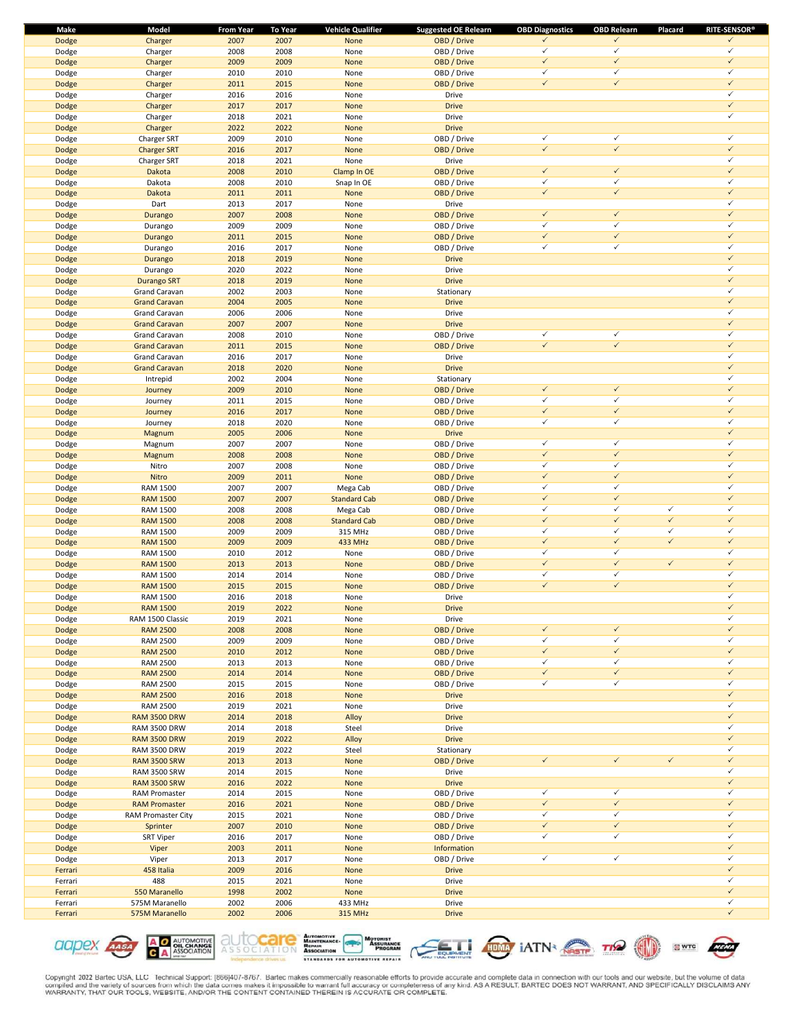| Make | Model | From Year | To Year | Vehicle Qualifier | Suggested OE Relearn | OBD Diagnostics | OBD Relearn | Placard | RITE-SENSOR® |
|---|---|---|---|---|---|---|---|---|---|
| Dodge | Charger | 2007 | 2007 | None | OBD / Drive | ✓ | ✓ | | ✓ |
| Dodge | Charger | 2008 | 2008 | None | OBD / Drive | ✓ | ✓ | | ✓ |
| Dodge | Charger | 2009 | 2009 | None | OBD / Drive | ✓ | ✓ | | ✓ |
| Dodge | Charger | 2010 | 2010 | None | OBD / Drive | ✓ | ✓ | | ✓ |
| Dodge | Charger | 2011 | 2015 | None | OBD / Drive | ✓ | ✓ | | ✓ |
| Dodge | Charger | 2016 | 2016 | None | Drive | | | | ✓ |
| Dodge | Charger | 2017 | 2017 | None | Drive | | | | ✓ |
| Dodge | Charger | 2018 | 2021 | None | Drive | | | | ✓ |
| Dodge | Charger | 2022 | 2022 | None | Drive | | | | |
| Dodge | Charger SRT | 2009 | 2010 | None | OBD / Drive | ✓ | ✓ | | ✓ |
| Dodge | Charger SRT | 2016 | 2017 | None | OBD / Drive | ✓ | ✓ | | ✓ |
| Dodge | Charger SRT | 2018 | 2021 | None | Drive | | | | ✓ |
| Dodge | Dakota | 2008 | 2010 | Clamp In OE | OBD / Drive | ✓ | ✓ | | ✓ |
| Dodge | Dakota | 2008 | 2010 | Snap In OE | OBD / Drive | ✓ | ✓ | | ✓ |
| Dodge | Dakota | 2011 | 2011 | None | OBD / Drive | ✓ | ✓ | | ✓ |
| Dodge | Dart | 2013 | 2017 | None | Drive | | | | ✓ |
| Dodge | Durango | 2007 | 2008 | None | OBD / Drive | ✓ | ✓ | | ✓ |
| Dodge | Durango | 2009 | 2009 | None | OBD / Drive | ✓ | ✓ | | ✓ |
| Dodge | Durango | 2011 | 2015 | None | OBD / Drive | ✓ | ✓ | | ✓ |
| Dodge | Durango | 2016 | 2017 | None | OBD / Drive | ✓ | ✓ | | ✓ |
| Dodge | Durango | 2018 | 2019 | None | Drive | | | | ✓ |
| Dodge | Durango | 2020 | 2022 | None | Drive | | | | ✓ |
| Dodge | Durango SRT | 2018 | 2019 | None | Drive | | | | ✓ |
| Dodge | Grand Caravan | 2002 | 2003 | None | Stationary | | | | ✓ |
| Dodge | Grand Caravan | 2004 | 2005 | None | Drive | | | | ✓ |
| Dodge | Grand Caravan | 2006 | 2006 | None | Drive | | | | ✓ |
| Dodge | Grand Caravan | 2007 | 2007 | None | Drive | | | | ✓ |
| Dodge | Grand Caravan | 2008 | 2010 | None | OBD / Drive | ✓ | ✓ | | ✓ |
| Dodge | Grand Caravan | 2011 | 2015 | None | OBD / Drive | ✓ | ✓ | | ✓ |
| Dodge | Grand Caravan | 2016 | 2017 | None | Drive | | | | ✓ |
| Dodge | Grand Caravan | 2018 | 2020 | None | Drive | | | | ✓ |
| Dodge | Intrepid | 2002 | 2004 | None | Stationary | | | | ✓ |
| Dodge | Journey | 2009 | 2010 | None | OBD / Drive | ✓ | ✓ | | ✓ |
| Dodge | Journey | 2011 | 2015 | None | OBD / Drive | ✓ | ✓ | | ✓ |
| Dodge | Journey | 2016 | 2017 | None | OBD / Drive | ✓ | ✓ | | ✓ |
| Dodge | Journey | 2018 | 2020 | None | OBD / Drive | ✓ | ✓ | | ✓ |
| Dodge | Magnum | 2005 | 2006 | None | Drive | | | | ✓ |
| Dodge | Magnum | 2007 | 2007 | None | OBD / Drive | ✓ | ✓ | | ✓ |
| Dodge | Magnum | 2008 | 2008 | None | OBD / Drive | ✓ | ✓ | | ✓ |
| Dodge | Nitro | 2007 | 2008 | None | OBD / Drive | ✓ | ✓ | | ✓ |
| Dodge | Nitro | 2009 | 2011 | None | OBD / Drive | ✓ | ✓ | | ✓ |
| Dodge | RAM 1500 | 2007 | 2007 | Mega Cab | OBD / Drive | ✓ | ✓ | | ✓ |
| Dodge | RAM 1500 | 2007 | 2007 | Standard Cab | OBD / Drive | ✓ | ✓ | | ✓ |
| Dodge | RAM 1500 | 2008 | 2008 | Mega Cab | OBD / Drive | ✓ | ✓ | ✓ | ✓ |
| Dodge | RAM 1500 | 2008 | 2008 | Standard Cab | OBD / Drive | ✓ | ✓ | ✓ | ✓ |
| Dodge | RAM 1500 | 2009 | 2009 | 315 MHz | OBD / Drive | ✓ | ✓ | ✓ | ✓ |
| Dodge | RAM 1500 | 2009 | 2009 | 433 MHz | OBD / Drive | ✓ | ✓ | ✓ | ✓ |
| Dodge | RAM 1500 | 2010 | 2012 | None | OBD / Drive | ✓ | ✓ | | ✓ |
| Dodge | RAM 1500 | 2013 | 2013 | None | OBD / Drive | ✓ | ✓ | ✓ | ✓ |
| Dodge | RAM 1500 | 2014 | 2014 | None | OBD / Drive | ✓ | ✓ | | ✓ |
| Dodge | RAM 1500 | 2015 | 2015 | None | OBD / Drive | ✓ | ✓ | | ✓ |
| Dodge | RAM 1500 | 2016 | 2018 | None | Drive | | | | ✓ |
| Dodge | RAM 1500 | 2019 | 2022 | None | Drive | | | | ✓ |
| Dodge | RAM 1500 Classic | 2019 | 2021 | None | Drive | | | | ✓ |
| Dodge | RAM 2500 | 2008 | 2008 | None | OBD / Drive | ✓ | ✓ | | ✓ |
| Dodge | RAM 2500 | 2009 | 2009 | None | OBD / Drive | ✓ | ✓ | | ✓ |
| Dodge | RAM 2500 | 2010 | 2012 | None | OBD / Drive | ✓ | ✓ | | ✓ |
| Dodge | RAM 2500 | 2013 | 2013 | None | OBD / Drive | ✓ | ✓ | | ✓ |
| Dodge | RAM 2500 | 2014 | 2014 | None | OBD / Drive | ✓ | ✓ | | ✓ |
| Dodge | RAM 2500 | 2015 | 2015 | None | OBD / Drive | ✓ | ✓ | | ✓ |
| Dodge | RAM 2500 | 2016 | 2018 | None | Drive | | | | ✓ |
| Dodge | RAM 2500 | 2019 | 2021 | None | Drive | | | | ✓ |
| Dodge | RAM 3500 DRW | 2014 | 2018 | Alloy | Drive | | | | ✓ |
| Dodge | RAM 3500 DRW | 2014 | 2018 | Steel | Drive | | | | ✓ |
| Dodge | RAM 3500 DRW | 2019 | 2022 | Alloy | Drive | | | | ✓ |
| Dodge | RAM 3500 DRW | 2019 | 2022 | Steel | Stationary | | | | ✓ |
| Dodge | RAM 3500 SRW | 2013 | 2013 | None | OBD / Drive | ✓ | ✓ | ✓ | ✓ |
| Dodge | RAM 3500 SRW | 2014 | 2015 | None | Drive | | | | ✓ |
| Dodge | RAM 3500 SRW | 2016 | 2022 | None | Drive | | | | ✓ |
| Dodge | RAM Promaster | 2014 | 2015 | None | OBD / Drive | ✓ | ✓ | | ✓ |
| Dodge | RAM Promaster | 2016 | 2021 | None | OBD / Drive | ✓ | ✓ | | ✓ |
| Dodge | RAM Promaster City | 2015 | 2021 | None | OBD / Drive | ✓ | ✓ | | ✓ |
| Dodge | Sprinter | 2007 | 2010 | None | OBD / Drive | ✓ | ✓ | | ✓ |
| Dodge | SRT Viper | 2016 | 2017 | None | OBD / Drive | ✓ | ✓ | | ✓ |
| Dodge | Viper | 2003 | 2011 | None | Information | | | | ✓ |
| Dodge | Viper | 2013 | 2017 | None | OBD / Drive | ✓ | ✓ | | ✓ |
| Ferrari | 458 Italia | 2009 | 2016 | None | Drive | | | | ✓ |
| Ferrari | 488 | 2015 | 2021 | None | Drive | | | | ✓ |
| Ferrari | 550 Maranello | 1998 | 2002 | None | Drive | | | | ✓ |
| Ferrari | 575M Maranello | 2002 | 2006 | 433 MHz | Drive | | | | ✓ |
| Ferrari | 575M Maranello | 2002 | 2006 | 315 MHz | Drive | | | | ✓ |

Copyright 2022 Bartec USA, LLC Technical Support: (866)407-8767. Bartec makes commercially reasonable efforts to provide accurate and complete data in connection with our tools and our website, but the volume of data compiled and the variety of sources from which the data comes makes it impossible to warrant full accuracy or completeness of any kind. AS A RESULT, BARTEC DOES NOT WARRANT, AND SPECIFICALLY DISCLAIMS ANY WARRANTY, THAT OUR TOOLS, WEBSITE, AND/OR THE CONTENT CONTAINED THEREIN IS ACCURATE OR COMPLETE.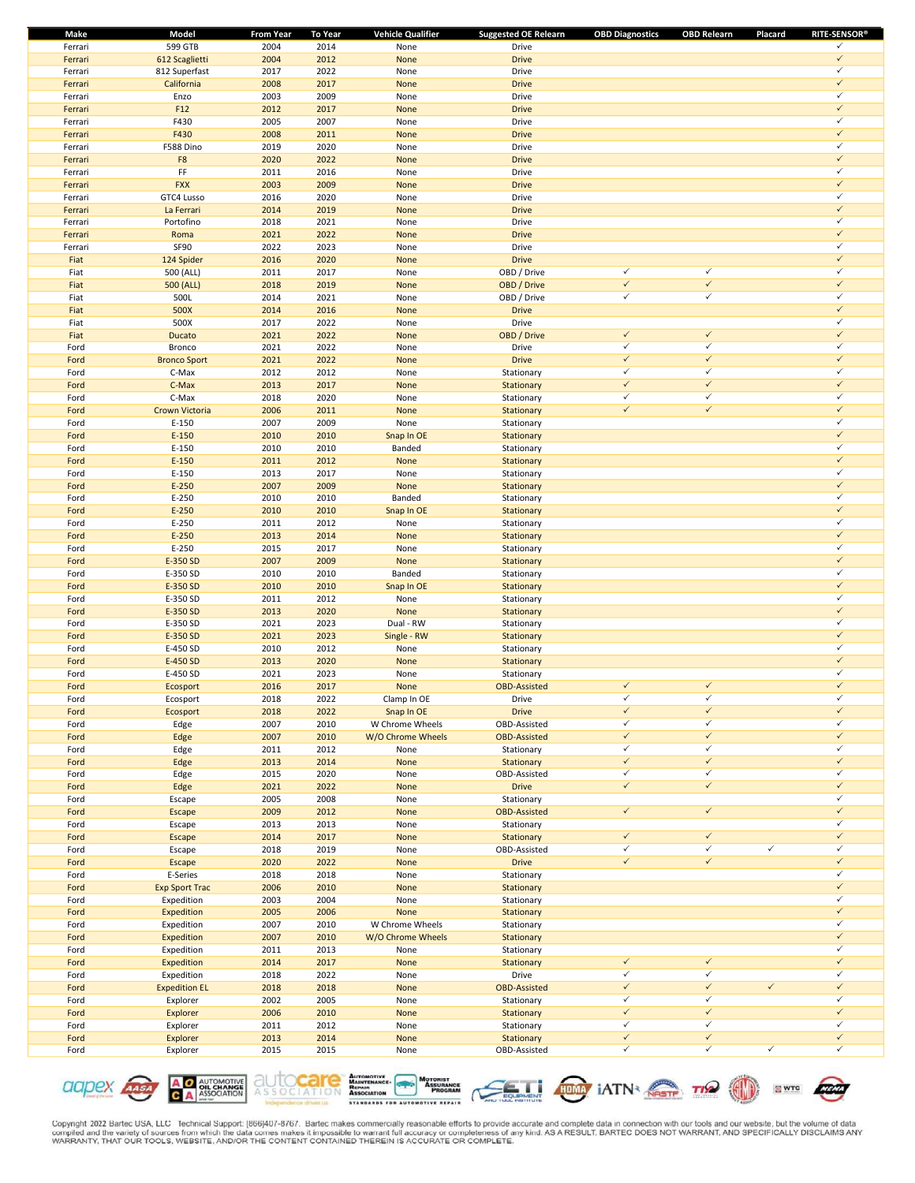| Make | Model | From Year | To Year | Vehicle Qualifier | Suggested OE Relearn | OBD Diagnostics | OBD Relearn | Placard | RITE-SENSOR® |
|---|---|---|---|---|---|---|---|---|---|
| Ferrari | 599 GTB | 2004 | 2014 | None | Drive | | | | ✓ |
| Ferrari | 612 Scaglietti | 2004 | 2012 | None | Drive | | | | ✓ |
| Ferrari | 812 Superfast | 2017 | 2022 | None | Drive | | | | ✓ |
| Ferrari | California | 2008 | 2017 | None | Drive | | | | ✓ |
| Ferrari | Enzo | 2003 | 2009 | None | Drive | | | | ✓ |
| Ferrari | F12 | 2012 | 2017 | None | Drive | | | | ✓ |
| Ferrari | F430 | 2005 | 2007 | None | Drive | | | | ✓ |
| Ferrari | F430 | 2008 | 2011 | None | Drive | | | | ✓ |
| Ferrari | F588 Dino | 2019 | 2020 | None | Drive | | | | ✓ |
| Ferrari | F8 | 2020 | 2022 | None | Drive | | | | ✓ |
| Ferrari | FF | 2011 | 2016 | None | Drive | | | | ✓ |
| Ferrari | FXX | 2003 | 2009 | None | Drive | | | | ✓ |
| Ferrari | GTC4 Lusso | 2016 | 2020 | None | Drive | | | | ✓ |
| Ferrari | La Ferrari | 2014 | 2019 | None | Drive | | | | ✓ |
| Ferrari | Portofino | 2018 | 2021 | None | Drive | | | | ✓ |
| Ferrari | Roma | 2021 | 2022 | None | Drive | | | | ✓ |
| Ferrari | SF90 | 2022 | 2023 | None | Drive | | | | ✓ |
| Fiat | 124 Spider | 2016 | 2020 | None | Drive | | | | ✓ |
| Fiat | 500 (ALL) | 2011 | 2017 | None | OBD / Drive | ✓ | ✓ | | ✓ |
| Fiat | 500 (ALL) | 2018 | 2019 | None | OBD / Drive | ✓ | ✓ | | ✓ |
| Fiat | 500L | 2014 | 2021 | None | OBD / Drive | ✓ | ✓ | | ✓ |
| Fiat | 500X | 2014 | 2016 | None | Drive | | | | ✓ |
| Fiat | 500X | 2017 | 2022 | None | Drive | | | | ✓ |
| Fiat | Ducato | 2021 | 2022 | None | OBD / Drive | ✓ | ✓ | | ✓ |
| Ford | Bronco | 2021 | 2022 | None | Drive | ✓ | ✓ | | ✓ |
| Ford | Bronco Sport | 2021 | 2022 | None | Drive | ✓ | ✓ | | ✓ |
| Ford | C-Max | 2012 | 2012 | None | Stationary | ✓ | ✓ | | ✓ |
| Ford | C-Max | 2013 | 2017 | None | Stationary | ✓ | ✓ | | ✓ |
| Ford | C-Max | 2018 | 2020 | None | Stationary | ✓ | ✓ | | ✓ |
| Ford | Crown Victoria | 2006 | 2011 | None | Stationary | ✓ | ✓ | | ✓ |
| Ford | E-150 | 2007 | 2009 | None | Stationary | | | | ✓ |
| Ford | E-150 | 2010 | 2010 | Snap In OE | Stationary | | | | ✓ |
| Ford | E-150 | 2010 | 2010 | Banded | Stationary | | | | ✓ |
| Ford | E-150 | 2011 | 2012 | None | Stationary | | | | ✓ |
| Ford | E-150 | 2013 | 2017 | None | Stationary | | | | ✓ |
| Ford | E-250 | 2007 | 2009 | None | Stationary | | | | ✓ |
| Ford | E-250 | 2010 | 2010 | Banded | Stationary | | | | ✓ |
| Ford | E-250 | 2010 | 2010 | Snap In OE | Stationary | | | | ✓ |
| Ford | E-250 | 2011 | 2012 | None | Stationary | | | | ✓ |
| Ford | E-250 | 2013 | 2014 | None | Stationary | | | | ✓ |
| Ford | E-250 | 2015 | 2017 | None | Stationary | | | | ✓ |
| Ford | E-350 SD | 2007 | 2009 | None | Stationary | | | | ✓ |
| Ford | E-350 SD | 2010 | 2010 | Banded | Stationary | | | | ✓ |
| Ford | E-350 SD | 2010 | 2010 | Snap In OE | Stationary | | | | ✓ |
| Ford | E-350 SD | 2011 | 2012 | None | Stationary | | | | ✓ |
| Ford | E-350 SD | 2013 | 2020 | None | Stationary | | | | ✓ |
| Ford | E-350 SD | 2021 | 2023 | Dual - RW | Stationary | | | | ✓ |
| Ford | E-350 SD | 2021 | 2023 | Single - RW | Stationary | | | | ✓ |
| Ford | E-450 SD | 2010 | 2012 | None | Stationary | | | | ✓ |
| Ford | E-450 SD | 2013 | 2020 | None | Stationary | | | | ✓ |
| Ford | E-450 SD | 2021 | 2023 | None | Stationary | | | | ✓ |
| Ford | Ecosport | 2016 | 2017 | None | OBD-Assisted | ✓ | ✓ | | ✓ |
| Ford | Ecosport | 2018 | 2022 | Clamp In OE | Drive | ✓ | ✓ | | ✓ |
| Ford | Ecosport | 2018 | 2022 | Snap In OE | Drive | ✓ | ✓ | | ✓ |
| Ford | Edge | 2007 | 2010 | W Chrome Wheels | OBD-Assisted | ✓ | ✓ | | ✓ |
| Ford | Edge | 2007 | 2010 | W/O Chrome Wheels | OBD-Assisted | ✓ | ✓ | | ✓ |
| Ford | Edge | 2011 | 2012 | None | Stationary | ✓ | ✓ | | ✓ |
| Ford | Edge | 2013 | 2014 | None | Stationary | ✓ | ✓ | | ✓ |
| Ford | Edge | 2015 | 2020 | None | OBD-Assisted | ✓ | ✓ | | ✓ |
| Ford | Edge | 2021 | 2022 | None | Drive | ✓ | ✓ | | ✓ |
| Ford | Escape | 2005 | 2008 | None | Stationary | | | | ✓ |
| Ford | Escape | 2009 | 2012 | None | OBD-Assisted | ✓ | ✓ | | ✓ |
| Ford | Escape | 2013 | 2013 | None | Stationary | | | | ✓ |
| Ford | Escape | 2014 | 2017 | None | Stationary | ✓ | ✓ | | ✓ |
| Ford | Escape | 2018 | 2019 | None | OBD-Assisted | ✓ | ✓ | ✓ | ✓ |
| Ford | Escape | 2020 | 2022 | None | Drive | ✓ | ✓ | | ✓ |
| Ford | E-Series | 2018 | 2018 | None | Stationary | | | | ✓ |
| Ford | Exp Sport Trac | 2006 | 2010 | None | Stationary | | | | ✓ |
| Ford | Expedition | 2003 | 2004 | None | Stationary | | | | ✓ |
| Ford | Expedition | 2005 | 2006 | None | Stationary | | | | ✓ |
| Ford | Expedition | 2007 | 2010 | W Chrome Wheels | Stationary | | | | ✓ |
| Ford | Expedition | 2007 | 2010 | W/O Chrome Wheels | Stationary | | | | ✓ |
| Ford | Expedition | 2011 | 2013 | None | Stationary | | | | ✓ |
| Ford | Expedition | 2014 | 2017 | None | Stationary | ✓ | ✓ | | ✓ |
| Ford | Expedition | 2018 | 2022 | None | Drive | ✓ | ✓ | | ✓ |
| Ford | Expedition EL | 2018 | 2018 | None | OBD-Assisted | ✓ | ✓ | ✓ | ✓ |
| Ford | Explorer | 2002 | 2005 | None | Stationary | ✓ | ✓ | | ✓ |
| Ford | Explorer | 2006 | 2010 | None | Stationary | ✓ | ✓ | | ✓ |
| Ford | Explorer | 2011 | 2012 | None | Stationary | ✓ | ✓ | | ✓ |
| Ford | Explorer | 2013 | 2014 | None | Stationary | ✓ | ✓ | | ✓ |
| Ford | Explorer | 2015 | 2015 | None | OBD-Assisted | ✓ | ✓ | ✓ | ✓ |

Copyright 2022 Bartec USA, LLC Technical Support: (866)407-8767. Bartec makes commercially reasonable efforts to provide accurate and complete data in connection with our tools and our website, but the volume of data compiled and the variety of sources from which the data comes makes it impossible to warrant full accuracy or completeness of any kind. AS A RESULT, BARTEC DOES NOT WARRANT, AND SPECIFICALLY DISCLAIMS ANY WARRANTY, THAT OUR TOOLS, WEBSITE, AND/OR THE CONTENT CONTAINED THEREIN IS ACCURATE OR COMPLETE.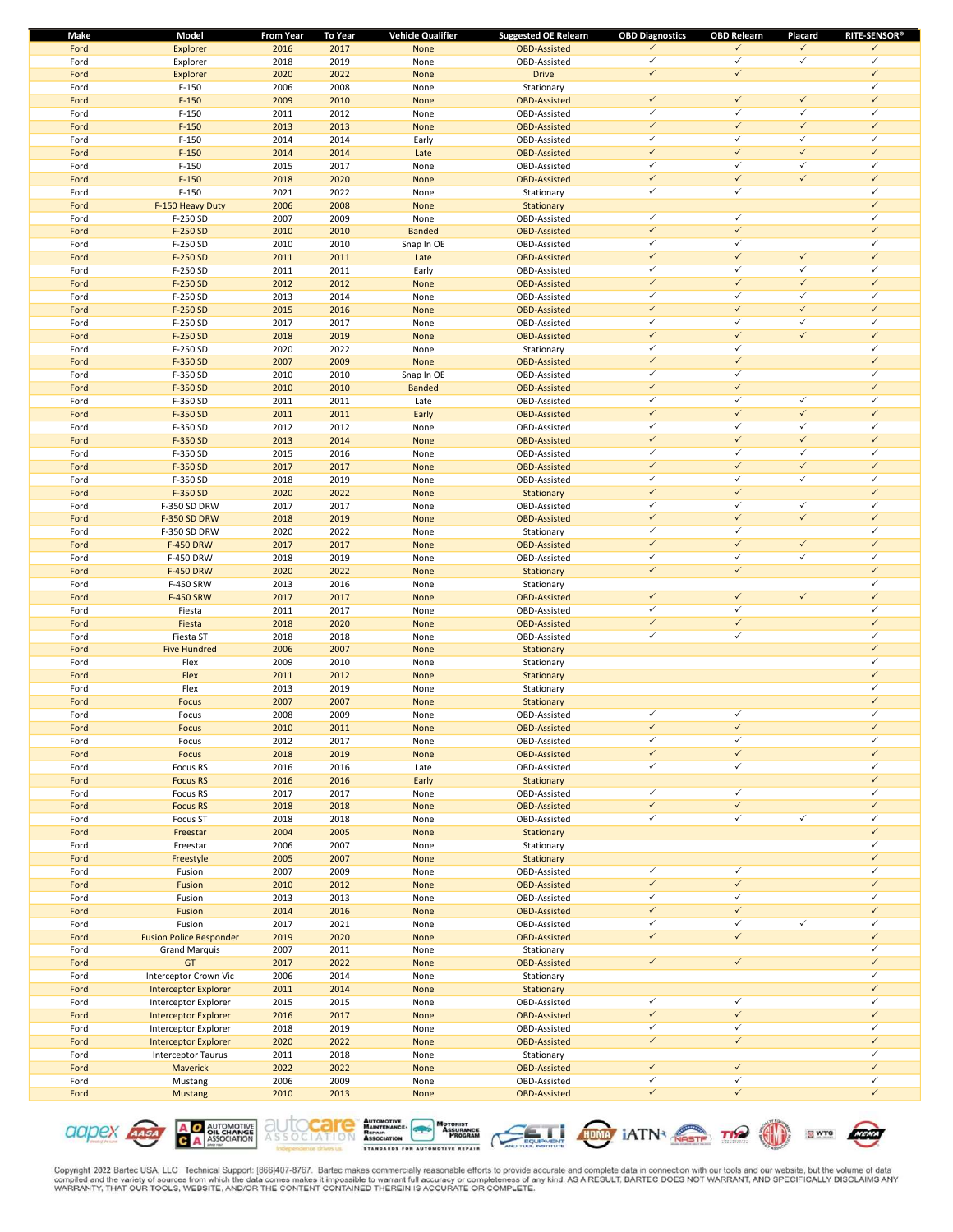| Make | Model | From Year | To Year | Vehicle Qualifier | Suggested OE Relearn | OBD Diagnostics | OBD Relearn | Placard | RITE-SENSOR® |
|---|---|---|---|---|---|---|---|---|---|
| Ford | Explorer | 2016 | 2017 | None | OBD-Assisted | ✓ | ✓ | ✓ | ✓ |
| Ford | Explorer | 2018 | 2019 | None | OBD-Assisted | ✓ | ✓ | ✓ | ✓ |
| Ford | Explorer | 2020 | 2022 | None | Drive | ✓ | ✓ | | ✓ |
| Ford | F-150 | 2006 | 2008 | None | Stationary | | | | ✓ |
| Ford | F-150 | 2009 | 2010 | None | OBD-Assisted | ✓ | ✓ | ✓ | ✓ |
| Ford | F-150 | 2011 | 2012 | None | OBD-Assisted | ✓ | ✓ | ✓ | ✓ |
| Ford | F-150 | 2013 | 2013 | None | OBD-Assisted | ✓ | ✓ | ✓ | ✓ |
| Ford | F-150 | 2014 | 2014 | Early | OBD-Assisted | ✓ | ✓ | ✓ | ✓ |
| Ford | F-150 | 2014 | 2014 | Late | OBD-Assisted | ✓ | ✓ | ✓ | ✓ |
| Ford | F-150 | 2015 | 2017 | None | OBD-Assisted | ✓ | ✓ | ✓ | ✓ |
| Ford | F-150 | 2018 | 2020 | None | OBD-Assisted | ✓ | ✓ | ✓ | ✓ |
| Ford | F-150 | 2021 | 2022 | None | Stationary | ✓ | ✓ | | ✓ |
| Ford | F-150 Heavy Duty | 2006 | 2008 | None | Stationary | | | | ✓ |
| Ford | F-250 SD | 2007 | 2009 | None | OBD-Assisted | ✓ | ✓ | | ✓ |
| Ford | F-250 SD | 2010 | 2010 | Banded | OBD-Assisted | ✓ | ✓ | | ✓ |
| Ford | F-250 SD | 2010 | 2010 | Snap In OE | OBD-Assisted | ✓ | ✓ | | ✓ |
| Ford | F-250 SD | 2011 | 2011 | Late | OBD-Assisted | ✓ | ✓ | ✓ | ✓ |
| Ford | F-250 SD | 2011 | 2011 | Early | OBD-Assisted | ✓ | ✓ | ✓ | ✓ |
| Ford | F-250 SD | 2012 | 2012 | None | OBD-Assisted | ✓ | ✓ | ✓ | ✓ |
| Ford | F-250 SD | 2013 | 2014 | None | OBD-Assisted | ✓ | ✓ | ✓ | ✓ |
| Ford | F-250 SD | 2015 | 2016 | None | OBD-Assisted | ✓ | ✓ | ✓ | ✓ |
| Ford | F-250 SD | 2017 | 2017 | None | OBD-Assisted | ✓ | ✓ | ✓ | ✓ |
| Ford | F-250 SD | 2018 | 2019 | None | OBD-Assisted | ✓ | ✓ | ✓ | ✓ |
| Ford | F-250 SD | 2020 | 2022 | None | Stationary | ✓ | ✓ | | ✓ |
| Ford | F-350 SD | 2007 | 2009 | None | OBD-Assisted | ✓ | ✓ | | ✓ |
| Ford | F-350 SD | 2010 | 2010 | Snap In OE | OBD-Assisted | ✓ | ✓ | | ✓ |
| Ford | F-350 SD | 2010 | 2010 | Banded | OBD-Assisted | ✓ | ✓ | | ✓ |
| Ford | F-350 SD | 2011 | 2011 | Late | OBD-Assisted | ✓ | ✓ | ✓ | ✓ |
| Ford | F-350 SD | 2011 | 2011 | Early | OBD-Assisted | ✓ | ✓ | ✓ | ✓ |
| Ford | F-350 SD | 2012 | 2012 | None | OBD-Assisted | ✓ | ✓ | ✓ | ✓ |
| Ford | F-350 SD | 2013 | 2014 | None | OBD-Assisted | ✓ | ✓ | ✓ | ✓ |
| Ford | F-350 SD | 2015 | 2016 | None | OBD-Assisted | ✓ | ✓ | ✓ | ✓ |
| Ford | F-350 SD | 2017 | 2017 | None | OBD-Assisted | ✓ | ✓ | ✓ | ✓ |
| Ford | F-350 SD | 2018 | 2019 | None | OBD-Assisted | ✓ | ✓ | ✓ | ✓ |
| Ford | F-350 SD | 2020 | 2022 | None | Stationary | ✓ | ✓ | | ✓ |
| Ford | F-350 SD DRW | 2017 | 2017 | None | OBD-Assisted | ✓ | ✓ | ✓ | ✓ |
| Ford | F-350 SD DRW | 2018 | 2019 | None | OBD-Assisted | ✓ | ✓ | ✓ | ✓ |
| Ford | F-350 SD DRW | 2020 | 2022 | None | Stationary | ✓ | ✓ | | ✓ |
| Ford | F-450 DRW | 2017 | 2017 | None | OBD-Assisted | ✓ | ✓ | ✓ | ✓ |
| Ford | F-450 DRW | 2018 | 2019 | None | OBD-Assisted | ✓ | ✓ | ✓ | ✓ |
| Ford | F-450 DRW | 2020 | 2022 | None | Stationary | ✓ | ✓ | | ✓ |
| Ford | F-450 SRW | 2013 | 2016 | None | Stationary | | | | ✓ |
| Ford | F-450 SRW | 2017 | 2017 | None | OBD-Assisted | ✓ | ✓ | ✓ | ✓ |
| Ford | Fiesta | 2011 | 2017 | None | OBD-Assisted | ✓ | ✓ | | ✓ |
| Ford | Fiesta | 2018 | 2020 | None | OBD-Assisted | ✓ | ✓ | | ✓ |
| Ford | Fiesta ST | 2018 | 2018 | None | OBD-Assisted | ✓ | ✓ | | ✓ |
| Ford | Five Hundred | 2006 | 2007 | None | Stationary | | | | ✓ |
| Ford | Flex | 2009 | 2010 | None | Stationary | | | | ✓ |
| Ford | Flex | 2011 | 2012 | None | Stationary | | | | ✓ |
| Ford | Flex | 2013 | 2019 | None | Stationary | | | | ✓ |
| Ford | Focus | 2007 | 2007 | None | Stationary | | | | ✓ |
| Ford | Focus | 2008 | 2009 | None | OBD-Assisted | ✓ | ✓ | | ✓ |
| Ford | Focus | 2010 | 2011 | None | OBD-Assisted | ✓ | ✓ | | ✓ |
| Ford | Focus | 2012 | 2017 | None | OBD-Assisted | ✓ | ✓ | | ✓ |
| Ford | Focus | 2018 | 2019 | None | OBD-Assisted | ✓ | ✓ | | ✓ |
| Ford | Focus RS | 2016 | 2016 | Late | OBD-Assisted | ✓ | ✓ | | ✓ |
| Ford | Focus RS | 2016 | 2016 | Early | Stationary | | | | ✓ |
| Ford | Focus RS | 2017 | 2017 | None | OBD-Assisted | ✓ | ✓ | | ✓ |
| Ford | Focus RS | 2018 | 2018 | None | OBD-Assisted | ✓ | ✓ | | ✓ |
| Ford | Focus ST | 2018 | 2018 | None | OBD-Assisted | ✓ | ✓ | ✓ | ✓ |
| Ford | Freestar | 2004 | 2005 | None | Stationary | | | | ✓ |
| Ford | Freestar | 2006 | 2007 | None | Stationary | | | | ✓ |
| Ford | Freestyle | 2005 | 2007 | None | Stationary | | | | ✓ |
| Ford | Fusion | 2007 | 2009 | None | OBD-Assisted | ✓ | ✓ | | ✓ |
| Ford | Fusion | 2010 | 2012 | None | OBD-Assisted | ✓ | ✓ | | ✓ |
| Ford | Fusion | 2013 | 2013 | None | OBD-Assisted | ✓ | ✓ | | ✓ |
| Ford | Fusion | 2014 | 2016 | None | OBD-Assisted | ✓ | ✓ | | ✓ |
| Ford | Fusion | 2017 | 2021 | None | OBD-Assisted | ✓ | ✓ | ✓ | ✓ |
| Ford | Fusion Police Responder | 2019 | 2020 | None | OBD-Assisted | ✓ | ✓ | | ✓ |
| Ford | Grand Marquis | 2007 | 2011 | None | Stationary | | | | ✓ |
| Ford | GT | 2017 | 2022 | None | OBD-Assisted | ✓ | ✓ | | ✓ |
| Ford | Interceptor Crown Vic | 2006 | 2014 | None | Stationary | | | | ✓ |
| Ford | Interceptor Explorer | 2011 | 2014 | None | Stationary | | | | ✓ |
| Ford | Interceptor Explorer | 2015 | 2015 | None | OBD-Assisted | ✓ | ✓ | | ✓ |
| Ford | Interceptor Explorer | 2016 | 2017 | None | OBD-Assisted | ✓ | ✓ | | ✓ |
| Ford | Interceptor Explorer | 2018 | 2019 | None | OBD-Assisted | ✓ | ✓ | | ✓ |
| Ford | Interceptor Explorer | 2020 | 2022 | None | OBD-Assisted | ✓ | ✓ | | ✓ |
| Ford | Interceptor Taurus | 2011 | 2018 | None | Stationary | | | | ✓ |
| Ford | Maverick | 2022 | 2022 | None | OBD-Assisted | ✓ | ✓ | | ✓ |
| Ford | Mustang | 2006 | 2009 | None | OBD-Assisted | ✓ | ✓ | | ✓ |
| Ford | Mustang | 2010 | 2013 | None | OBD-Assisted | ✓ | ✓ | | ✓ |

Copyright 2022 Bartec USA, LLC Technical Support: (866)407-8767. Bartec makes commercially reasonable efforts to provide accurate and complete data in connection with our tools and our website, but the volume of data compiled and the variety of sources from which the data comes makes it impossible to warrant full accuracy or completeness of any kind. AS A RESULT, BARTEC DOES NOT WARRANT, AND SPECIFICALLY DISCLAIMS ANY WARRANTY, THAT OUR TOOLS, WEBSITE, AND/OR THE CONTENT CONTAINED THEREIN IS ACCURATE OR COMPLETE.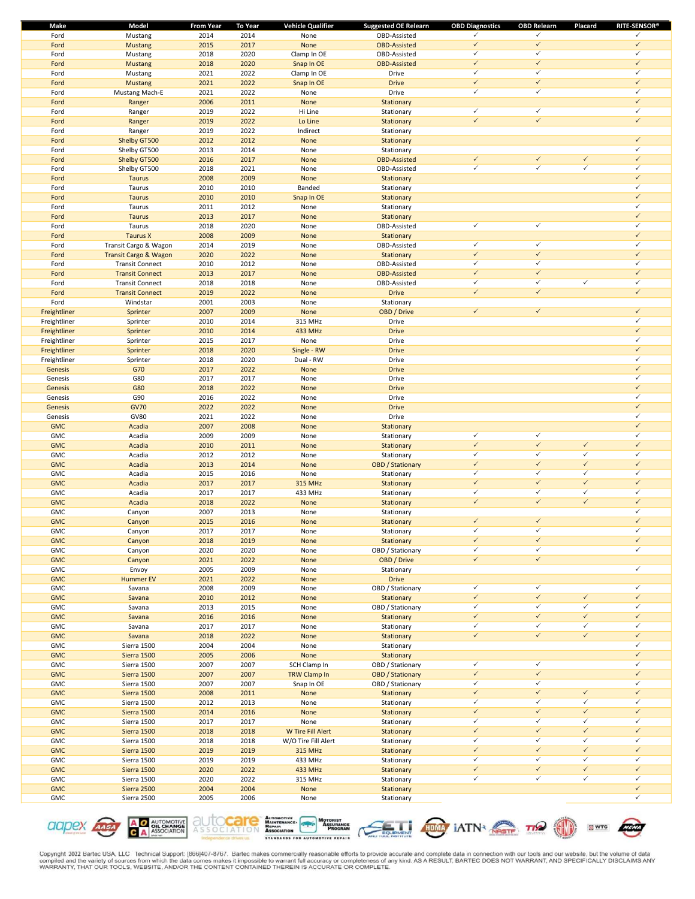| Make | Model | From Year | To Year | Vehicle Qualifier | Suggested OE Relearn | OBD Diagnostics | OBD Relearn | Placard | RITE-SENSOR® |
|---|---|---|---|---|---|---|---|---|---|
| Ford | Mustang | 2014 | 2014 | None | OBD-Assisted | ✓ | ✓ | | ✓ |
| Ford | Mustang | 2015 | 2017 | None | OBD-Assisted | ✓ | ✓ | | ✓ |
| Ford | Mustang | 2018 | 2020 | Clamp In OE | OBD-Assisted | ✓ | ✓ | | ✓ |
| Ford | Mustang | 2018 | 2020 | Snap In OE | OBD-Assisted | ✓ | ✓ | | ✓ |
| Ford | Mustang | 2021 | 2022 | Clamp In OE | Drive | ✓ | ✓ | | ✓ |
| Ford | Mustang | 2021 | 2022 | Snap In OE | Drive | ✓ | ✓ | | ✓ |
| Ford | Mustang Mach-E | 2021 | 2022 | None | Drive | ✓ | ✓ | | ✓ |
| Ford | Ranger | 2006 | 2011 | None | Stationary | | | | ✓ |
| Ford | Ranger | 2019 | 2022 | Hi Line | Stationary | ✓ | ✓ | | ✓ |
| Ford | Ranger | 2019 | 2022 | Lo Line | Stationary | ✓ | ✓ | | ✓ |
| Ford | Ranger | 2019 | 2022 | Indirect | Stationary | | | | |
| Ford | Shelby GT500 | 2012 | 2012 | None | Stationary | | | | ✓ |
| Ford | Shelby GT500 | 2013 | 2014 | None | Stationary | | | | ✓ |
| Ford | Shelby GT500 | 2016 | 2017 | None | OBD-Assisted | ✓ | ✓ | ✓ | ✓ |
| Ford | Shelby GT500 | 2018 | 2021 | None | OBD-Assisted | ✓ | ✓ | ✓ | ✓ |
| Ford | Taurus | 2008 | 2009 | None | Stationary | | | | ✓ |
| Ford | Taurus | 2010 | 2010 | Banded | Stationary | | | | ✓ |
| Ford | Taurus | 2010 | 2010 | Snap In OE | Stationary | | | | ✓ |
| Ford | Taurus | 2011 | 2012 | None | Stationary | | | | ✓ |
| Ford | Taurus | 2013 | 2017 | None | Stationary | | | | ✓ |
| Ford | Taurus | 2018 | 2020 | None | OBD-Assisted | ✓ | ✓ | | ✓ |
| Ford | Taurus X | 2008 | 2009 | None | Stationary | | | | ✓ |
| Ford | Transit Cargo & Wagon | 2014 | 2019 | None | OBD-Assisted | ✓ | ✓ | | ✓ |
| Ford | Transit Cargo & Wagon | 2020 | 2022 | None | Stationary | ✓ | ✓ | | ✓ |
| Ford | Transit Connect | 2010 | 2012 | None | OBD-Assisted | ✓ | ✓ | | ✓ |
| Ford | Transit Connect | 2013 | 2017 | None | OBD-Assisted | ✓ | ✓ | | ✓ |
| Ford | Transit Connect | 2018 | 2018 | None | OBD-Assisted | ✓ | ✓ | ✓ | ✓ |
| Ford | Transit Connect | 2019 | 2022 | None | Drive | ✓ | ✓ | | ✓ |
| Ford | Windstar | 2001 | 2003 | None | Stationary | | | | |
| Freightliner | Sprinter | 2007 | 2009 | None | OBD / Drive | ✓ | ✓ | | ✓ |
| Freightliner | Sprinter | 2010 | 2014 | 315 MHz | Drive | | | | ✓ |
| Freightliner | Sprinter | 2010 | 2014 | 433 MHz | Drive | | | | ✓ |
| Freightliner | Sprinter | 2015 | 2017 | None | Drive | | | | ✓ |
| Freightliner | Sprinter | 2018 | 2020 | Single - RW | Drive | | | | ✓ |
| Freightliner | Sprinter | 2018 | 2020 | Dual - RW | Drive | | | | ✓ |
| Genesis | G70 | 2017 | 2022 | None | Drive | | | | ✓ |
| Genesis | G80 | 2017 | 2017 | None | Drive | | | | ✓ |
| Genesis | G80 | 2018 | 2022 | None | Drive | | | | ✓ |
| Genesis | G90 | 2016 | 2022 | None | Drive | | | | ✓ |
| Genesis | GV70 | 2022 | 2022 | None | Drive | | | | ✓ |
| Genesis | GV80 | 2021 | 2022 | None | Drive | | | | ✓ |
| GMC | Acadia | 2007 | 2008 | None | Stationary | | | | ✓ |
| GMC | Acadia | 2009 | 2009 | None | Stationary | ✓ | ✓ | | ✓ |
| GMC | Acadia | 2010 | 2011 | None | Stationary | ✓ | ✓ | ✓ | ✓ |
| GMC | Acadia | 2012 | 2012 | None | Stationary | ✓ | ✓ | ✓ | ✓ |
| GMC | Acadia | 2013 | 2014 | None | OBD / Stationary | ✓ | ✓ | ✓ | ✓ |
| GMC | Acadia | 2015 | 2016 | None | Stationary | ✓ | ✓ | ✓ | ✓ |
| GMC | Acadia | 2017 | 2017 | 315 MHz | Stationary | ✓ | ✓ | ✓ | ✓ |
| GMC | Acadia | 2017 | 2017 | 433 MHz | Stationary | ✓ | ✓ | ✓ | ✓ |
| GMC | Acadia | 2018 | 2022 | None | Stationary | ✓ | ✓ | ✓ | ✓ |
| GMC | Canyon | 2007 | 2013 | None | Stationary | | | | ✓ |
| GMC | Canyon | 2015 | 2016 | None | Stationary | ✓ | ✓ | | ✓ |
| GMC | Canyon | 2017 | 2017 | None | Stationary | ✓ | ✓ | | ✓ |
| GMC | Canyon | 2018 | 2019 | None | Stationary | ✓ | ✓ | | ✓ |
| GMC | Canyon | 2020 | 2020 | None | OBD / Stationary | ✓ | ✓ | | ✓ |
| GMC | Canyon | 2021 | 2022 | None | OBD / Drive | ✓ | ✓ | | |
| GMC | Envoy | 2005 | 2009 | None | Stationary | | | | ✓ |
| GMC | Hummer EV | 2021 | 2022 | None | Drive | | | | |
| GMC | Savana | 2008 | 2009 | None | OBD / Stationary | ✓ | ✓ | | ✓ |
| GMC | Savana | 2010 | 2012 | None | Stationary | ✓ | ✓ | ✓ | ✓ |
| GMC | Savana | 2013 | 2015 | None | OBD / Stationary | ✓ | ✓ | ✓ | ✓ |
| GMC | Savana | 2016 | 2016 | None | Stationary | ✓ | ✓ | ✓ | ✓ |
| GMC | Savana | 2017 | 2017 | None | Stationary | ✓ | ✓ | ✓ | ✓ |
| GMC | Savana | 2018 | 2022 | None | Stationary | ✓ | ✓ | ✓ | ✓ |
| GMC | Sierra 1500 | 2004 | 2004 | None | Stationary | | | | ✓ |
| GMC | Sierra 1500 | 2005 | 2006 | None | Stationary | | | | ✓ |
| GMC | Sierra 1500 | 2007 | 2007 | SCH Clamp In | OBD / Stationary | ✓ | ✓ | | ✓ |
| GMC | Sierra 1500 | 2007 | 2007 | TRW Clamp In | OBD / Stationary | ✓ | ✓ | | ✓ |
| GMC | Sierra 1500 | 2007 | 2007 | Snap In OE | OBD / Stationary | ✓ | ✓ | | ✓ |
| GMC | Sierra 1500 | 2008 | 2011 | None | Stationary | ✓ | ✓ | ✓ | ✓ |
| GMC | Sierra 1500 | 2012 | 2013 | None | Stationary | ✓ | ✓ | ✓ | ✓ |
| GMC | Sierra 1500 | 2014 | 2016 | None | Stationary | ✓ | ✓ | ✓ | ✓ |
| GMC | Sierra 1500 | 2017 | 2017 | None | Stationary | ✓ | ✓ | ✓ | ✓ |
| GMC | Sierra 1500 | 2018 | 2018 | W Tire Fill Alert | Stationary | ✓ | ✓ | ✓ | ✓ |
| GMC | Sierra 1500 | 2018 | 2018 | W/O Tire Fill Alert | Stationary | ✓ | ✓ | ✓ | ✓ |
| GMC | Sierra 1500 | 2019 | 2019 | 315 MHz | Stationary | ✓ | ✓ | ✓ | ✓ |
| GMC | Sierra 1500 | 2019 | 2019 | 433 MHz | Stationary | ✓ | ✓ | ✓ | ✓ |
| GMC | Sierra 1500 | 2020 | 2022 | 433 MHz | Stationary | ✓ | ✓ | ✓ | ✓ |
| GMC | Sierra 1500 | 2020 | 2022 | 315 MHz | Stationary | ✓ | ✓ | ✓ | ✓ |
| GMC | Sierra 2500 | 2004 | 2004 | None | Stationary | | | | ✓ |
| GMC | Sierra 2500 | 2005 | 2006 | None | Stationary | | | | ✓ |

Copyright 2022 Bartec USA, LLC Technical Support: (866)407-8767. Bartec makes commercially reasonable efforts to provide accurate and complete data in connection with our tools and our website, but the volume of data compiled and the variety of sources from which the data comes makes it impossible to warrant full accuracy or completeness of any kind. AS A RESULT, BARTEC DOES NOT WARRANT, AND SPECIFICALLY DISCLAIMS ANY WARRANTY, THAT OUR TOOLS, WEBSITE, AND/OR THE CONTENT CONTAINED THEREIN IS ACCURATE OR COMPLETE.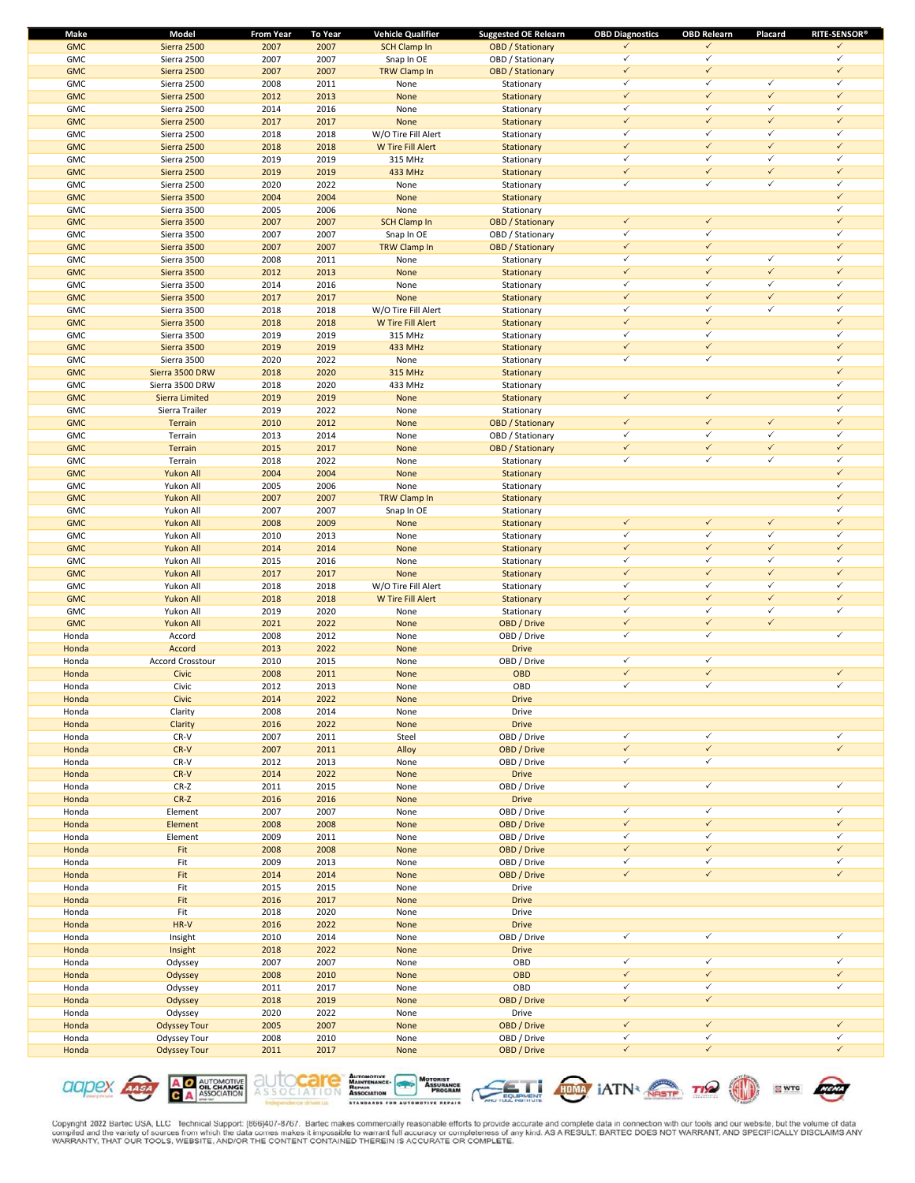| Make | Model | From Year | To Year | Vehicle Qualifier | Suggested OE Relearn | OBD Diagnostics | OBD Relearn | Placard | RITE-SENSOR® |
|---|---|---|---|---|---|---|---|---|---|
| GMC | Sierra 2500 | 2007 | 2007 | SCH Clamp In | OBD / Stationary | ✓ | ✓ | | ✓ |
| GMC | Sierra 2500 | 2007 | 2007 | Snap In OE | OBD / Stationary | ✓ | ✓ | | ✓ |
| GMC | Sierra 2500 | 2007 | 2007 | TRW Clamp In | OBD / Stationary | ✓ | ✓ | | ✓ |
| GMC | Sierra 2500 | 2008 | 2011 | None | Stationary | ✓ | ✓ | ✓ | ✓ |
| GMC | Sierra 2500 | 2012 | 2013 | None | Stationary | ✓ | ✓ | ✓ | ✓ |
| GMC | Sierra 2500 | 2014 | 2016 | None | Stationary | ✓ | ✓ | ✓ | ✓ |
| GMC | Sierra 2500 | 2017 | 2017 | None | Stationary | ✓ | ✓ | ✓ | ✓ |
| GMC | Sierra 2500 | 2018 | 2018 | W/O Tire Fill Alert | Stationary | ✓ | ✓ | ✓ | ✓ |
| GMC | Sierra 2500 | 2018 | 2018 | W Tire Fill Alert | Stationary | ✓ | ✓ | ✓ | ✓ |
| GMC | Sierra 2500 | 2019 | 2019 | 315 MHz | Stationary | ✓ | ✓ | ✓ | ✓ |
| GMC | Sierra 2500 | 2019 | 2019 | 433 MHz | Stationary | ✓ | ✓ | ✓ | ✓ |
| GMC | Sierra 2500 | 2020 | 2022 | None | Stationary | ✓ | ✓ | ✓ | ✓ |
| GMC | Sierra 3500 | 2004 | 2004 | None | Stationary | | | | ✓ |
| GMC | Sierra 3500 | 2005 | 2006 | None | Stationary | | | | ✓ |
| GMC | Sierra 3500 | 2007 | 2007 | SCH Clamp In | OBD / Stationary | ✓ | ✓ | | ✓ |
| GMC | Sierra 3500 | 2007 | 2007 | Snap In OE | OBD / Stationary | ✓ | ✓ | | ✓ |
| GMC | Sierra 3500 | 2007 | 2007 | TRW Clamp In | OBD / Stationary | ✓ | ✓ | | ✓ |
| GMC | Sierra 3500 | 2008 | 2011 | None | Stationary | ✓ | ✓ | ✓ | ✓ |
| GMC | Sierra 3500 | 2012 | 2013 | None | Stationary | ✓ | ✓ | ✓ | ✓ |
| GMC | Sierra 3500 | 2014 | 2016 | None | Stationary | ✓ | ✓ | ✓ | ✓ |
| GMC | Sierra 3500 | 2017 | 2017 | None | Stationary | ✓ | ✓ | ✓ | ✓ |
| GMC | Sierra 3500 | 2018 | 2018 | W/O Tire Fill Alert | Stationary | ✓ | ✓ | ✓ | ✓ |
| GMC | Sierra 3500 | 2018 | 2018 | W Tire Fill Alert | Stationary | ✓ | ✓ | | ✓ |
| GMC | Sierra 3500 | 2019 | 2019 | 315 MHz | Stationary | ✓ | ✓ | | ✓ |
| GMC | Sierra 3500 | 2019 | 2019 | 433 MHz | Stationary | ✓ | ✓ | | ✓ |
| GMC | Sierra 3500 | 2020 | 2022 | None | Stationary | ✓ | ✓ | | ✓ |
| GMC | Sierra 3500 DRW | 2018 | 2020 | 315 MHz | Stationary | | | | ✓ |
| GMC | Sierra 3500 DRW | 2018 | 2020 | 433 MHz | Stationary | | | | ✓ |
| GMC | Sierra Limited | 2019 | 2019 | None | Stationary | ✓ | ✓ | | ✓ |
| GMC | Sierra Trailer | 2019 | 2022 | None | Stationary | | | | ✓ |
| GMC | Terrain | 2010 | 2012 | None | OBD / Stationary | ✓ | ✓ | ✓ | ✓ |
| GMC | Terrain | 2013 | 2014 | None | OBD / Stationary | ✓ | ✓ | ✓ | ✓ |
| GMC | Terrain | 2015 | 2017 | None | OBD / Stationary | ✓ | ✓ | ✓ | ✓ |
| GMC | Terrain | 2018 | 2022 | None | Stationary | ✓ | ✓ | ✓ | ✓ |
| GMC | Yukon All | 2004 | 2004 | None | Stationary | | | | ✓ |
| GMC | Yukon All | 2005 | 2006 | None | Stationary | | | | ✓ |
| GMC | Yukon All | 2007 | 2007 | TRW Clamp In | Stationary | | | | ✓ |
| GMC | Yukon All | 2007 | 2007 | Snap In OE | Stationary | | | | ✓ |
| GMC | Yukon All | 2008 | 2009 | None | Stationary | ✓ | ✓ | ✓ | ✓ |
| GMC | Yukon All | 2010 | 2013 | None | Stationary | ✓ | ✓ | ✓ | ✓ |
| GMC | Yukon All | 2014 | 2014 | None | Stationary | ✓ | ✓ | ✓ | ✓ |
| GMC | Yukon All | 2015 | 2016 | None | Stationary | ✓ | ✓ | ✓ | ✓ |
| GMC | Yukon All | 2017 | 2017 | None | Stationary | ✓ | ✓ | ✓ | ✓ |
| GMC | Yukon All | 2018 | 2018 | W/O Tire Fill Alert | Stationary | ✓ | ✓ | ✓ | ✓ |
| GMC | Yukon All | 2018 | 2018 | W Tire Fill Alert | Stationary | ✓ | ✓ | ✓ | ✓ |
| GMC | Yukon All | 2019 | 2020 | None | Stationary | ✓ | ✓ | ✓ | ✓ |
| GMC | Yukon All | 2021 | 2022 | None | OBD / Drive | ✓ | ✓ | ✓ | |
| Honda | Accord | 2008 | 2012 | None | OBD / Drive | ✓ | ✓ | | ✓ |
| Honda | Accord | 2013 | 2022 | None | Drive | | | | |
| Honda | Accord Crosstour | 2010 | 2015 | None | OBD / Drive | ✓ | ✓ | | |
| Honda | Civic | 2008 | 2011 | None | OBD | ✓ | ✓ | | ✓ |
| Honda | Civic | 2012 | 2013 | None | OBD | ✓ | ✓ | | ✓ |
| Honda | Civic | 2014 | 2022 | None | Drive | | | | |
| Honda | Clarity | 2008 | 2014 | None | Drive | | | | |
| Honda | Clarity | 2016 | 2022 | None | Drive | | | | |
| Honda | CR-V | 2007 | 2011 | Steel | OBD / Drive | ✓ | ✓ | | ✓ |
| Honda | CR-V | 2007 | 2011 | Alloy | OBD / Drive | ✓ | ✓ | | ✓ |
| Honda | CR-V | 2012 | 2013 | None | OBD / Drive | ✓ | ✓ | | |
| Honda | CR-V | 2014 | 2022 | None | Drive | | | | |
| Honda | CR-Z | 2011 | 2015 | None | OBD / Drive | ✓ | ✓ | | ✓ |
| Honda | CR-Z | 2016 | 2016 | None | Drive | | | | |
| Honda | Element | 2007 | 2007 | None | OBD / Drive | ✓ | ✓ | | ✓ |
| Honda | Element | 2008 | 2008 | None | OBD / Drive | ✓ | ✓ | | ✓ |
| Honda | Element | 2009 | 2011 | None | OBD / Drive | ✓ | ✓ | | ✓ |
| Honda | Fit | 2008 | 2008 | None | OBD / Drive | ✓ | ✓ | | ✓ |
| Honda | Fit | 2009 | 2013 | None | OBD / Drive | ✓ | ✓ | | ✓ |
| Honda | Fit | 2014 | 2014 | None | OBD / Drive | ✓ | ✓ | | ✓ |
| Honda | Fit | 2015 | 2015 | None | Drive | | | | |
| Honda | Fit | 2016 | 2017 | None | Drive | | | | |
| Honda | Fit | 2018 | 2020 | None | Drive | | | | |
| Honda | HR-V | 2016 | 2022 | None | Drive | | | | |
| Honda | Insight | 2010 | 2014 | None | OBD / Drive | ✓ | ✓ | | ✓ |
| Honda | Insight | 2018 | 2022 | None | Drive | | | | |
| Honda | Odyssey | 2007 | 2007 | None | OBD | ✓ | ✓ | | ✓ |
| Honda | Odyssey | 2008 | 2010 | None | OBD | ✓ | ✓ | | ✓ |
| Honda | Odyssey | 2011 | 2017 | None | OBD | ✓ | ✓ | | ✓ |
| Honda | Odyssey | 2018 | 2019 | None | OBD / Drive | ✓ | ✓ | | |
| Honda | Odyssey | 2020 | 2022 | None | Drive | | | | |
| Honda | Odyssey Tour | 2005 | 2007 | None | OBD / Drive | ✓ | ✓ | | ✓ |
| Honda | Odyssey Tour | 2008 | 2010 | None | OBD / Drive | ✓ | ✓ | | ✓ |
| Honda | Odyssey Tour | 2011 | 2017 | None | OBD / Drive | ✓ | ✓ | | ✓ |

Copyright 2022 Bartec USA, LLC Technical Support: (866)407-8767. Bartec makes commercially reasonable efforts to provide accurate and complete data in connection with our tools and our website, but the volume of data compiled and the variety of sources from which the data comes makes it impossible to warrant full accuracy or completeness of any kind. AS A RESULT, BARTEC DOES NOT WARRANT, AND SPECIFICALLY DISCLAIMS ANY WARRANTY, THAT OUR TOOLS, WEBSITE, AND/OR THE CONTENT CONTAINED THEREIN IS ACCURATE OR COMPLETE.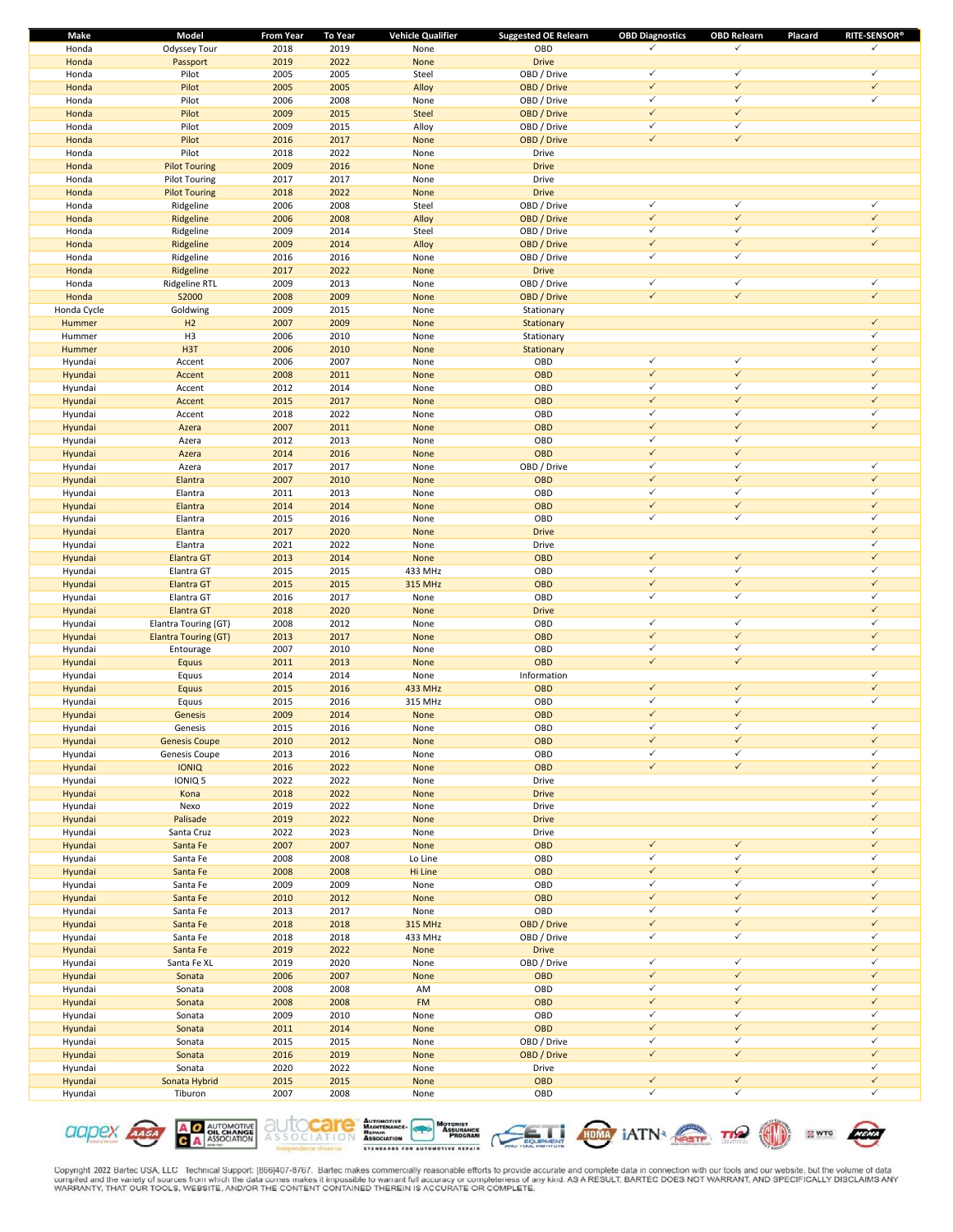| Make | Model | From Year | To Year | Vehicle Qualifier | Suggested OE Relearn | OBD Diagnostics | OBD Relearn | Placard | RITE-SENSOR® |
|---|---|---|---|---|---|---|---|---|---|
| Honda | Odyssey Tour | 2018 | 2019 | None | OBD | ✓ | ✓ | | ✓ |
| Honda | Passport | 2019 | 2022 | None | Drive | | | | |
| Honda | Pilot | 2005 | 2005 | Steel | OBD / Drive | ✓ | ✓ | | ✓ |
| Honda | Pilot | 2005 | 2005 | Alloy | OBD / Drive | ✓ | ✓ | | ✓ |
| Honda | Pilot | 2006 | 2008 | None | OBD / Drive | ✓ | ✓ | | ✓ |
| Honda | Pilot | 2009 | 2015 | Steel | OBD / Drive | ✓ | ✓ | | |
| Honda | Pilot | 2009 | 2015 | Alloy | OBD / Drive | ✓ | ✓ | | |
| Honda | Pilot | 2016 | 2017 | None | OBD / Drive | ✓ | ✓ | | |
| Honda | Pilot | 2018 | 2022 | None | Drive | | | | |
| Honda | Pilot Touring | 2009 | 2016 | None | Drive | | | | |
| Honda | Pilot Touring | 2017 | 2017 | None | Drive | | | | |
| Honda | Pilot Touring | 2018 | 2022 | None | Drive | | | | |
| Honda | Ridgeline | 2006 | 2008 | Steel | OBD / Drive | ✓ | ✓ | | ✓ |
| Honda | Ridgeline | 2006 | 2008 | Alloy | OBD / Drive | ✓ | ✓ | | ✓ |
| Honda | Ridgeline | 2009 | 2014 | Steel | OBD / Drive | ✓ | ✓ | | ✓ |
| Honda | Ridgeline | 2009 | 2014 | Alloy | OBD / Drive | ✓ | ✓ | | ✓ |
| Honda | Ridgeline | 2016 | 2016 | None | OBD / Drive | ✓ | ✓ | | |
| Honda | Ridgeline | 2017 | 2022 | None | Drive | | | | |
| Honda | Ridgeline RTL | 2009 | 2013 | None | OBD / Drive | ✓ | ✓ | | ✓ |
| Honda | S2000 | 2008 | 2009 | None | OBD / Drive | ✓ | ✓ | | ✓ |
| Honda Cycle | Goldwing | 2009 | 2015 | None | Stationary | | | | |
| Hummer | H2 | 2007 | 2009 | None | Stationary | | | | ✓ |
| Hummer | H3 | 2006 | 2010 | None | Stationary | | | | ✓ |
| Hummer | H3T | 2006 | 2010 | None | Stationary | | | | ✓ |
| Hyundai | Accent | 2006 | 2007 | None | OBD | ✓ | ✓ | | ✓ |
| Hyundai | Accent | 2008 | 2011 | None | OBD | ✓ | ✓ | | ✓ |
| Hyundai | Accent | 2012 | 2014 | None | OBD | ✓ | ✓ | | ✓ |
| Hyundai | Accent | 2015 | 2017 | None | OBD | ✓ | ✓ | | ✓ |
| Hyundai | Accent | 2018 | 2022 | None | OBD | ✓ | ✓ | | ✓ |
| Hyundai | Azera | 2007 | 2011 | None | OBD | ✓ | ✓ | | ✓ |
| Hyundai | Azera | 2012 | 2013 | None | OBD | ✓ | ✓ | | |
| Hyundai | Azera | 2014 | 2016 | None | OBD | ✓ | ✓ | | |
| Hyundai | Azera | 2017 | 2017 | None | OBD / Drive | ✓ | ✓ | | ✓ |
| Hyundai | Elantra | 2007 | 2010 | None | OBD | ✓ | ✓ | | ✓ |
| Hyundai | Elantra | 2011 | 2013 | None | OBD | ✓ | ✓ | | ✓ |
| Hyundai | Elantra | 2014 | 2014 | None | OBD | ✓ | ✓ | | ✓ |
| Hyundai | Elantra | 2015 | 2016 | None | OBD | ✓ | ✓ | | ✓ |
| Hyundai | Elantra | 2017 | 2020 | None | Drive | | | | ✓ |
| Hyundai | Elantra | 2021 | 2022 | None | Drive | | | | ✓ |
| Hyundai | Elantra GT | 2013 | 2014 | None | OBD | ✓ | ✓ | | ✓ |
| Hyundai | Elantra GT | 2015 | 2015 | 433 MHz | OBD | ✓ | ✓ | | ✓ |
| Hyundai | Elantra GT | 2015 | 2015 | 315 MHz | OBD | ✓ | ✓ | | ✓ |
| Hyundai | Elantra GT | 2016 | 2017 | None | OBD | ✓ | ✓ | | ✓ |
| Hyundai | Elantra GT | 2018 | 2020 | None | Drive | | | | ✓ |
| Hyundai | Elantra Touring (GT) | 2008 | 2012 | None | OBD | ✓ | ✓ | | ✓ |
| Hyundai | Elantra Touring (GT) | 2013 | 2017 | None | OBD | ✓ | ✓ | | ✓ |
| Hyundai | Entourage | 2007 | 2010 | None | OBD | ✓ | ✓ | | ✓ |
| Hyundai | Equus | 2011 | 2013 | None | OBD | ✓ | ✓ | | |
| Hyundai | Equus | 2014 | 2014 | None | Information | | | | ✓ |
| Hyundai | Equus | 2015 | 2016 | 433 MHz | OBD | ✓ | ✓ | | ✓ |
| Hyundai | Equus | 2015 | 2016 | 315 MHz | OBD | ✓ | ✓ | | ✓ |
| Hyundai | Genesis | 2009 | 2014 | None | OBD | ✓ | ✓ | | |
| Hyundai | Genesis | 2015 | 2016 | None | OBD | ✓ | ✓ | | ✓ |
| Hyundai | Genesis Coupe | 2010 | 2012 | None | OBD | ✓ | ✓ | | ✓ |
| Hyundai | Genesis Coupe | 2013 | 2016 | None | OBD | ✓ | ✓ | | ✓ |
| Hyundai | IONIQ | 2016 | 2022 | None | OBD | ✓ | ✓ | | ✓ |
| Hyundai | IONIQ 5 | 2022 | 2022 | None | Drive | | | | ✓ |
| Hyundai | Kona | 2018 | 2022 | None | Drive | | | | ✓ |
| Hyundai | Nexo | 2019 | 2022 | None | Drive | | | | ✓ |
| Hyundai | Palisade | 2019 | 2022 | None | Drive | | | | ✓ |
| Hyundai | Santa Cruz | 2022 | 2023 | None | Drive | | | | ✓ |
| Hyundai | Santa Fe | 2007 | 2007 | None | OBD | ✓ | ✓ | | ✓ |
| Hyundai | Santa Fe | 2008 | 2008 | Lo Line | OBD | ✓ | ✓ | | ✓ |
| Hyundai | Santa Fe | 2008 | 2008 | Hi Line | OBD | ✓ | ✓ | | ✓ |
| Hyundai | Santa Fe | 2009 | 2009 | None | OBD | ✓ | ✓ | | ✓ |
| Hyundai | Santa Fe | 2010 | 2012 | None | OBD | ✓ | ✓ | | ✓ |
| Hyundai | Santa Fe | 2013 | 2017 | None | OBD | ✓ | ✓ | | ✓ |
| Hyundai | Santa Fe | 2018 | 2018 | 315 MHz | OBD / Drive | ✓ | ✓ | | ✓ |
| Hyundai | Santa Fe | 2018 | 2018 | 433 MHz | OBD / Drive | ✓ | ✓ | | ✓ |
| Hyundai | Santa Fe | 2019 | 2022 | None | Drive | | | | ✓ |
| Hyundai | Santa Fe XL | 2019 | 2020 | None | OBD / Drive | ✓ | ✓ | | ✓ |
| Hyundai | Sonata | 2006 | 2007 | None | OBD | ✓ | ✓ | | ✓ |
| Hyundai | Sonata | 2008 | 2008 | AM | OBD | ✓ | ✓ | | ✓ |
| Hyundai | Sonata | 2008 | 2008 | FM | OBD | ✓ | ✓ | | ✓ |
| Hyundai | Sonata | 2009 | 2010 | None | OBD | ✓ | ✓ | | ✓ |
| Hyundai | Sonata | 2011 | 2014 | None | OBD | ✓ | ✓ | | ✓ |
| Hyundai | Sonata | 2015 | 2015 | None | OBD / Drive | ✓ | ✓ | | ✓ |
| Hyundai | Sonata | 2016 | 2019 | None | OBD / Drive | ✓ | ✓ | | ✓ |
| Hyundai | Sonata | 2020 | 2022 | None | Drive | | | | ✓ |
| Hyundai | Sonata Hybrid | 2015 | 2015 | None | OBD | ✓ | ✓ | | ✓ |
| Hyundai | Tiburon | 2007 | 2008 | None | OBD | ✓ | ✓ | | ✓ |

Copyright 2022 Bartec USA, LLC Technical Support: (866)407-8767. Bartec makes commercially reasonable efforts to provide accurate and complete data in connection with our tools and our website, but the volume of data compiled and the variety of sources from which the data comes makes it impossible to warrant full accuracy or completeness of any kind. AS A RESULT, BARTEC DOES NOT WARRANT, AND SPECIFICALLY DISCLAIMS ANY WARRANTY, THAT OUR TOOLS, WEBSITE, AND/OR THE CONTENT CONTAINED THEREIN IS ACCURATE OR COMPLETE.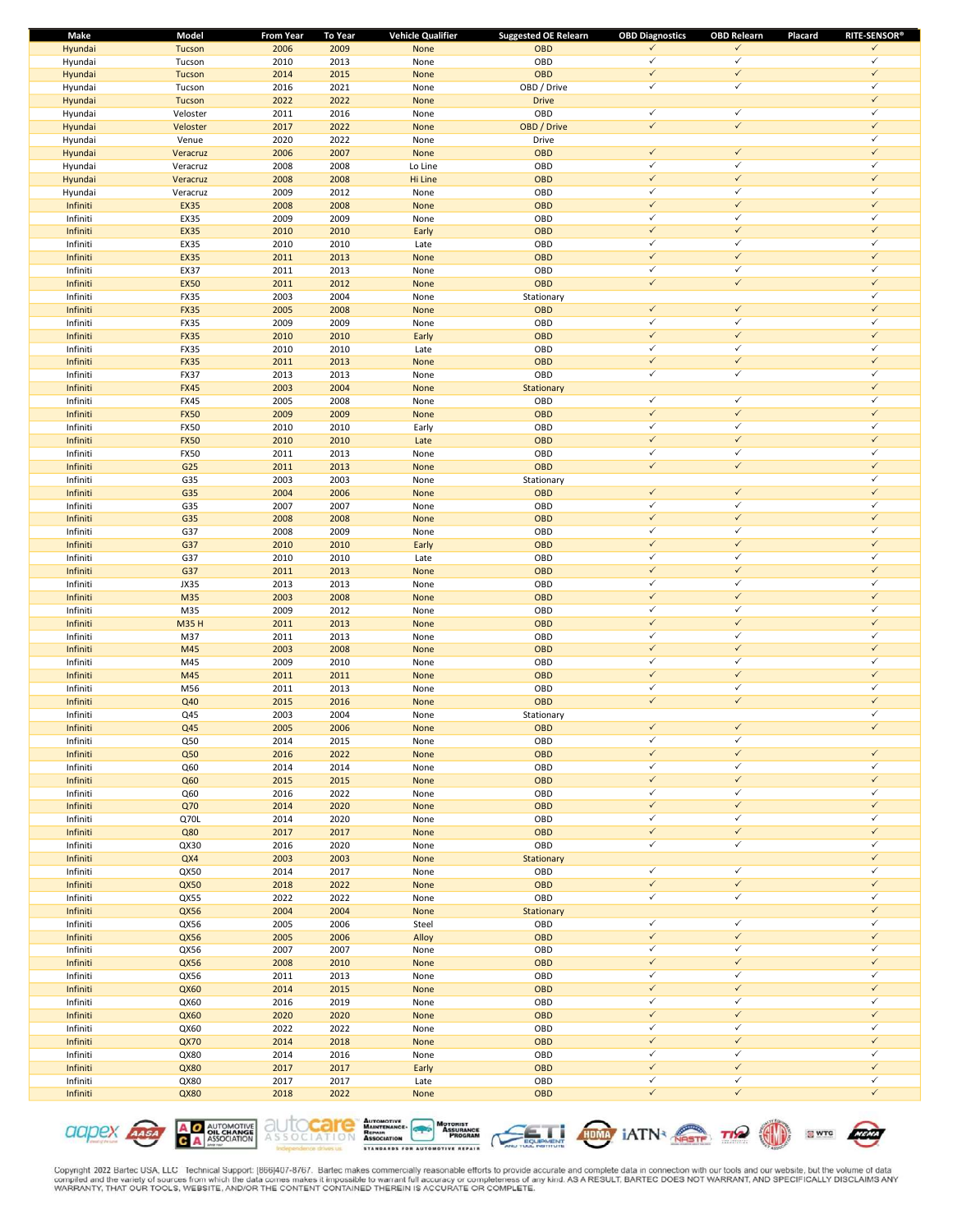| Make | Model | From Year | To Year | Vehicle Qualifier | Suggested OE Relearn | OBD Diagnostics | OBD Relearn | Placard | RITE-SENSOR® |
|---|---|---|---|---|---|---|---|---|---|
| Hyundai | Tucson | 2006 | 2009 | None | OBD | ✓ | ✓ | | ✓ |
| Hyundai | Tucson | 2010 | 2013 | None | OBD | ✓ | ✓ | | ✓ |
| Hyundai | Tucson | 2014 | 2015 | None | OBD | ✓ | ✓ | | ✓ |
| Hyundai | Tucson | 2016 | 2021 | None | OBD / Drive | ✓ | ✓ | | ✓ |
| Hyundai | Tucson | 2022 | 2022 | None | Drive | | | | ✓ |
| Hyundai | Veloster | 2011 | 2016 | None | OBD | ✓ | ✓ | | ✓ |
| Hyundai | Veloster | 2017 | 2022 | None | OBD / Drive | ✓ | ✓ | | ✓ |
| Hyundai | Venue | 2020 | 2022 | None | Drive | | | | ✓ |
| Hyundai | Veracruz | 2006 | 2007 | None | OBD | ✓ | ✓ | | ✓ |
| Hyundai | Veracruz | 2008 | 2008 | Lo Line | OBD | ✓ | ✓ | | ✓ |
| Hyundai | Veracruz | 2008 | 2008 | Hi Line | OBD | ✓ | ✓ | | ✓ |
| Hyundai | Veracruz | 2009 | 2012 | None | OBD | ✓ | ✓ | | ✓ |
| Infiniti | EX35 | 2008 | 2008 | None | OBD | ✓ | ✓ | | ✓ |
| Infiniti | EX35 | 2009 | 2009 | None | OBD | ✓ | ✓ | | ✓ |
| Infiniti | EX35 | 2010 | 2010 | Early | OBD | ✓ | ✓ | | ✓ |
| Infiniti | EX35 | 2010 | 2010 | Late | OBD | ✓ | ✓ | | ✓ |
| Infiniti | EX35 | 2011 | 2013 | None | OBD | ✓ | ✓ | | ✓ |
| Infiniti | EX37 | 2011 | 2013 | None | OBD | ✓ | ✓ | | ✓ |
| Infiniti | EX50 | 2011 | 2012 | None | OBD | ✓ | ✓ | | ✓ |
| Infiniti | FX35 | 2003 | 2004 | None | Stationary | | | | ✓ |
| Infiniti | FX35 | 2005 | 2008 | None | OBD | ✓ | ✓ | | ✓ |
| Infiniti | FX35 | 2009 | 2009 | None | OBD | ✓ | ✓ | | ✓ |
| Infiniti | FX35 | 2010 | 2010 | Early | OBD | ✓ | ✓ | | ✓ |
| Infiniti | FX35 | 2010 | 2010 | Late | OBD | ✓ | ✓ | | ✓ |
| Infiniti | FX35 | 2011 | 2013 | None | OBD | ✓ | ✓ | | ✓ |
| Infiniti | FX37 | 2013 | 2013 | None | OBD | ✓ | ✓ | | ✓ |
| Infiniti | FX45 | 2003 | 2004 | None | Stationary | | | | ✓ |
| Infiniti | FX45 | 2005 | 2008 | None | OBD | ✓ | ✓ | | ✓ |
| Infiniti | FX50 | 2009 | 2009 | None | OBD | ✓ | ✓ | | ✓ |
| Infiniti | FX50 | 2010 | 2010 | Early | OBD | ✓ | ✓ | | ✓ |
| Infiniti | FX50 | 2010 | 2010 | Late | OBD | ✓ | ✓ | | ✓ |
| Infiniti | FX50 | 2011 | 2013 | None | OBD | ✓ | ✓ | | ✓ |
| Infiniti | G25 | 2011 | 2013 | None | OBD | ✓ | ✓ | | ✓ |
| Infiniti | G35 | 2003 | 2003 | None | Stationary | | | | ✓ |
| Infiniti | G35 | 2004 | 2006 | None | OBD | ✓ | ✓ | | ✓ |
| Infiniti | G35 | 2007 | 2007 | None | OBD | ✓ | ✓ | | ✓ |
| Infiniti | G35 | 2008 | 2008 | None | OBD | ✓ | ✓ | | ✓ |
| Infiniti | G37 | 2008 | 2009 | None | OBD | ✓ | ✓ | | ✓ |
| Infiniti | G37 | 2010 | 2010 | Early | OBD | ✓ | ✓ | | ✓ |
| Infiniti | G37 | 2010 | 2010 | Late | OBD | ✓ | ✓ | | ✓ |
| Infiniti | G37 | 2011 | 2013 | None | OBD | ✓ | ✓ | | ✓ |
| Infiniti | JX35 | 2013 | 2013 | None | OBD | ✓ | ✓ | | ✓ |
| Infiniti | M35 | 2003 | 2008 | None | OBD | ✓ | ✓ | | ✓ |
| Infiniti | M35 | 2009 | 2012 | None | OBD | ✓ | ✓ | | ✓ |
| Infiniti | M35 H | 2011 | 2013 | None | OBD | ✓ | ✓ | | ✓ |
| Infiniti | M37 | 2011 | 2013 | None | OBD | ✓ | ✓ | | ✓ |
| Infiniti | M45 | 2003 | 2008 | None | OBD | ✓ | ✓ | | ✓ |
| Infiniti | M45 | 2009 | 2010 | None | OBD | ✓ | ✓ | | ✓ |
| Infiniti | M45 | 2011 | 2011 | None | OBD | ✓ | ✓ | | ✓ |
| Infiniti | M56 | 2011 | 2013 | None | OBD | ✓ | ✓ | | ✓ |
| Infiniti | Q40 | 2015 | 2016 | None | OBD | ✓ | ✓ | | ✓ |
| Infiniti | Q45 | 2003 | 2004 | None | Stationary | | | | ✓ |
| Infiniti | Q45 | 2005 | 2006 | None | OBD | ✓ | ✓ | | ✓ |
| Infiniti | Q50 | 2014 | 2015 | None | OBD | ✓ | ✓ | | |
| Infiniti | Q50 | 2016 | 2022 | None | OBD | ✓ | ✓ | | ✓ |
| Infiniti | Q60 | 2014 | 2014 | None | OBD | ✓ | ✓ | | ✓ |
| Infiniti | Q60 | 2015 | 2015 | None | OBD | ✓ | ✓ | | ✓ |
| Infiniti | Q60 | 2016 | 2022 | None | OBD | ✓ | ✓ | | ✓ |
| Infiniti | Q70 | 2014 | 2020 | None | OBD | ✓ | ✓ | | ✓ |
| Infiniti | Q70L | 2014 | 2020 | None | OBD | ✓ | ✓ | | ✓ |
| Infiniti | Q80 | 2017 | 2017 | None | OBD | ✓ | ✓ | | ✓ |
| Infiniti | QX30 | 2016 | 2020 | None | OBD | ✓ | ✓ | | ✓ |
| Infiniti | QX4 | 2003 | 2003 | None | Stationary | | | | ✓ |
| Infiniti | QX50 | 2014 | 2017 | None | OBD | ✓ | ✓ | | ✓ |
| Infiniti | QX50 | 2018 | 2022 | None | OBD | ✓ | ✓ | | ✓ |
| Infiniti | QX55 | 2022 | 2022 | None | OBD | ✓ | ✓ | | ✓ |
| Infiniti | QX56 | 2004 | 2004 | None | Stationary | | | | ✓ |
| Infiniti | QX56 | 2005 | 2006 | Steel | OBD | ✓ | ✓ | | ✓ |
| Infiniti | QX56 | 2005 | 2006 | Alloy | OBD | ✓ | ✓ | | ✓ |
| Infiniti | QX56 | 2007 | 2007 | None | OBD | ✓ | ✓ | | ✓ |
| Infiniti | QX56 | 2008 | 2010 | None | OBD | ✓ | ✓ | | ✓ |
| Infiniti | QX56 | 2011 | 2013 | None | OBD | ✓ | ✓ | | ✓ |
| Infiniti | QX60 | 2014 | 2015 | None | OBD | ✓ | ✓ | | ✓ |
| Infiniti | QX60 | 2016 | 2019 | None | OBD | ✓ | ✓ | | ✓ |
| Infiniti | QX60 | 2020 | 2020 | None | OBD | ✓ | ✓ | | ✓ |
| Infiniti | QX60 | 2022 | 2022 | None | OBD | ✓ | ✓ | | ✓ |
| Infiniti | QX70 | 2014 | 2018 | None | OBD | ✓ | ✓ | | ✓ |
| Infiniti | QX80 | 2014 | 2016 | None | OBD | ✓ | ✓ | | ✓ |
| Infiniti | QX80 | 2017 | 2017 | Early | OBD | ✓ | ✓ | | ✓ |
| Infiniti | QX80 | 2017 | 2017 | Late | OBD | ✓ | ✓ | | ✓ |
| Infiniti | QX80 | 2018 | 2022 | None | OBD | ✓ | ✓ | | ✓ |

Copyright 2022 Bartec USA, LLC Technical Support: (866)407-8767. Bartec makes commercially reasonable efforts to provide accurate and complete data in connection with our tools and our website, but the volume of data compiled and the variety of sources from which the data comes makes it impossible to warrant full accuracy or completeness of any kind. AS A RESULT, BARTEC DOES NOT WARRANT, AND SPECIFICALLY DISCLAIMS ANY WARRANTY, THAT OUR TOOLS, WEBSITE, AND/OR THE CONTENT CONTAINED THEREIN IS ACCURATE OR COMPLETE.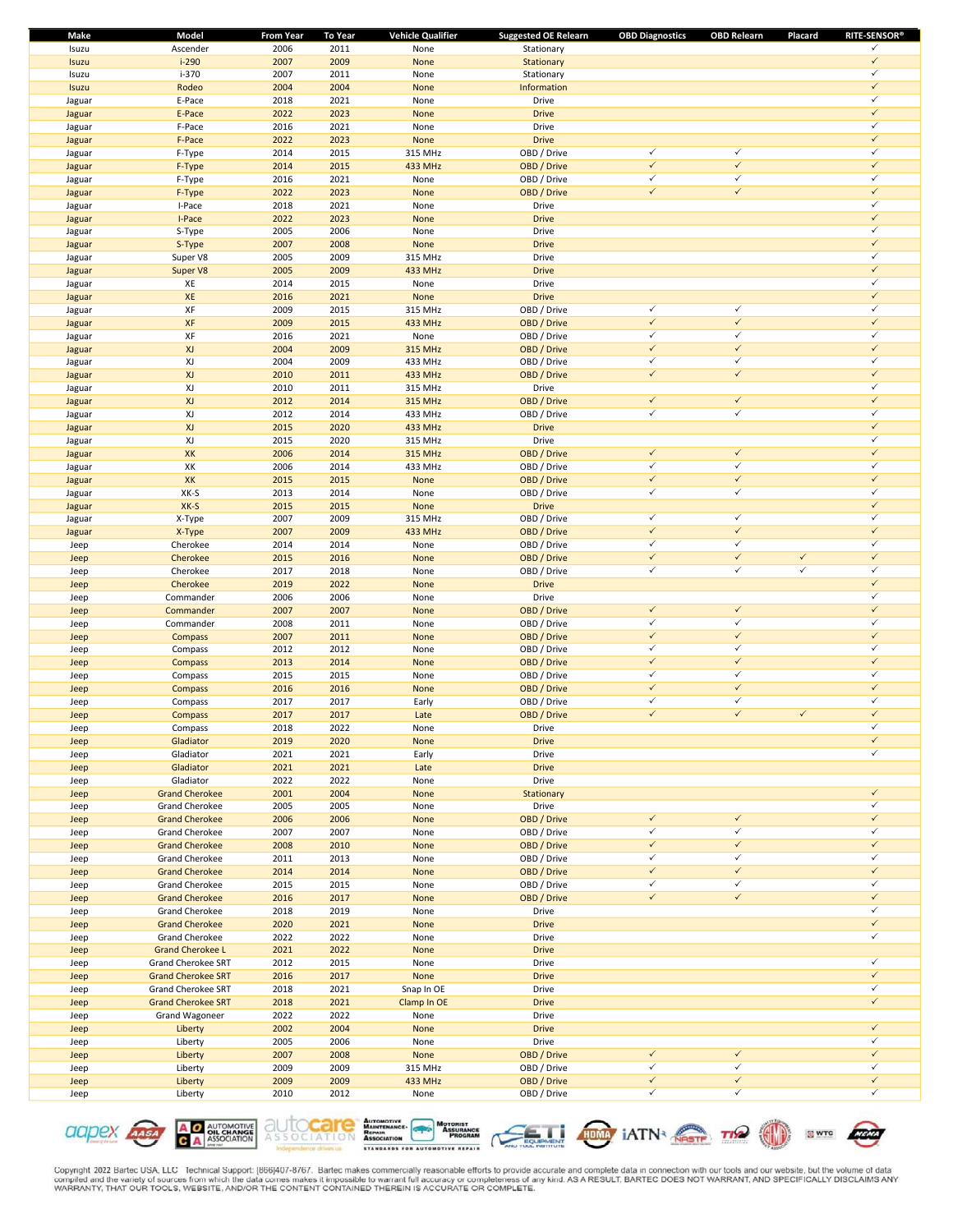| Make | Model | From Year | To Year | Vehicle Qualifier | Suggested OE Relearn | OBD Diagnostics | OBD Relearn | Placard | RITE-SENSOR® |
|---|---|---|---|---|---|---|---|---|---|
| Isuzu | Ascender | 2006 | 2011 | None | Stationary | | | | ✓ |
| Isuzu | i-290 | 2007 | 2009 | None | Stationary | | | | ✓ |
| Isuzu | i-370 | 2007 | 2011 | None | Stationary | | | | ✓ |
| Isuzu | Rodeo | 2004 | 2004 | None | Information | | | | ✓ |
| Jaguar | E-Pace | 2018 | 2021 | None | Drive | | | | ✓ |
| Jaguar | E-Pace | 2022 | 2023 | None | Drive | | | | ✓ |
| Jaguar | F-Pace | 2016 | 2021 | None | Drive | | | | ✓ |
| Jaguar | F-Pace | 2022 | 2023 | None | Drive | | | | ✓ |
| Jaguar | F-Type | 2014 | 2015 | 315 MHz | OBD / Drive | ✓ | ✓ | | ✓ |
| Jaguar | F-Type | 2014 | 2015 | 433 MHz | OBD / Drive | ✓ | ✓ | | ✓ |
| Jaguar | F-Type | 2016 | 2021 | None | OBD / Drive | ✓ | ✓ | | ✓ |
| Jaguar | F-Type | 2022 | 2023 | None | OBD / Drive | ✓ | ✓ | | ✓ |
| Jaguar | I-Pace | 2018 | 2021 | None | Drive | | | | ✓ |
| Jaguar | I-Pace | 2022 | 2023 | None | Drive | | | | ✓ |
| Jaguar | S-Type | 2005 | 2006 | None | Drive | | | | ✓ |
| Jaguar | S-Type | 2007 | 2008 | None | Drive | | | | ✓ |
| Jaguar | Super V8 | 2005 | 2009 | 315 MHz | Drive | | | | ✓ |
| Jaguar | Super V8 | 2005 | 2009 | 433 MHz | Drive | | | | ✓ |
| Jaguar | XE | 2014 | 2015 | None | Drive | | | | ✓ |
| Jaguar | XE | 2016 | 2021 | None | Drive | | | | ✓ |
| Jaguar | XF | 2009 | 2015 | 315 MHz | OBD / Drive | ✓ | ✓ | | ✓ |
| Jaguar | XF | 2009 | 2015 | 433 MHz | OBD / Drive | ✓ | ✓ | | ✓ |
| Jaguar | XF | 2016 | 2021 | None | OBD / Drive | ✓ | ✓ | | ✓ |
| Jaguar | XJ | 2004 | 2009 | 315 MHz | OBD / Drive | ✓ | ✓ | | ✓ |
| Jaguar | XJ | 2004 | 2009 | 433 MHz | OBD / Drive | ✓ | ✓ | | ✓ |
| Jaguar | XJ | 2010 | 2011 | 433 MHz | OBD / Drive | ✓ | ✓ | | ✓ |
| Jaguar | XJ | 2010 | 2011 | 315 MHz | Drive | | | | ✓ |
| Jaguar | XJ | 2012 | 2014 | 315 MHz | OBD / Drive | ✓ | ✓ | | ✓ |
| Jaguar | XJ | 2012 | 2014 | 433 MHz | OBD / Drive | ✓ | ✓ | | ✓ |
| Jaguar | XJ | 2015 | 2020 | 433 MHz | Drive | | | | ✓ |
| Jaguar | XJ | 2015 | 2020 | 315 MHz | Drive | | | | ✓ |
| Jaguar | XK | 2006 | 2014 | 315 MHz | OBD / Drive | ✓ | ✓ | | ✓ |
| Jaguar | XK | 2006 | 2014 | 433 MHz | OBD / Drive | ✓ | ✓ | | ✓ |
| Jaguar | XK | 2015 | 2015 | None | OBD / Drive | ✓ | ✓ | | ✓ |
| Jaguar | XK-S | 2013 | 2014 | None | OBD / Drive | ✓ | ✓ | | ✓ |
| Jaguar | XK-S | 2015 | 2015 | None | Drive | | | | ✓ |
| Jaguar | X-Type | 2007 | 2009 | 315 MHz | OBD / Drive | ✓ | ✓ | | ✓ |
| Jaguar | X-Type | 2007 | 2009 | 433 MHz | OBD / Drive | ✓ | ✓ | | ✓ |
| Jeep | Cherokee | 2014 | 2014 | None | OBD / Drive | ✓ | ✓ | | ✓ |
| Jeep | Cherokee | 2015 | 2016 | None | OBD / Drive | ✓ | ✓ | ✓ | ✓ |
| Jeep | Cherokee | 2017 | 2018 | None | OBD / Drive | ✓ | ✓ | ✓ | ✓ |
| Jeep | Cherokee | 2019 | 2022 | None | Drive | | | | ✓ |
| Jeep | Commander | 2006 | 2006 | None | Drive | | | | ✓ |
| Jeep | Commander | 2007 | 2007 | None | OBD / Drive | ✓ | ✓ | | ✓ |
| Jeep | Commander | 2008 | 2011 | None | OBD / Drive | ✓ | ✓ | | ✓ |
| Jeep | Compass | 2007 | 2011 | None | OBD / Drive | ✓ | ✓ | | ✓ |
| Jeep | Compass | 2012 | 2012 | None | OBD / Drive | ✓ | ✓ | | ✓ |
| Jeep | Compass | 2013 | 2014 | None | OBD / Drive | ✓ | ✓ | | ✓ |
| Jeep | Compass | 2015 | 2015 | None | OBD / Drive | ✓ | ✓ | | ✓ |
| Jeep | Compass | 2016 | 2016 | None | OBD / Drive | ✓ | ✓ | | ✓ |
| Jeep | Compass | 2017 | 2017 | Early | OBD / Drive | ✓ | ✓ | | ✓ |
| Jeep | Compass | 2017 | 2017 | Late | OBD / Drive | ✓ | ✓ | ✓ | ✓ |
| Jeep | Compass | 2018 | 2022 | None | Drive | | | | ✓ |
| Jeep | Gladiator | 2019 | 2020 | None | Drive | | | | ✓ |
| Jeep | Gladiator | 2021 | 2021 | Early | Drive | | | | ✓ |
| Jeep | Gladiator | 2021 | 2021 | Late | Drive | | | | |
| Jeep | Gladiator | 2022 | 2022 | None | Drive | | | | |
| Jeep | Grand Cherokee | 2001 | 2004 | None | Stationary | | | | ✓ |
| Jeep | Grand Cherokee | 2005 | 2005 | None | Drive | | | | ✓ |
| Jeep | Grand Cherokee | 2006 | 2006 | None | OBD / Drive | ✓ | ✓ | | ✓ |
| Jeep | Grand Cherokee | 2007 | 2007 | None | OBD / Drive | ✓ | ✓ | | ✓ |
| Jeep | Grand Cherokee | 2008 | 2010 | None | OBD / Drive | ✓ | ✓ | | ✓ |
| Jeep | Grand Cherokee | 2011 | 2013 | None | OBD / Drive | ✓ | ✓ | | ✓ |
| Jeep | Grand Cherokee | 2014 | 2014 | None | OBD / Drive | ✓ | ✓ | | ✓ |
| Jeep | Grand Cherokee | 2015 | 2015 | None | OBD / Drive | ✓ | ✓ | | ✓ |
| Jeep | Grand Cherokee | 2016 | 2017 | None | OBD / Drive | ✓ | ✓ | | ✓ |
| Jeep | Grand Cherokee | 2018 | 2019 | None | Drive | | | | ✓ |
| Jeep | Grand Cherokee | 2020 | 2021 | None | Drive | | | | ✓ |
| Jeep | Grand Cherokee | 2022 | 2022 | None | Drive | | | | ✓ |
| Jeep | Grand Cherokee L | 2021 | 2022 | None | Drive | | | | |
| Jeep | Grand Cherokee SRT | 2012 | 2015 | None | Drive | | | | ✓ |
| Jeep | Grand Cherokee SRT | 2016 | 2017 | None | Drive | | | | ✓ |
| Jeep | Grand Cherokee SRT | 2018 | 2021 | Snap In OE | Drive | | | | ✓ |
| Jeep | Grand Cherokee SRT | 2018 | 2021 | Clamp In OE | Drive | | | | ✓ |
| Jeep | Grand Wagoneer | 2022 | 2022 | None | Drive | | | | |
| Jeep | Liberty | 2002 | 2004 | None | Drive | | | | ✓ |
| Jeep | Liberty | 2005 | 2006 | None | Drive | | | | ✓ |
| Jeep | Liberty | 2007 | 2008 | None | OBD / Drive | ✓ | ✓ | | ✓ |
| Jeep | Liberty | 2009 | 2009 | 315 MHz | OBD / Drive | ✓ | ✓ | | ✓ |
| Jeep | Liberty | 2009 | 2009 | 433 MHz | OBD / Drive | ✓ | ✓ | | ✓ |
| Jeep | Liberty | 2010 | 2012 | None | OBD / Drive | ✓ | ✓ | | ✓ |

Copyright 2022 Bartec USA, LLC Technical Support: (866)407-8767. Bartec makes commercially reasonable efforts to provide accurate and complete data in connection with our tools and our website, but the volume of data compiled and the variety of sources from which the data comes makes it impossible to warrant full accuracy or completeness of any kind. AS A RESULT, BARTEC DOES NOT WARRANT, AND SPECIFICALLY DISCLAIMS ANY WARRANTY, THAT OUR TOOLS, WEBSITE, AND/OR THE CONTENT CONTAINED THEREIN IS ACCURATE OR COMPLETE.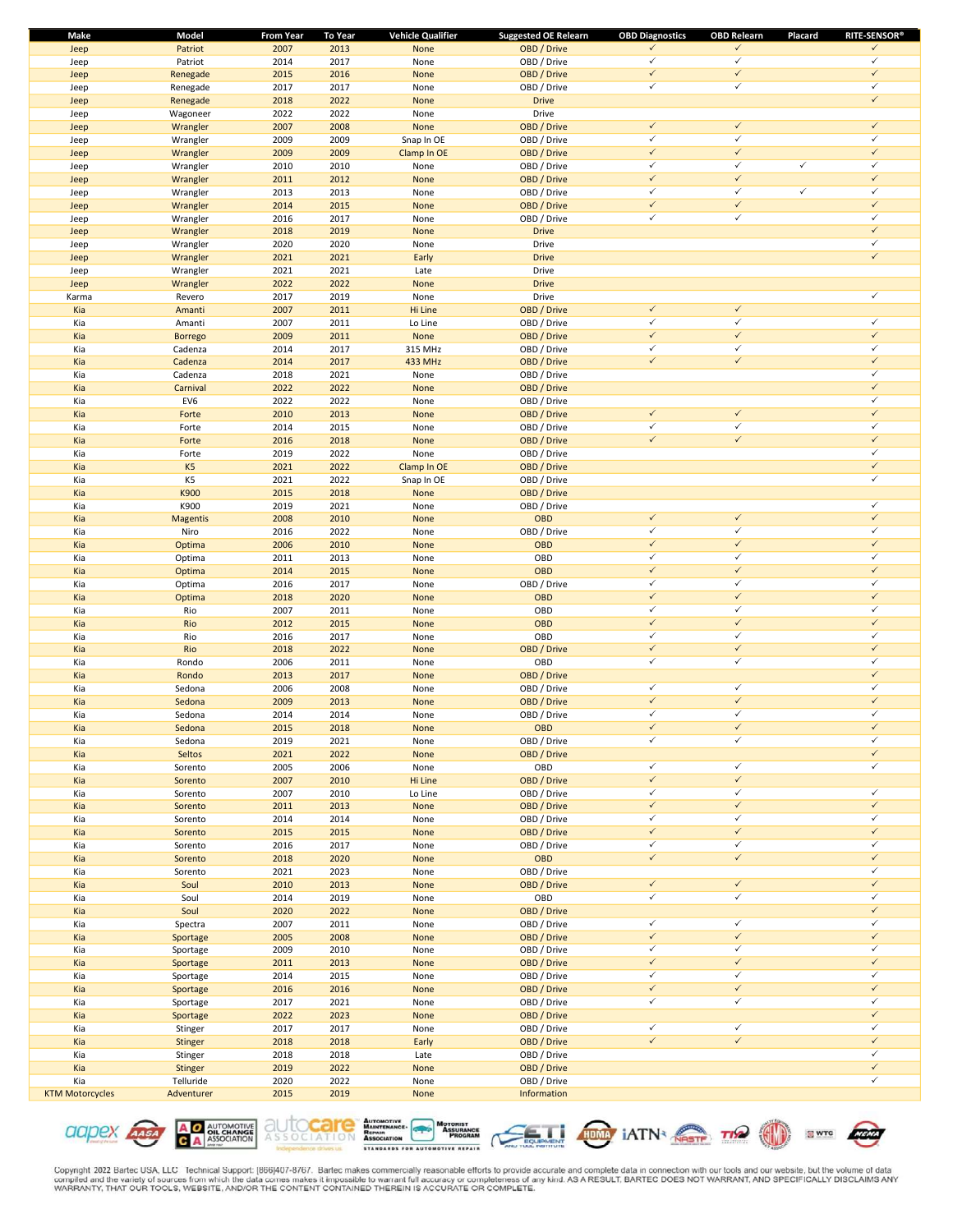| Make | Model | From Year | To Year | Vehicle Qualifier | Suggested OE Relearn | OBD Diagnostics | OBD Relearn | Placard | RITE-SENSOR® |
|---|---|---|---|---|---|---|---|---|---|
| Jeep | Patriot | 2007 | 2013 | None | OBD / Drive | ✓ | ✓ | | ✓ |
| Jeep | Patriot | 2014 | 2017 | None | OBD / Drive | ✓ | ✓ | | ✓ |
| Jeep | Renegade | 2015 | 2016 | None | OBD / Drive | ✓ | ✓ | | ✓ |
| Jeep | Renegade | 2017 | 2017 | None | OBD / Drive | ✓ | ✓ | | ✓ |
| Jeep | Renegade | 2018 | 2022 | None | Drive | | | | ✓ |
| Jeep | Wagoneer | 2022 | 2022 | None | Drive | | | | |
| Jeep | Wrangler | 2007 | 2008 | None | OBD / Drive | ✓ | ✓ | | ✓ |
| Jeep | Wrangler | 2009 | 2009 | Snap In OE | OBD / Drive | ✓ | ✓ | | ✓ |
| Jeep | Wrangler | 2009 | 2009 | Clamp In OE | OBD / Drive | ✓ | ✓ | | ✓ |
| Jeep | Wrangler | 2010 | 2010 | None | OBD / Drive | ✓ | ✓ | ✓ | ✓ |
| Jeep | Wrangler | 2011 | 2012 | None | OBD / Drive | ✓ | ✓ | | ✓ |
| Jeep | Wrangler | 2013 | 2013 | None | OBD / Drive | ✓ | ✓ | ✓ | ✓ |
| Jeep | Wrangler | 2014 | 2015 | None | OBD / Drive | ✓ | ✓ | | ✓ |
| Jeep | Wrangler | 2016 | 2017 | None | OBD / Drive | ✓ | ✓ | | ✓ |
| Jeep | Wrangler | 2018 | 2019 | None | Drive | | | | ✓ |
| Jeep | Wrangler | 2020 | 2020 | None | Drive | | | | ✓ |
| Jeep | Wrangler | 2021 | 2021 | Early | Drive | | | | ✓ |
| Jeep | Wrangler | 2021 | 2021 | Late | Drive | | | | |
| Jeep | Wrangler | 2022 | 2022 | None | Drive | | | | |
| Karma | Revero | 2017 | 2019 | None | Drive | | | | ✓ |
| Kia | Amanti | 2007 | 2011 | Hi Line | OBD / Drive | ✓ | ✓ | | |
| Kia | Amanti | 2007 | 2011 | Lo Line | OBD / Drive | ✓ | ✓ | | ✓ |
| Kia | Borrego | 2009 | 2011 | None | OBD / Drive | ✓ | ✓ | | ✓ |
| Kia | Cadenza | 2014 | 2017 | 315 MHz | OBD / Drive | ✓ | ✓ | | ✓ |
| Kia | Cadenza | 2014 | 2017 | 433 MHz | OBD / Drive | ✓ | ✓ | | ✓ |
| Kia | Cadenza | 2018 | 2021 | None | OBD / Drive | | | | ✓ |
| Kia | Carnival | 2022 | 2022 | None | OBD / Drive | | | | ✓ |
| Kia | EV6 | 2022 | 2022 | None | OBD / Drive | | | | ✓ |
| Kia | Forte | 2010 | 2013 | None | OBD / Drive | ✓ | ✓ | | ✓ |
| Kia | Forte | 2014 | 2015 | None | OBD / Drive | ✓ | ✓ | | ✓ |
| Kia | Forte | 2016 | 2018 | None | OBD / Drive | ✓ | ✓ | | ✓ |
| Kia | Forte | 2019 | 2022 | None | OBD / Drive | | | | ✓ |
| Kia | K5 | 2021 | 2022 | Clamp In OE | OBD / Drive | | | | ✓ |
| Kia | K5 | 2021 | 2022 | Snap In OE | OBD / Drive | | | | ✓ |
| Kia | K900 | 2015 | 2018 | None | OBD / Drive | | | | |
| Kia | K900 | 2019 | 2021 | None | OBD / Drive | | | | ✓ |
| Kia | Magentis | 2008 | 2010 | None | OBD | ✓ | ✓ | | ✓ |
| Kia | Niro | 2016 | 2022 | None | OBD / Drive | ✓ | ✓ | | ✓ |
| Kia | Optima | 2006 | 2010 | None | OBD | ✓ | ✓ | | ✓ |
| Kia | Optima | 2011 | 2013 | None | OBD | ✓ | ✓ | | ✓ |
| Kia | Optima | 2014 | 2015 | None | OBD | ✓ | ✓ | | ✓ |
| Kia | Optima | 2016 | 2017 | None | OBD / Drive | ✓ | ✓ | | ✓ |
| Kia | Optima | 2018 | 2020 | None | OBD | ✓ | ✓ | | ✓ |
| Kia | Rio | 2007 | 2011 | None | OBD | ✓ | ✓ | | ✓ |
| Kia | Rio | 2012 | 2015 | None | OBD | ✓ | ✓ | | ✓ |
| Kia | Rio | 2016 | 2017 | None | OBD | ✓ | ✓ | | ✓ |
| Kia | Rio | 2018 | 2022 | None | OBD / Drive | ✓ | ✓ | | ✓ |
| Kia | Rondo | 2006 | 2011 | None | OBD | ✓ | ✓ | | ✓ |
| Kia | Rondo | 2013 | 2017 | None | OBD / Drive | | | | ✓ |
| Kia | Sedona | 2006 | 2008 | None | OBD / Drive | ✓ | ✓ | | ✓ |
| Kia | Sedona | 2009 | 2013 | None | OBD / Drive | ✓ | ✓ | | ✓ |
| Kia | Sedona | 2014 | 2014 | None | OBD / Drive | ✓ | ✓ | | ✓ |
| Kia | Sedona | 2015 | 2018 | None | OBD | ✓ | ✓ | | ✓ |
| Kia | Sedona | 2019 | 2021 | None | OBD / Drive | ✓ | ✓ | | ✓ |
| Kia | Seltos | 2021 | 2022 | None | OBD / Drive | | | | ✓ |
| Kia | Sorento | 2005 | 2006 | None | OBD | ✓ | ✓ | | ✓ |
| Kia | Sorento | 2007 | 2010 | Hi Line | OBD / Drive | ✓ | ✓ | | |
| Kia | Sorento | 2007 | 2010 | Lo Line | OBD / Drive | ✓ | ✓ | | ✓ |
| Kia | Sorento | 2011 | 2013 | None | OBD / Drive | ✓ | ✓ | | ✓ |
| Kia | Sorento | 2014 | 2014 | None | OBD / Drive | ✓ | ✓ | | ✓ |
| Kia | Sorento | 2015 | 2015 | None | OBD / Drive | ✓ | ✓ | | ✓ |
| Kia | Sorento | 2016 | 2017 | None | OBD / Drive | ✓ | ✓ | | ✓ |
| Kia | Sorento | 2018 | 2020 | None | OBD | ✓ | ✓ | | ✓ |
| Kia | Sorento | 2021 | 2023 | None | OBD / Drive | | | | ✓ |
| Kia | Soul | 2010 | 2013 | None | OBD / Drive | ✓ | ✓ | | ✓ |
| Kia | Soul | 2014 | 2019 | None | OBD | ✓ | ✓ | | ✓ |
| Kia | Soul | 2020 | 2022 | None | OBD / Drive | | | | ✓ |
| Kia | Spectra | 2007 | 2011 | None | OBD / Drive | ✓ | ✓ | | ✓ |
| Kia | Sportage | 2005 | 2008 | None | OBD / Drive | ✓ | ✓ | | ✓ |
| Kia | Sportage | 2009 | 2010 | None | OBD / Drive | ✓ | ✓ | | ✓ |
| Kia | Sportage | 2011 | 2013 | None | OBD / Drive | ✓ | ✓ | | ✓ |
| Kia | Sportage | 2014 | 2015 | None | OBD / Drive | ✓ | ✓ | | ✓ |
| Kia | Sportage | 2016 | 2016 | None | OBD / Drive | ✓ | ✓ | | ✓ |
| Kia | Sportage | 2017 | 2021 | None | OBD / Drive | ✓ | ✓ | | ✓ |
| Kia | Sportage | 2022 | 2023 | None | OBD / Drive | | | | ✓ |
| Kia | Stinger | 2017 | 2017 | None | OBD / Drive | ✓ | ✓ | | ✓ |
| Kia | Stinger | 2018 | 2018 | Early | OBD / Drive | ✓ | ✓ | | ✓ |
| Kia | Stinger | 2018 | 2018 | Late | OBD / Drive | | | | ✓ |
| Kia | Stinger | 2019 | 2022 | None | OBD / Drive | | | | ✓ |
| Kia | Telluride | 2020 | 2022 | None | OBD / Drive | | | | ✓ |
| KTM Motorcycles | Adventurer | 2015 | 2019 | None | Information | | | | |

Copyright 2022 Bartec USA, LLC Technical Support: [866]407-8767. Bartec makes commercially reasonable efforts to provide accurate and complete data in connection with our tools and our website, but the volume of data compiled and the variety of sources from which the data comes makes it impossible to warrant full accuracy or completeness of any kind. AS A RESULT, BARTEC DOES NOT WARRANT, AND SPECIFICALLY DISCLAIMS ANY WARRANTY, THAT OUR TOOLS, WEBSITE, AND/OR THE CONTENT CONTAINED THEREIN IS ACCURATE OR COMPLETE.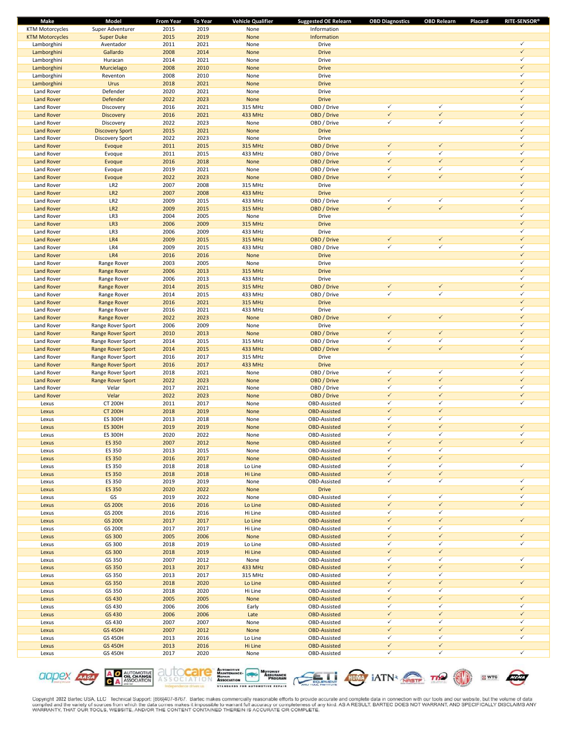| Make | Model | From Year | To Year | Vehicle Qualifier | Suggested OE Relearn | OBD Diagnostics | OBD Relearn | Placard | RITE-SENSOR® |
|---|---|---|---|---|---|---|---|---|---|
| KTM Motorcycles | Super Adventurer | 2015 | 2019 | None | Information | | | | |
| KTM Motorcycles | Super Duke | 2015 | 2019 | None | Information | | | | |
| Lamborghini | Aventador | 2011 | 2021 | None | Drive | | | | ✓ |
| Lamborghini | Gallardo | 2008 | 2014 | None | Drive | | | | ✓ |
| Lamborghini | Huracan | 2014 | 2021 | None | Drive | | | | ✓ |
| Lamborghini | Murcielago | 2008 | 2010 | None | Drive | | | | ✓ |
| Lamborghini | Reventon | 2008 | 2010 | None | Drive | | | | ✓ |
| Lamborghini | Urus | 2018 | 2021 | None | Drive | | | | ✓ |
| Land Rover | Defender | 2020 | 2021 | None | Drive | | | | ✓ |
| Land Rover | Defender | 2022 | 2023 | None | Drive | | | | ✓ |
| Land Rover | Discovery | 2016 | 2021 | 315 MHz | OBD / Drive | ✓ | ✓ | | ✓ |
| Land Rover | Discovery | 2016 | 2021 | 433 MHz | OBD / Drive | ✓ | ✓ | | ✓ |
| Land Rover | Discovery | 2022 | 2023 | None | OBD / Drive | ✓ | ✓ | | ✓ |
| Land Rover | Discovery Sport | 2015 | 2021 | None | Drive | | | | ✓ |
| Land Rover | Discovery Sport | 2022 | 2023 | None | Drive | | | | ✓ |
| Land Rover | Evoque | 2011 | 2015 | 315 MHz | OBD / Drive | ✓ | ✓ | | ✓ |
| Land Rover | Evoque | 2011 | 2015 | 433 MHz | OBD / Drive | ✓ | ✓ | | ✓ |
| Land Rover | Evoque | 2016 | 2018 | None | OBD / Drive | ✓ | ✓ | | ✓ |
| Land Rover | Evoque | 2019 | 2021 | None | OBD / Drive | ✓ | ✓ | | ✓ |
| Land Rover | Evoque | 2022 | 2023 | None | OBD / Drive | ✓ | ✓ | | ✓ |
| Land Rover | LR2 | 2007 | 2008 | 315 MHz | Drive | | | | ✓ |
| Land Rover | LR2 | 2007 | 2008 | 433 MHz | Drive | | | | ✓ |
| Land Rover | LR2 | 2009 | 2015 | 433 MHz | OBD / Drive | ✓ | ✓ | | ✓ |
| Land Rover | LR2 | 2009 | 2015 | 315 MHz | OBD / Drive | ✓ | ✓ | | ✓ |
| Land Rover | LR3 | 2004 | 2005 | None | Drive | | | | ✓ |
| Land Rover | LR3 | 2006 | 2009 | 315 MHz | Drive | | | | ✓ |
| Land Rover | LR3 | 2006 | 2009 | 433 MHz | Drive | | | | ✓ |
| Land Rover | LR4 | 2009 | 2015 | 315 MHz | OBD / Drive | ✓ | ✓ | | ✓ |
| Land Rover | LR4 | 2009 | 2015 | 433 MHz | OBD / Drive | ✓ | ✓ | | ✓ |
| Land Rover | LR4 | 2016 | 2016 | None | Drive | | | | ✓ |
| Land Rover | Range Rover | 2003 | 2005 | None | Drive | | | | ✓ |
| Land Rover | Range Rover | 2006 | 2013 | 315 MHz | Drive | | | | ✓ |
| Land Rover | Range Rover | 2006 | 2013 | 433 MHz | Drive | | | | ✓ |
| Land Rover | Range Rover | 2014 | 2015 | 315 MHz | OBD / Drive | ✓ | ✓ | | ✓ |
| Land Rover | Range Rover | 2014 | 2015 | 433 MHz | OBD / Drive | ✓ | ✓ | | ✓ |
| Land Rover | Range Rover | 2016 | 2021 | 315 MHz | Drive | | | | ✓ |
| Land Rover | Range Rover | 2016 | 2021 | 433 MHz | Drive | | | | ✓ |
| Land Rover | Range Rover | 2022 | 2023 | None | OBD / Drive | ✓ | ✓ | | ✓ |
| Land Rover | Range Rover Sport | 2006 | 2009 | None | Drive | | | | ✓ |
| Land Rover | Range Rover Sport | 2010 | 2013 | None | OBD / Drive | ✓ | ✓ | | ✓ |
| Land Rover | Range Rover Sport | 2014 | 2015 | 315 MHz | OBD / Drive | ✓ | ✓ | | ✓ |
| Land Rover | Range Rover Sport | 2014 | 2015 | 433 MHz | OBD / Drive | ✓ | ✓ | | ✓ |
| Land Rover | Range Rover Sport | 2016 | 2017 | 315 MHz | Drive | | | | ✓ |
| Land Rover | Range Rover Sport | 2016 | 2017 | 433 MHz | Drive | | | | ✓ |
| Land Rover | Range Rover Sport | 2018 | 2021 | None | OBD / Drive | ✓ | ✓ | | ✓ |
| Land Rover | Range Rover Sport | 2022 | 2023 | None | OBD / Drive | ✓ | ✓ | | ✓ |
| Land Rover | Velar | 2017 | 2021 | None | OBD / Drive | ✓ | ✓ | | ✓ |
| Land Rover | Velar | 2022 | 2023 | None | OBD / Drive | ✓ | ✓ | | ✓ |
| Lexus | CT 200H | 2011 | 2017 | None | OBD-Assisted | ✓ | ✓ | | ✓ |
| Lexus | CT 200H | 2018 | 2019 | None | OBD-Assisted | ✓ | ✓ | | |
| Lexus | ES 300H | 2013 | 2018 | None | OBD-Assisted | ✓ | ✓ | | |
| Lexus | ES 300H | 2019 | 2019 | None | OBD-Assisted | ✓ | ✓ | | ✓ |
| Lexus | ES 300H | 2020 | 2022 | None | OBD-Assisted | ✓ | ✓ | | ✓ |
| Lexus | ES 350 | 2007 | 2012 | None | OBD-Assisted | ✓ | ✓ | | ✓ |
| Lexus | ES 350 | 2013 | 2015 | None | OBD-Assisted | ✓ | ✓ | | |
| Lexus | ES 350 | 2016 | 2017 | None | OBD-Assisted | ✓ | ✓ | | |
| Lexus | ES 350 | 2018 | 2018 | Lo Line | OBD-Assisted | ✓ | ✓ | | ✓ |
| Lexus | ES 350 | 2018 | 2018 | Hi Line | OBD-Assisted | ✓ | ✓ | | |
| Lexus | ES 350 | 2019 | 2019 | None | OBD-Assisted | ✓ | ✓ | | ✓ |
| Lexus | ES 350 | 2020 | 2022 | None | Drive | | | | ✓ |
| Lexus | GS | 2019 | 2022 | None | OBD-Assisted | ✓ | ✓ | | ✓ |
| Lexus | GS 200t | 2016 | 2016 | Lo Line | OBD-Assisted | ✓ | ✓ | | ✓ |
| Lexus | GS 200t | 2016 | 2016 | Hi Line | OBD-Assisted | ✓ | ✓ | | |
| Lexus | GS 200t | 2017 | 2017 | Lo Line | OBD-Assisted | ✓ | ✓ | | ✓ |
| Lexus | GS 200t | 2017 | 2017 | Hi Line | OBD-Assisted | ✓ | ✓ | | |
| Lexus | GS 300 | 2005 | 2006 | None | OBD-Assisted | ✓ | ✓ | | ✓ |
| Lexus | GS 300 | 2018 | 2019 | Lo Line | OBD-Assisted | ✓ | ✓ | | ✓ |
| Lexus | GS 300 | 2018 | 2019 | Hi Line | OBD-Assisted | ✓ | ✓ | | |
| Lexus | GS 350 | 2007 | 2012 | None | OBD-Assisted | ✓ | ✓ | | ✓ |
| Lexus | GS 350 | 2013 | 2017 | 433 MHz | OBD-Assisted | ✓ | ✓ | | ✓ |
| Lexus | GS 350 | 2013 | 2017 | 315 MHz | OBD-Assisted | ✓ | ✓ | | |
| Lexus | GS 350 | 2018 | 2020 | Lo Line | OBD-Assisted | ✓ | ✓ | | ✓ |
| Lexus | GS 350 | 2018 | 2020 | Hi Line | OBD-Assisted | ✓ | ✓ | | |
| Lexus | GS 430 | 2005 | 2005 | None | OBD-Assisted | ✓ | ✓ | | ✓ |
| Lexus | GS 430 | 2006 | 2006 | Early | OBD-Assisted | ✓ | ✓ | | ✓ |
| Lexus | GS 430 | 2006 | 2006 | Late | OBD-Assisted | ✓ | ✓ | | ✓ |
| Lexus | GS 430 | 2007 | 2007 | None | OBD-Assisted | ✓ | ✓ | | ✓ |
| Lexus | GS 450H | 2007 | 2012 | None | OBD-Assisted | ✓ | ✓ | | ✓ |
| Lexus | GS 450H | 2013 | 2016 | Lo Line | OBD-Assisted | ✓ | ✓ | | ✓ |
| Lexus | GS 450H | 2013 | 2016 | Hi Line | OBD-Assisted | ✓ | ✓ | | |
| Lexus | GS 450H | 2017 | 2020 | None | OBD-Assisted | ✓ | ✓ | | ✓ |

Copyright 2022 Bartec USA, LLC Technical Support: (866)407-8767. Bartec makes commercially reasonable efforts to provide accurate and complete data in connection with our tools and our website, but the volume of data compiled and the variety of sources from which the data comes makes it impossible to warrant full accuracy or completeness of any kind. AS A RESULT, BARTEC DOES NOT WARRANT, AND SPECIFICALLY DISCLAIMS ANY WARRANTY, THAT OUR TOOLS, WEBSITE, AND/OR THE CONTENT CONTAINED THEREIN IS ACCURATE OR COMPLETE.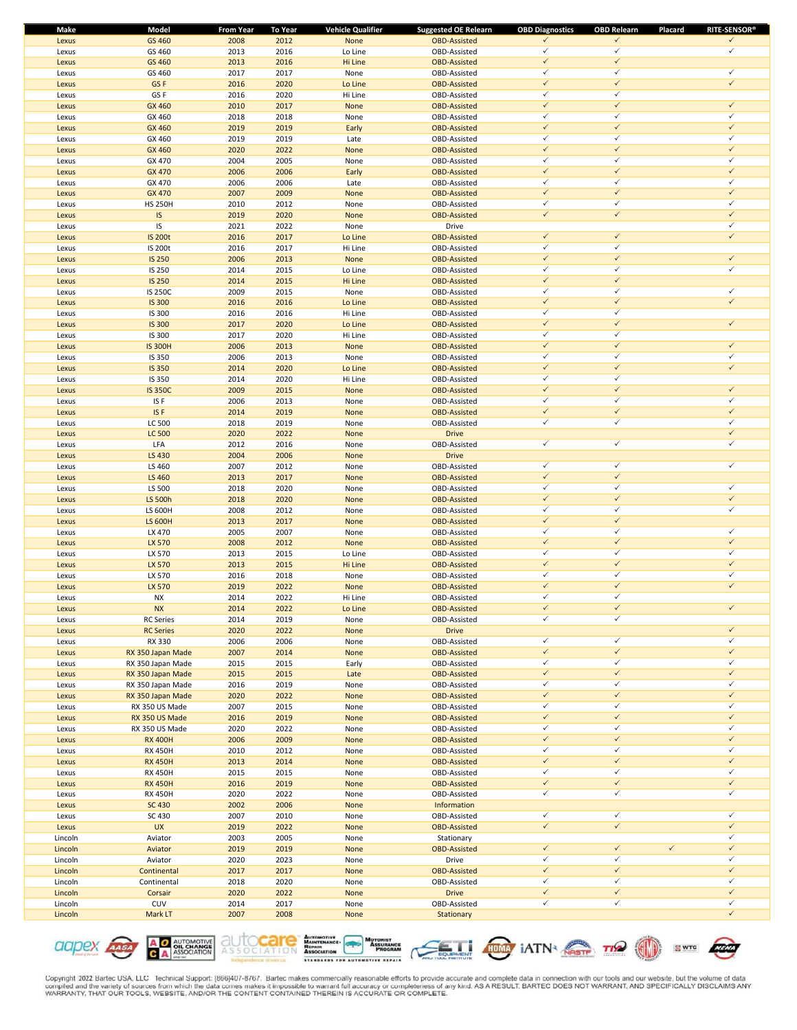| Make | Model | From Year | To Year | Vehicle Qualifier | Suggested OE Relearn | OBD Diagnostics | OBD Relearn | Placard | RITE-SENSOR® |
|---|---|---|---|---|---|---|---|---|---|
| Lexus | GS 460 | 2008 | 2012 | None | OBD-Assisted | ✓ | ✓ | | ✓ |
| Lexus | GS 460 | 2013 | 2016 | Lo Line | OBD-Assisted | ✓ | ✓ | | ✓ |
| Lexus | GS 460 | 2013 | 2016 | Hi Line | OBD-Assisted | ✓ | ✓ | | |
| Lexus | GS 460 | 2017 | 2017 | None | OBD-Assisted | ✓ | ✓ | | ✓ |
| Lexus | GS F | 2016 | 2020 | Lo Line | OBD-Assisted | ✓ | ✓ | | ✓ |
| Lexus | GS F | 2016 | 2020 | Hi Line | OBD-Assisted | ✓ | ✓ | | |
| Lexus | GX 460 | 2010 | 2017 | None | OBD-Assisted | ✓ | ✓ | | ✓ |
| Lexus | GX 460 | 2018 | 2018 | None | OBD-Assisted | ✓ | ✓ | | ✓ |
| Lexus | GX 460 | 2019 | 2019 | Early | OBD-Assisted | ✓ | ✓ | | ✓ |
| Lexus | GX 460 | 2019 | 2019 | Late | OBD-Assisted | ✓ | ✓ | | ✓ |
| Lexus | GX 460 | 2020 | 2022 | None | OBD-Assisted | ✓ | ✓ | | ✓ |
| Lexus | GX 470 | 2004 | 2005 | None | OBD-Assisted | ✓ | ✓ | | ✓ |
| Lexus | GX 470 | 2006 | 2006 | Early | OBD-Assisted | ✓ | ✓ | | ✓ |
| Lexus | GX 470 | 2006 | 2006 | Late | OBD-Assisted | ✓ | ✓ | | ✓ |
| Lexus | GX 470 | 2007 | 2009 | None | OBD-Assisted | ✓ | ✓ | | ✓ |
| Lexus | HS 250H | 2010 | 2012 | None | OBD-Assisted | ✓ | ✓ | | ✓ |
| Lexus | IS | 2019 | 2020 | None | OBD-Assisted | ✓ | ✓ | | ✓ |
| Lexus | IS | 2021 | 2022 | None | Drive | | | | ✓ |
| Lexus | IS 200t | 2016 | 2017 | Lo Line | OBD-Assisted | ✓ | ✓ | | ✓ |
| Lexus | IS 200t | 2016 | 2017 | Hi Line | OBD-Assisted | ✓ | ✓ | | |
| Lexus | IS 250 | 2006 | 2013 | None | OBD-Assisted | ✓ | ✓ | | ✓ |
| Lexus | IS 250 | 2014 | 2015 | Lo Line | OBD-Assisted | ✓ | ✓ | | ✓ |
| Lexus | IS 250 | 2014 | 2015 | Hi Line | OBD-Assisted | ✓ | ✓ | | |
| Lexus | IS 250C | 2009 | 2015 | None | OBD-Assisted | ✓ | ✓ | | ✓ |
| Lexus | IS 300 | 2016 | 2016 | Lo Line | OBD-Assisted | ✓ | ✓ | | ✓ |
| Lexus | IS 300 | 2016 | 2016 | Hi Line | OBD-Assisted | ✓ | ✓ | | |
| Lexus | IS 300 | 2017 | 2020 | Lo Line | OBD-Assisted | ✓ | ✓ | | ✓ |
| Lexus | IS 300 | 2017 | 2020 | Hi Line | OBD-Assisted | ✓ | ✓ | | |
| Lexus | IS 300H | 2006 | 2013 | None | OBD-Assisted | ✓ | ✓ | | ✓ |
| Lexus | IS 350 | 2006 | 2013 | None | OBD-Assisted | ✓ | ✓ | | ✓ |
| Lexus | IS 350 | 2014 | 2020 | Lo Line | OBD-Assisted | ✓ | ✓ | | ✓ |
| Lexus | IS 350 | 2014 | 2020 | Hi Line | OBD-Assisted | ✓ | ✓ | | |
| Lexus | IS 350C | 2009 | 2015 | None | OBD-Assisted | ✓ | ✓ | | ✓ |
| Lexus | IS F | 2006 | 2013 | None | OBD-Assisted | ✓ | ✓ | | ✓ |
| Lexus | IS F | 2014 | 2019 | None | OBD-Assisted | ✓ | ✓ | | ✓ |
| Lexus | LC 500 | 2018 | 2019 | None | OBD-Assisted | ✓ | ✓ | | ✓ |
| Lexus | LC 500 | 2020 | 2022 | None | Drive | | | | ✓ |
| Lexus | LFA | 2012 | 2016 | None | OBD-Assisted | ✓ | ✓ | | ✓ |
| Lexus | LS 430 | 2004 | 2006 | None | Drive | | | | |
| Lexus | LS 460 | 2007 | 2012 | None | OBD-Assisted | ✓ | ✓ | | ✓ |
| Lexus | LS 460 | 2013 | 2017 | None | OBD-Assisted | ✓ | ✓ | | |
| Lexus | LS 500 | 2018 | 2020 | None | OBD-Assisted | ✓ | ✓ | | ✓ |
| Lexus | LS 500h | 2018 | 2020 | None | OBD-Assisted | ✓ | ✓ | | ✓ |
| Lexus | LS 600H | 2008 | 2012 | None | OBD-Assisted | ✓ | ✓ | | ✓ |
| Lexus | LS 600H | 2013 | 2017 | None | OBD-Assisted | ✓ | ✓ | | |
| Lexus | LX 470 | 2005 | 2007 | None | OBD-Assisted | ✓ | ✓ | | ✓ |
| Lexus | LX 570 | 2008 | 2012 | None | OBD-Assisted | ✓ | ✓ | | ✓ |
| Lexus | LX 570 | 2013 | 2015 | Lo Line | OBD-Assisted | ✓ | ✓ | | ✓ |
| Lexus | LX 570 | 2013 | 2015 | Hi Line | OBD-Assisted | ✓ | ✓ | | ✓ |
| Lexus | LX 570 | 2016 | 2018 | None | OBD-Assisted | ✓ | ✓ | | ✓ |
| Lexus | LX 570 | 2019 | 2022 | None | OBD-Assisted | ✓ | ✓ | | ✓ |
| Lexus | NX | 2014 | 2022 | Hi Line | OBD-Assisted | ✓ | ✓ | | |
| Lexus | NX | 2014 | 2022 | Lo Line | OBD-Assisted | ✓ | ✓ | | ✓ |
| Lexus | RC Series | 2014 | 2019 | None | OBD-Assisted | ✓ | ✓ | | |
| Lexus | RC Series | 2020 | 2022 | None | Drive | | | | ✓ |
| Lexus | RX 330 | 2006 | 2006 | None | OBD-Assisted | ✓ | ✓ | | ✓ |
| Lexus | RX 350 Japan Made | 2007 | 2014 | None | OBD-Assisted | ✓ | ✓ | | ✓ |
| Lexus | RX 350 Japan Made | 2015 | 2015 | Early | OBD-Assisted | ✓ | ✓ | | ✓ |
| Lexus | RX 350 Japan Made | 2015 | 2015 | Late | OBD-Assisted | ✓ | ✓ | | ✓ |
| Lexus | RX 350 Japan Made | 2016 | 2019 | None | OBD-Assisted | ✓ | ✓ | | ✓ |
| Lexus | RX 350 Japan Made | 2020 | 2022 | None | OBD-Assisted | ✓ | ✓ | | ✓ |
| Lexus | RX 350 US Made | 2007 | 2015 | None | OBD-Assisted | ✓ | ✓ | | ✓ |
| Lexus | RX 350 US Made | 2016 | 2019 | None | OBD-Assisted | ✓ | ✓ | | ✓ |
| Lexus | RX 350 US Made | 2020 | 2022 | None | OBD-Assisted | ✓ | ✓ | | ✓ |
| Lexus | RX 400H | 2006 | 2009 | None | OBD-Assisted | ✓ | ✓ | | ✓ |
| Lexus | RX 450H | 2010 | 2012 | None | OBD-Assisted | ✓ | ✓ | | ✓ |
| Lexus | RX 450H | 2013 | 2014 | None | OBD-Assisted | ✓ | ✓ | | ✓ |
| Lexus | RX 450H | 2015 | 2015 | None | OBD-Assisted | ✓ | ✓ | | ✓ |
| Lexus | RX 450H | 2016 | 2019 | None | OBD-Assisted | ✓ | ✓ | | ✓ |
| Lexus | RX 450H | 2020 | 2022 | None | OBD-Assisted | ✓ | ✓ | | ✓ |
| Lexus | SC 430 | 2002 | 2006 | None | Information | | | | |
| Lexus | SC 430 | 2007 | 2010 | None | OBD-Assisted | ✓ | ✓ | | ✓ |
| Lexus | UX | 2019 | 2022 | None | OBD-Assisted | ✓ | ✓ | | ✓ |
| Lincoln | Aviator | 2003 | 2005 | None | Stationary | | | | ✓ |
| Lincoln | Aviator | 2019 | 2019 | None | OBD-Assisted | ✓ | ✓ | ✓ | ✓ |
| Lincoln | Aviator | 2020 | 2023 | None | Drive | ✓ | ✓ | | ✓ |
| Lincoln | Continental | 2017 | 2017 | None | OBD-Assisted | ✓ | ✓ | | ✓ |
| Lincoln | Continental | 2018 | 2020 | None | OBD-Assisted | ✓ | ✓ | | ✓ |
| Lincoln | Corsair | 2020 | 2022 | None | Drive | ✓ | ✓ | | ✓ |
| Lincoln | CUV | 2014 | 2017 | None | OBD-Assisted | ✓ | ✓ | | ✓ |
| Lincoln | Mark LT | 2007 | 2008 | None | Stationary | | | | ✓ |

Copyright 2022 Bartec USA, LLC Technical Support: (866)407-8767. Bartec makes commercially reasonable efforts to provide accurate and complete data in connection with our tools and our website, but the volume of data compiled and the variety of sources from which the data comes makes it impossible to warrant full accuracy or completeness of any kind. AS A RESULT, BARTEC DOES NOT WARRANT, AND SPECIFICALLY DISCLAIMS ANY WARRANTY, THAT OUR TOOLS, WEBSITE, AND/OR THE CONTENT CONTAINED THEREIN IS ACCURATE OR COMPLETE.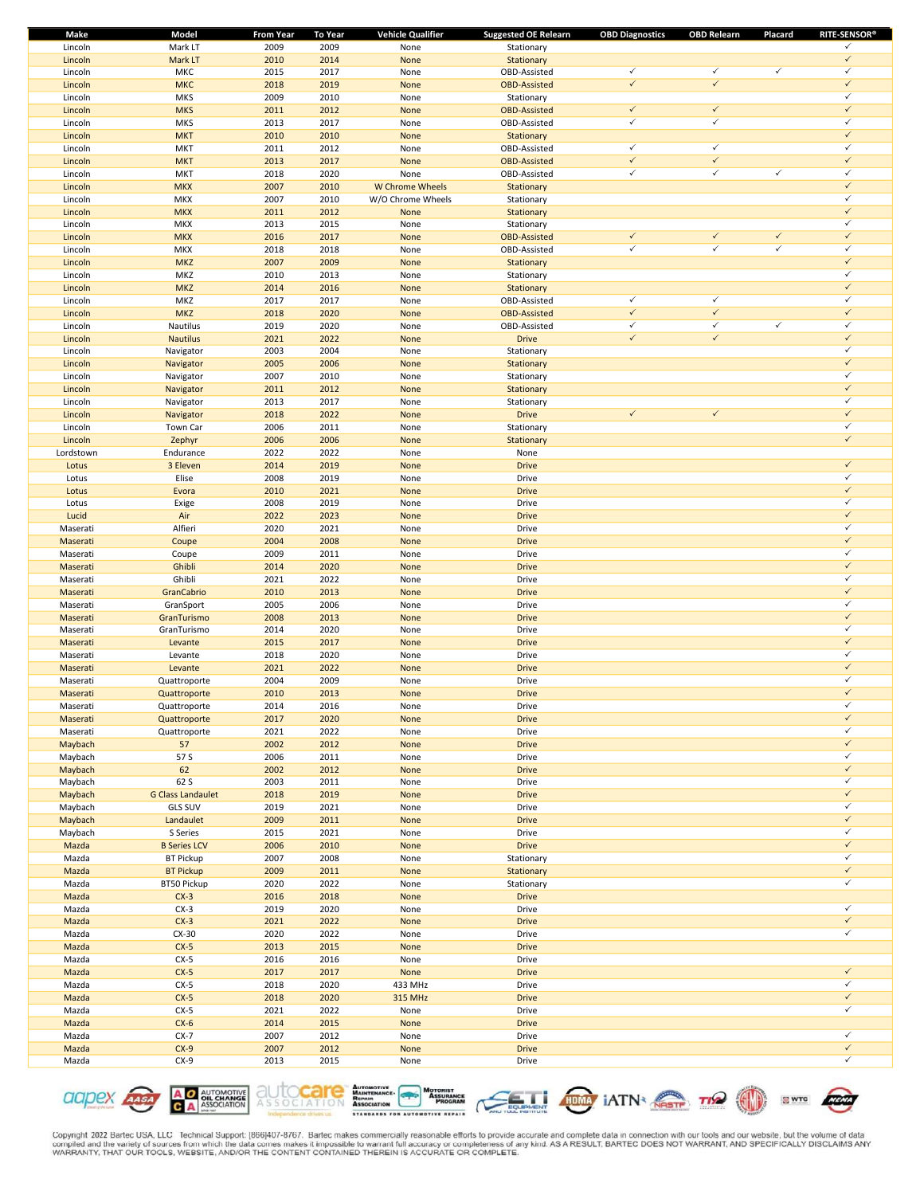| Make | Model | From Year | To Year | Vehicle Qualifier | Suggested OE Relearn | OBD Diagnostics | OBD Relearn | Placard | RITE-SENSOR® |
|---|---|---|---|---|---|---|---|---|---|
| Lincoln | Mark LT | 2009 | 2009 | None | Stationary | | | | ✓ |
| Lincoln | Mark LT | 2010 | 2014 | None | Stationary | | | | ✓ |
| Lincoln | MKC | 2015 | 2017 | None | OBD-Assisted | ✓ | ✓ | ✓ | ✓ |
| Lincoln | MKC | 2018 | 2019 | None | OBD-Assisted | ✓ | ✓ | | ✓ |
| Lincoln | MKS | 2009 | 2010 | None | Stationary | | | | ✓ |
| Lincoln | MKS | 2011 | 2012 | None | OBD-Assisted | ✓ | ✓ | | ✓ |
| Lincoln | MKS | 2013 | 2017 | None | OBD-Assisted | ✓ | ✓ | | ✓ |
| Lincoln | MKT | 2010 | 2010 | None | Stationary | | | | ✓ |
| Lincoln | MKT | 2011 | 2012 | None | OBD-Assisted | ✓ | ✓ | | ✓ |
| Lincoln | MKT | 2013 | 2017 | None | OBD-Assisted | ✓ | ✓ | | ✓ |
| Lincoln | MKT | 2018 | 2020 | None | OBD-Assisted | ✓ | ✓ | ✓ | ✓ |
| Lincoln | MKX | 2007 | 2010 | W Chrome Wheels | Stationary | | | | ✓ |
| Lincoln | MKX | 2007 | 2010 | W/O Chrome Wheels | Stationary | | | | ✓ |
| Lincoln | MKX | 2011 | 2012 | None | Stationary | | | | ✓ |
| Lincoln | MKX | 2013 | 2015 | None | Stationary | | | | ✓ |
| Lincoln | MKX | 2016 | 2017 | None | OBD-Assisted | ✓ | ✓ | ✓ | ✓ |
| Lincoln | MKX | 2018 | 2018 | None | OBD-Assisted | ✓ | ✓ | ✓ | ✓ |
| Lincoln | MKZ | 2007 | 2009 | None | Stationary | | | | ✓ |
| Lincoln | MKZ | 2010 | 2013 | None | Stationary | | | | ✓ |
| Lincoln | MKZ | 2014 | 2016 | None | Stationary | | | | ✓ |
| Lincoln | MKZ | 2017 | 2017 | None | OBD-Assisted | ✓ | ✓ | | ✓ |
| Lincoln | MKZ | 2018 | 2020 | None | OBD-Assisted | ✓ | ✓ | | ✓ |
| Lincoln | Nautilus | 2019 | 2020 | None | OBD-Assisted | ✓ | ✓ | ✓ | ✓ |
| Lincoln | Nautilus | 2021 | 2022 | None | Drive | ✓ | ✓ | | ✓ |
| Lincoln | Navigator | 2003 | 2004 | None | Stationary | | | | ✓ |
| Lincoln | Navigator | 2005 | 2006 | None | Stationary | | | | ✓ |
| Lincoln | Navigator | 2007 | 2010 | None | Stationary | | | | ✓ |
| Lincoln | Navigator | 2011 | 2012 | None | Stationary | | | | ✓ |
| Lincoln | Navigator | 2013 | 2017 | None | Stationary | | | | ✓ |
| Lincoln | Navigator | 2018 | 2022 | None | Drive | ✓ | ✓ | | ✓ |
| Lincoln | Town Car | 2006 | 2011 | None | Stationary | | | | ✓ |
| Lincoln | Zephyr | 2006 | 2006 | None | Stationary | | | | ✓ |
| Lordstown | Endurance | 2022 | 2022 | None | None | | | | |
| Lotus | 3 Eleven | 2014 | 2019 | None | Drive | | | | ✓ |
| Lotus | Elise | 2008 | 2019 | None | Drive | | | | ✓ |
| Lotus | Evora | 2010 | 2021 | None | Drive | | | | ✓ |
| Lotus | Exige | 2008 | 2019 | None | Drive | | | | ✓ |
| Lucid | Air | 2022 | 2023 | None | Drive | | | | ✓ |
| Maserati | Alfieri | 2020 | 2021 | None | Drive | | | | ✓ |
| Maserati | Coupe | 2004 | 2008 | None | Drive | | | | ✓ |
| Maserati | Coupe | 2009 | 2011 | None | Drive | | | | ✓ |
| Maserati | Ghibli | 2014 | 2020 | None | Drive | | | | ✓ |
| Maserati | Ghibli | 2021 | 2022 | None | Drive | | | | ✓ |
| Maserati | GranCabrio | 2010 | 2013 | None | Drive | | | | ✓ |
| Maserati | GranSport | 2005 | 2006 | None | Drive | | | | ✓ |
| Maserati | GranTurismo | 2008 | 2013 | None | Drive | | | | ✓ |
| Maserati | GranTurismo | 2014 | 2020 | None | Drive | | | | ✓ |
| Maserati | Levante | 2015 | 2017 | None | Drive | | | | ✓ |
| Maserati | Levante | 2018 | 2020 | None | Drive | | | | ✓ |
| Maserati | Levante | 2021 | 2022 | None | Drive | | | | ✓ |
| Maserati | Quattroporte | 2004 | 2009 | None | Drive | | | | ✓ |
| Maserati | Quattroporte | 2010 | 2013 | None | Drive | | | | ✓ |
| Maserati | Quattroporte | 2014 | 2016 | None | Drive | | | | ✓ |
| Maserati | Quattroporte | 2017 | 2020 | None | Drive | | | | ✓ |
| Maserati | Quattroporte | 2021 | 2022 | None | Drive | | | | ✓ |
| Maybach | 57 | 2002 | 2012 | None | Drive | | | | ✓ |
| Maybach | 57 S | 2006 | 2011 | None | Drive | | | | ✓ |
| Maybach | 62 | 2002 | 2012 | None | Drive | | | | ✓ |
| Maybach | 62 S | 2003 | 2011 | None | Drive | | | | ✓ |
| Maybach | G Class Landaulet | 2018 | 2019 | None | Drive | | | | ✓ |
| Maybach | GLS SUV | 2019 | 2021 | None | Drive | | | | ✓ |
| Maybach | Landaulet | 2009 | 2011 | None | Drive | | | | ✓ |
| Maybach | S Series | 2015 | 2021 | None | Drive | | | | ✓ |
| Mazda | B Series LCV | 2006 | 2010 | None | Drive | | | | ✓ |
| Mazda | BT Pickup | 2007 | 2008 | None | Stationary | | | | ✓ |
| Mazda | BT Pickup | 2009 | 2011 | None | Stationary | | | | ✓ |
| Mazda | BT50 Pickup | 2020 | 2022 | None | Stationary | | | | ✓ |
| Mazda | CX-3 | 2016 | 2018 | None | Drive | | | | |
| Mazda | CX-3 | 2019 | 2020 | None | Drive | | | | ✓ |
| Mazda | CX-3 | 2021 | 2022 | None | Drive | | | | ✓ |
| Mazda | CX-30 | 2020 | 2022 | None | Drive | | | | ✓ |
| Mazda | CX-5 | 2013 | 2015 | None | Drive | | | | |
| Mazda | CX-5 | 2016 | 2016 | None | Drive | | | | |
| Mazda | CX-5 | 2017 | 2017 | None | Drive | | | | ✓ |
| Mazda | CX-5 | 2018 | 2020 | 433 MHz | Drive | | | | ✓ |
| Mazda | CX-5 | 2018 | 2020 | 315 MHz | Drive | | | | ✓ |
| Mazda | CX-5 | 2021 | 2022 | None | Drive | | | | ✓ |
| Mazda | CX-6 | 2014 | 2015 | None | Drive | | | | |
| Mazda | CX-7 | 2007 | 2012 | None | Drive | | | | ✓ |
| Mazda | CX-9 | 2007 | 2012 | None | Drive | | | | ✓ |
| Mazda | CX-9 | 2013 | 2015 | None | Drive | | | | ✓ |

Copyright 2022 Bartec USA, LLC Technical Support: (866)407-8767. Bartec makes commercially reasonable efforts to provide accurate and complete data in connection with our tools and our website, but the volume of data compiled and the variety of sources from which the data comes makes it impossible to warrant full accuracy or completeness of any kind. AS A RESULT, BARTEC DOES NOT WARRANT, AND SPECIFICALLY DISCLAIMS ANY WARRANTY, THAT OUR TOOLS, WEBSITE, AND/OR THE CONTENT CONTAINED THEREIN IS ACCURATE OR COMPLETE.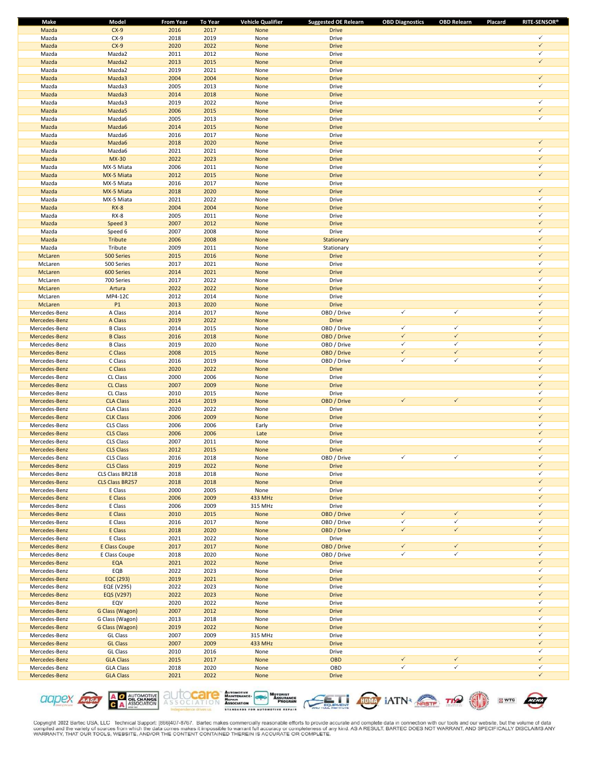| Make | Model | From Year | To Year | Vehicle Qualifier | Suggested OE Relearn | OBD Diagnostics | OBD Relearn | Placard | RITE-SENSOR® |
|---|---|---|---|---|---|---|---|---|---|
| Mazda | CX-9 | 2016 | 2017 | None | Drive | | | | |
| Mazda | CX-9 | 2018 | 2019 | None | Drive | | | | ✓ |
| Mazda | CX-9 | 2020 | 2022 | None | Drive | | | | ✓ |
| Mazda | Mazda2 | 2011 | 2012 | None | Drive | | | | ✓ |
| Mazda | Mazda2 | 2013 | 2015 | None | Drive | | | | ✓ |
| Mazda | Mazda2 | 2019 | 2021 | None | Drive | | | | |
| Mazda | Mazda3 | 2004 | 2004 | None | Drive | | | | ✓ |
| Mazda | Mazda3 | 2005 | 2013 | None | Drive | | | | ✓ |
| Mazda | Mazda3 | 2014 | 2018 | None | Drive | | | | |
| Mazda | Mazda3 | 2019 | 2022 | None | Drive | | | | ✓ |
| Mazda | Mazda5 | 2006 | 2015 | None | Drive | | | | ✓ |
| Mazda | Mazda6 | 2005 | 2013 | None | Drive | | | | ✓ |
| Mazda | Mazda6 | 2014 | 2015 | None | Drive | | | | |
| Mazda | Mazda6 | 2016 | 2017 | None | Drive | | | | |
| Mazda | Mazda6 | 2018 | 2020 | None | Drive | | | | ✓ |
| Mazda | Mazda6 | 2021 | 2021 | None | Drive | | | | ✓ |
| Mazda | MX-30 | 2022 | 2023 | None | Drive | | | | ✓ |
| Mazda | MX-5 Miata | 2006 | 2011 | None | Drive | | | | ✓ |
| Mazda | MX-5 Miata | 2012 | 2015 | None | Drive | | | | ✓ |
| Mazda | MX-5 Miata | 2016 | 2017 | None | Drive | | | | |
| Mazda | MX-5 Miata | 2018 | 2020 | None | Drive | | | | ✓ |
| Mazda | MX-5 Miata | 2021 | 2022 | None | Drive | | | | ✓ |
| Mazda | RX-8 | 2004 | 2004 | None | Drive | | | | ✓ |
| Mazda | RX-8 | 2005 | 2011 | None | Drive | | | | ✓ |
| Mazda | Speed 3 | 2007 | 2012 | None | Drive | | | | ✓ |
| Mazda | Speed 6 | 2007 | 2008 | None | Drive | | | | ✓ |
| Mazda | Tribute | 2006 | 2008 | None | Stationary | | | | ✓ |
| Mazda | Tribute | 2009 | 2011 | None | Stationary | | | | ✓ |
| McLaren | 500 Series | 2015 | 2016 | None | Drive | | | | ✓ |
| McLaren | 500 Series | 2017 | 2021 | None | Drive | | | | ✓ |
| McLaren | 600 Series | 2014 | 2021 | None | Drive | | | | ✓ |
| McLaren | 700 Series | 2017 | 2022 | None | Drive | | | | ✓ |
| McLaren | Artura | 2022 | 2022 | None | Drive | | | | ✓ |
| McLaren | MP4-12C | 2012 | 2014 | None | Drive | | | | ✓ |
| McLaren | P1 | 2013 | 2020 | None | Drive | | | | ✓ |
| Mercedes-Benz | A Class | 2014 | 2017 | None | OBD / Drive | ✓ | ✓ | | ✓ |
| Mercedes-Benz | A Class | 2019 | 2022 | None | Drive | | | | ✓ |
| Mercedes-Benz | B Class | 2014 | 2015 | None | OBD / Drive | ✓ | ✓ | | ✓ |
| Mercedes-Benz | B Class | 2016 | 2018 | None | OBD / Drive | ✓ | ✓ | | ✓ |
| Mercedes-Benz | B Class | 2019 | 2020 | None | OBD / Drive | ✓ | ✓ | | ✓ |
| Mercedes-Benz | C Class | 2008 | 2015 | None | OBD / Drive | ✓ | ✓ | | ✓ |
| Mercedes-Benz | C Class | 2016 | 2019 | None | OBD / Drive | ✓ | ✓ | | ✓ |
| Mercedes-Benz | C Class | 2020 | 2022 | None | Drive | | | | ✓ |
| Mercedes-Benz | CL Class | 2000 | 2006 | None | Drive | | | | ✓ |
| Mercedes-Benz | CL Class | 2007 | 2009 | None | Drive | | | | ✓ |
| Mercedes-Benz | CL Class | 2010 | 2015 | None | Drive | | | | ✓ |
| Mercedes-Benz | CLA Class | 2014 | 2019 | None | OBD / Drive | ✓ | ✓ | | ✓ |
| Mercedes-Benz | CLA Class | 2020 | 2022 | None | Drive | | | | ✓ |
| Mercedes-Benz | CLK Class | 2006 | 2009 | None | Drive | | | | ✓ |
| Mercedes-Benz | CLS Class | 2006 | 2006 | Early | Drive | | | | ✓ |
| Mercedes-Benz | CLS Class | 2006 | 2006 | Late | Drive | | | | ✓ |
| Mercedes-Benz | CLS Class | 2007 | 2011 | None | Drive | | | | ✓ |
| Mercedes-Benz | CLS Class | 2012 | 2015 | None | Drive | | | | ✓ |
| Mercedes-Benz | CLS Class | 2016 | 2018 | None | OBD / Drive | ✓ | ✓ | | ✓ |
| Mercedes-Benz | CLS Class | 2019 | 2022 | None | Drive | | | | ✓ |
| Mercedes-Benz | CLS Class BR218 | 2018 | 2018 | None | Drive | | | | ✓ |
| Mercedes-Benz | CLS Class BR257 | 2018 | 2018 | None | Drive | | | | ✓ |
| Mercedes-Benz | E Class | 2000 | 2005 | None | Drive | | | | ✓ |
| Mercedes-Benz | E Class | 2006 | 2009 | 433 MHz | Drive | | | | ✓ |
| Mercedes-Benz | E Class | 2006 | 2009 | 315 MHz | Drive | | | | ✓ |
| Mercedes-Benz | E Class | 2010 | 2015 | None | OBD / Drive | ✓ | ✓ | | ✓ |
| Mercedes-Benz | E Class | 2016 | 2017 | None | OBD / Drive | ✓ | ✓ | | ✓ |
| Mercedes-Benz | E Class | 2018 | 2020 | None | OBD / Drive | ✓ | ✓ | | ✓ |
| Mercedes-Benz | E Class | 2021 | 2022 | None | Drive | | | | ✓ |
| Mercedes-Benz | E Class Coupe | 2017 | 2017 | None | OBD / Drive | ✓ | ✓ | | ✓ |
| Mercedes-Benz | E Class Coupe | 2018 | 2020 | None | OBD / Drive | ✓ | ✓ | | ✓ |
| Mercedes-Benz | EQA | 2021 | 2022 | None | Drive | | | | ✓ |
| Mercedes-Benz | EQB | 2022 | 2023 | None | Drive | | | | ✓ |
| Mercedes-Benz | EQC (293) | 2019 | 2021 | None | Drive | | | | ✓ |
| Mercedes-Benz | EQE (V295) | 2022 | 2023 | None | Drive | | | | ✓ |
| Mercedes-Benz | EQS (V297) | 2022 | 2023 | None | Drive | | | | ✓ |
| Mercedes-Benz | EQV | 2020 | 2022 | None | Drive | | | | ✓ |
| Mercedes-Benz | G Class (Wagon) | 2007 | 2012 | None | Drive | | | | ✓ |
| Mercedes-Benz | G Class (Wagon) | 2013 | 2018 | None | Drive | | | | ✓ |
| Mercedes-Benz | G Class (Wagon) | 2019 | 2022 | None | Drive | | | | ✓ |
| Mercedes-Benz | GL Class | 2007 | 2009 | 315 MHz | Drive | | | | ✓ |
| Mercedes-Benz | GL Class | 2007 | 2009 | 433 MHz | Drive | | | | ✓ |
| Mercedes-Benz | GL Class | 2010 | 2016 | None | Drive | | | | ✓ |
| Mercedes-Benz | GLA Class | 2015 | 2017 | None | OBD | ✓ | ✓ | | ✓ |
| Mercedes-Benz | GLA Class | 2018 | 2020 | None | OBD | ✓ | ✓ | | ✓ |
| Mercedes-Benz | GLA Class | 2021 | 2022 | None | Drive | | | | ✓ |

Copyright 2022 Bartec USA, LLC Technical Support: (866)407-8767. Bartec makes commercially reasonable efforts to provide accurate and complete data in connection with our tools and our website, but the volume of data compiled and the variety of sources from which the data comes makes it impossible to warrant full accuracy or completeness of any kind. AS A RESULT, BARTEC DOES NOT WARRANT, AND SPECIFICALLY DISCLAIMS ANY WARRANTY, THAT OUR TOOLS, WEBSITE, AND/OR THE CONTENT CONTAINED THEREIN IS ACCURATE OR COMPLETE.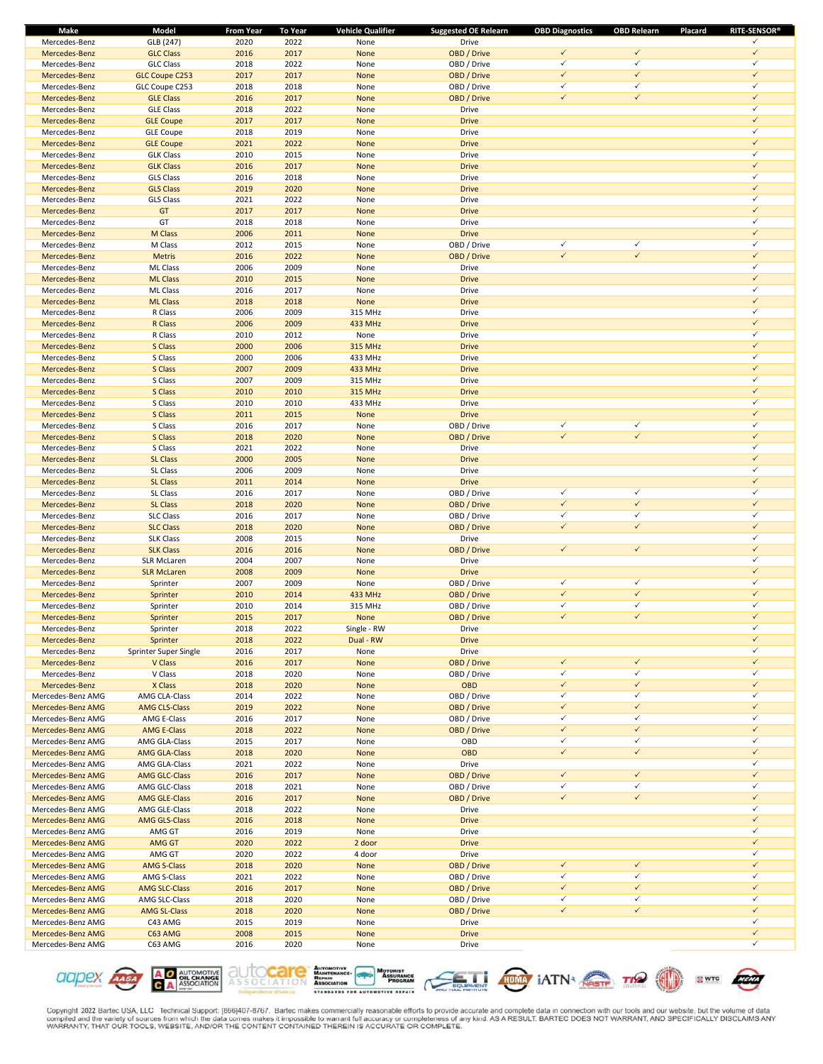| Make | Model | From Year | To Year | Vehicle Qualifier | Suggested OE Relearn | OBD Diagnostics | OBD Relearn | Placard | RITE-SENSOR® |
|---|---|---|---|---|---|---|---|---|---|
| Mercedes-Benz | GLB (247) | 2020 | 2022 | None | Drive | | | | ✓ |
| Mercedes-Benz | GLC Class | 2016 | 2017 | None | OBD / Drive | ✓ | ✓ | | ✓ |
| Mercedes-Benz | GLC Class | 2018 | 2022 | None | OBD / Drive | ✓ | ✓ | | ✓ |
| Mercedes-Benz | GLC Coupe C253 | 2017 | 2017 | None | OBD / Drive | ✓ | ✓ | | ✓ |
| Mercedes-Benz | GLC Coupe C253 | 2018 | 2018 | None | OBD / Drive | ✓ | ✓ | | ✓ |
| Mercedes-Benz | GLE Class | 2016 | 2017 | None | OBD / Drive | ✓ | ✓ | | ✓ |
| Mercedes-Benz | GLE Class | 2018 | 2022 | None | Drive | | | | ✓ |
| Mercedes-Benz | GLE Coupe | 2017 | 2017 | None | Drive | | | | ✓ |
| Mercedes-Benz | GLE Coupe | 2018 | 2019 | None | Drive | | | | ✓ |
| Mercedes-Benz | GLE Coupe | 2021 | 2022 | None | Drive | | | | ✓ |
| Mercedes-Benz | GLK Class | 2010 | 2015 | None | Drive | | | | ✓ |
| Mercedes-Benz | GLK Class | 2016 | 2017 | None | Drive | | | | ✓ |
| Mercedes-Benz | GLS Class | 2016 | 2018 | None | Drive | | | | ✓ |
| Mercedes-Benz | GLS Class | 2019 | 2020 | None | Drive | | | | ✓ |
| Mercedes-Benz | GLS Class | 2021 | 2022 | None | Drive | | | | ✓ |
| Mercedes-Benz | GT | 2017 | 2017 | None | Drive | | | | ✓ |
| Mercedes-Benz | GT | 2018 | 2018 | None | Drive | | | | ✓ |
| Mercedes-Benz | M Class | 2006 | 2011 | None | Drive | | | | ✓ |
| Mercedes-Benz | M Class | 2012 | 2015 | None | OBD / Drive | ✓ | ✓ | | ✓ |
| Mercedes-Benz | Metris | 2016 | 2022 | None | OBD / Drive | ✓ | ✓ | | ✓ |
| Mercedes-Benz | ML Class | 2006 | 2009 | None | Drive | | | | ✓ |
| Mercedes-Benz | ML Class | 2010 | 2015 | None | Drive | | | | ✓ |
| Mercedes-Benz | ML Class | 2016 | 2017 | None | Drive | | | | ✓ |
| Mercedes-Benz | ML Class | 2018 | 2018 | None | Drive | | | | ✓ |
| Mercedes-Benz | R Class | 2006 | 2009 | 315 MHz | Drive | | | | ✓ |
| Mercedes-Benz | R Class | 2006 | 2009 | 433 MHz | Drive | | | | ✓ |
| Mercedes-Benz | R Class | 2010 | 2012 | None | Drive | | | | ✓ |
| Mercedes-Benz | S Class | 2000 | 2006 | 315 MHz | Drive | | | | ✓ |
| Mercedes-Benz | S Class | 2000 | 2006 | 433 MHz | Drive | | | | ✓ |
| Mercedes-Benz | S Class | 2007 | 2009 | 433 MHz | Drive | | | | ✓ |
| Mercedes-Benz | S Class | 2007 | 2009 | 315 MHz | Drive | | | | ✓ |
| Mercedes-Benz | S Class | 2010 | 2010 | 315 MHz | Drive | | | | ✓ |
| Mercedes-Benz | S Class | 2010 | 2010 | 433 MHz | Drive | | | | ✓ |
| Mercedes-Benz | S Class | 2011 | 2015 | None | Drive | | | | ✓ |
| Mercedes-Benz | S Class | 2016 | 2017 | None | OBD / Drive | ✓ | ✓ | | ✓ |
| Mercedes-Benz | S Class | 2018 | 2020 | None | OBD / Drive | ✓ | ✓ | | ✓ |
| Mercedes-Benz | S Class | 2021 | 2022 | None | Drive | | | | ✓ |
| Mercedes-Benz | SL Class | 2000 | 2005 | None | Drive | | | | ✓ |
| Mercedes-Benz | SL Class | 2006 | 2009 | None | Drive | | | | ✓ |
| Mercedes-Benz | SL Class | 2011 | 2014 | None | Drive | | | | ✓ |
| Mercedes-Benz | SL Class | 2016 | 2017 | None | OBD / Drive | ✓ | ✓ | | ✓ |
| Mercedes-Benz | SL Class | 2018 | 2020 | None | OBD / Drive | ✓ | ✓ | | ✓ |
| Mercedes-Benz | SLC Class | 2016 | 2017 | None | OBD / Drive | ✓ | ✓ | | ✓ |
| Mercedes-Benz | SLC Class | 2018 | 2020 | None | OBD / Drive | ✓ | ✓ | | ✓ |
| Mercedes-Benz | SLK Class | 2008 | 2015 | None | Drive | | | | ✓ |
| Mercedes-Benz | SLK Class | 2016 | 2016 | None | OBD / Drive | ✓ | ✓ | | ✓ |
| Mercedes-Benz | SLR McLaren | 2004 | 2007 | None | Drive | | | | ✓ |
| Mercedes-Benz | SLR McLaren | 2008 | 2009 | None | Drive | | | | ✓ |
| Mercedes-Benz | Sprinter | 2007 | 2009 | None | OBD / Drive | ✓ | ✓ | | ✓ |
| Mercedes-Benz | Sprinter | 2010 | 2014 | 433 MHz | OBD / Drive | ✓ | ✓ | | ✓ |
| Mercedes-Benz | Sprinter | 2010 | 2014 | 315 MHz | OBD / Drive | ✓ | ✓ | | ✓ |
| Mercedes-Benz | Sprinter | 2015 | 2017 | None | OBD / Drive | ✓ | ✓ | | ✓ |
| Mercedes-Benz | Sprinter | 2018 | 2022 | Single - RW | Drive | | | | ✓ |
| Mercedes-Benz | Sprinter | 2018 | 2022 | Dual - RW | Drive | | | | ✓ |
| Mercedes-Benz | Sprinter Super Single | 2016 | 2017 | None | Drive | | | | ✓ |
| Mercedes-Benz | V Class | 2016 | 2017 | None | OBD / Drive | ✓ | ✓ | | ✓ |
| Mercedes-Benz | V Class | 2018 | 2020 | None | OBD / Drive | ✓ | ✓ | | ✓ |
| Mercedes-Benz | X Class | 2018 | 2020 | None | OBD | ✓ | ✓ | | ✓ |
| Mercedes-Benz AMG | AMG CLA-Class | 2014 | 2022 | None | OBD / Drive | ✓ | ✓ | | ✓ |
| Mercedes-Benz AMG | AMG CLS-Class | 2019 | 2022 | None | OBD / Drive | ✓ | ✓ | | ✓ |
| Mercedes-Benz AMG | AMG E-Class | 2016 | 2017 | None | OBD / Drive | ✓ | ✓ | | ✓ |
| Mercedes-Benz AMG | AMG E-Class | 2018 | 2022 | None | OBD / Drive | ✓ | ✓ | | ✓ |
| Mercedes-Benz AMG | AMG GLA-Class | 2015 | 2017 | None | OBD | ✓ | ✓ | | ✓ |
| Mercedes-Benz AMG | AMG GLA-Class | 2018 | 2020 | None | OBD | ✓ | ✓ | | ✓ |
| Mercedes-Benz AMG | AMG GLA-Class | 2021 | 2022 | None | Drive | | | | ✓ |
| Mercedes-Benz AMG | AMG GLC-Class | 2016 | 2017 | None | OBD / Drive | ✓ | ✓ | | ✓ |
| Mercedes-Benz AMG | AMG GLC-Class | 2018 | 2021 | None | OBD / Drive | ✓ | ✓ | | ✓ |
| Mercedes-Benz AMG | AMG GLE-Class | 2016 | 2017 | None | OBD / Drive | ✓ | ✓ | | ✓ |
| Mercedes-Benz AMG | AMG GLE-Class | 2018 | 2022 | None | Drive | | | | ✓ |
| Mercedes-Benz AMG | AMG GLS-Class | 2016 | 2018 | None | Drive | | | | ✓ |
| Mercedes-Benz AMG | AMG GT | 2016 | 2019 | None | Drive | | | | ✓ |
| Mercedes-Benz AMG | AMG GT | 2020 | 2022 | 2 door | Drive | | | | ✓ |
| Mercedes-Benz AMG | AMG GT | 2020 | 2022 | 4 door | Drive | | | | ✓ |
| Mercedes-Benz AMG | AMG S-Class | 2018 | 2020 | None | OBD / Drive | ✓ | ✓ | | ✓ |
| Mercedes-Benz AMG | AMG S-Class | 2021 | 2022 | None | OBD / Drive | ✓ | ✓ | | ✓ |
| Mercedes-Benz AMG | AMG SLC-Class | 2016 | 2017 | None | OBD / Drive | ✓ | ✓ | | ✓ |
| Mercedes-Benz AMG | AMG SLC-Class | 2018 | 2020 | None | OBD / Drive | ✓ | ✓ | | ✓ |
| Mercedes-Benz AMG | AMG SL-Class | 2018 | 2020 | None | OBD / Drive | ✓ | ✓ | | ✓ |
| Mercedes-Benz AMG | C43 AMG | 2015 | 2019 | None | Drive | | | | ✓ |
| Mercedes-Benz AMG | C63 AMG | 2008 | 2015 | None | Drive | | | | ✓ |
| Mercedes-Benz AMG | C63 AMG | 2016 | 2020 | None | Drive | | | | ✓ |

Copyright 2022 Bartec USA, LLC Technical Support: (866)407-8767. Bartec makes commercially reasonable efforts to provide accurate and complete data in connection with our tools and our website, but the volume of data compiled and the variety of sources from which the data comes makes it impossible to warrant full accuracy or completeness of any kind. AS A RESULT, BARTEC DOES NOT WARRANT, AND SPECIFICALLY DISCLAIMS ANY WARRANTY, THAT OUR TOOLS, WEBSITE, AND/OR THE CONTENT CONTAINED THEREIN IS ACCURATE OR COMPLETE.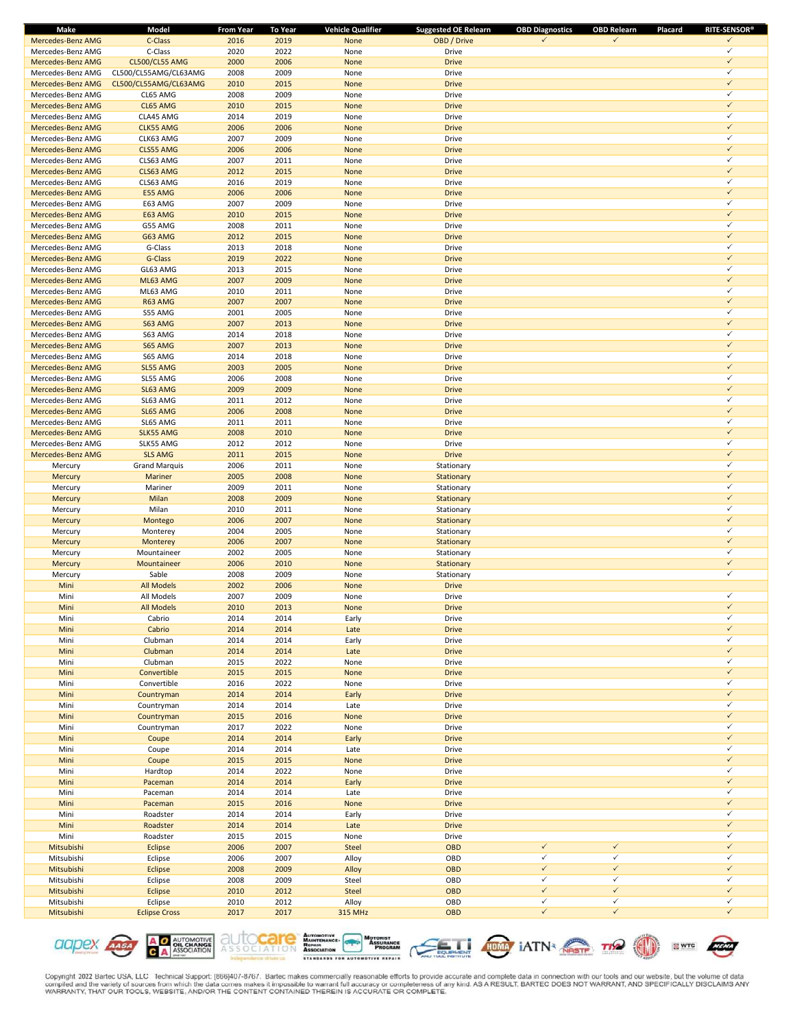| Make | Model | From Year | To Year | Vehicle Qualifier | Suggested OE Relearn | OBD Diagnostics | OBD Relearn | Placard | RITE-SENSOR® |
|---|---|---|---|---|---|---|---|---|---|
| Mercedes-Benz AMG | C-Class | 2016 | 2019 | None | OBD / Drive | ✓ | ✓ | | ✓ |
| Mercedes-Benz AMG | C-Class | 2020 | 2022 | None | Drive | | | | ✓ |
| Mercedes-Benz AMG | CL500/CL55 AMG | 2000 | 2006 | None | Drive | | | | ✓ |
| Mercedes-Benz AMG | CL500/CL55AMG/CL63AMG | 2008 | 2009 | None | Drive | | | | ✓ |
| Mercedes-Benz AMG | CL500/CL55AMG/CL63AMG | 2010 | 2015 | None | Drive | | | | ✓ |
| Mercedes-Benz AMG | CL65 AMG | 2008 | 2009 | None | Drive | | | | ✓ |
| Mercedes-Benz AMG | CL65 AMG | 2010 | 2015 | None | Drive | | | | ✓ |
| Mercedes-Benz AMG | CLA45 AMG | 2014 | 2019 | None | Drive | | | | ✓ |
| Mercedes-Benz AMG | CLK55 AMG | 2006 | 2006 | None | Drive | | | | ✓ |
| Mercedes-Benz AMG | CLK63 AMG | 2007 | 2009 | None | Drive | | | | ✓ |
| Mercedes-Benz AMG | CLS55 AMG | 2006 | 2006 | None | Drive | | | | ✓ |
| Mercedes-Benz AMG | CLS63 AMG | 2007 | 2011 | None | Drive | | | | ✓ |
| Mercedes-Benz AMG | CLS63 AMG | 2012 | 2015 | None | Drive | | | | ✓ |
| Mercedes-Benz AMG | CLS63 AMG | 2016 | 2019 | None | Drive | | | | ✓ |
| Mercedes-Benz AMG | E55 AMG | 2006 | 2006 | None | Drive | | | | ✓ |
| Mercedes-Benz AMG | E63 AMG | 2007 | 2009 | None | Drive | | | | ✓ |
| Mercedes-Benz AMG | E63 AMG | 2010 | 2015 | None | Drive | | | | ✓ |
| Mercedes-Benz AMG | G55 AMG | 2008 | 2011 | None | Drive | | | | ✓ |
| Mercedes-Benz AMG | G63 AMG | 2012 | 2015 | None | Drive | | | | ✓ |
| Mercedes-Benz AMG | G-Class | 2013 | 2018 | None | Drive | | | | ✓ |
| Mercedes-Benz AMG | G-Class | 2019 | 2022 | None | Drive | | | | ✓ |
| Mercedes-Benz AMG | GL63 AMG | 2013 | 2015 | None | Drive | | | | ✓ |
| Mercedes-Benz AMG | ML63 AMG | 2007 | 2009 | None | Drive | | | | ✓ |
| Mercedes-Benz AMG | ML63 AMG | 2010 | 2011 | None | Drive | | | | ✓ |
| Mercedes-Benz AMG | R63 AMG | 2007 | 2007 | None | Drive | | | | ✓ |
| Mercedes-Benz AMG | S55 AMG | 2001 | 2005 | None | Drive | | | | ✓ |
| Mercedes-Benz AMG | S63 AMG | 2007 | 2013 | None | Drive | | | | ✓ |
| Mercedes-Benz AMG | S63 AMG | 2014 | 2018 | None | Drive | | | | ✓ |
| Mercedes-Benz AMG | S65 AMG | 2007 | 2013 | None | Drive | | | | ✓ |
| Mercedes-Benz AMG | S65 AMG | 2014 | 2018 | None | Drive | | | | ✓ |
| Mercedes-Benz AMG | SL55 AMG | 2003 | 2005 | None | Drive | | | | ✓ |
| Mercedes-Benz AMG | SL55 AMG | 2006 | 2008 | None | Drive | | | | ✓ |
| Mercedes-Benz AMG | SL63 AMG | 2009 | 2009 | None | Drive | | | | ✓ |
| Mercedes-Benz AMG | SL63 AMG | 2011 | 2012 | None | Drive | | | | ✓ |
| Mercedes-Benz AMG | SL65 AMG | 2006 | 2008 | None | Drive | | | | ✓ |
| Mercedes-Benz AMG | SL65 AMG | 2011 | 2011 | None | Drive | | | | ✓ |
| Mercedes-Benz AMG | SLK55 AMG | 2008 | 2010 | None | Drive | | | | ✓ |
| Mercedes-Benz AMG | SLK55 AMG | 2012 | 2012 | None | Drive | | | | ✓ |
| Mercedes-Benz AMG | SLS AMG | 2011 | 2015 | None | Drive | | | | ✓ |
| Mercury | Grand Marquis | 2006 | 2011 | None | Stationary | | | | ✓ |
| Mercury | Mariner | 2005 | 2008 | None | Stationary | | | | ✓ |
| Mercury | Mariner | 2009 | 2011 | None | Stationary | | | | ✓ |
| Mercury | Milan | 2008 | 2009 | None | Stationary | | | | ✓ |
| Mercury | Milan | 2010 | 2011 | None | Stationary | | | | ✓ |
| Mercury | Montego | 2006 | 2007 | None | Stationary | | | | ✓ |
| Mercury | Monterey | 2004 | 2005 | None | Stationary | | | | ✓ |
| Mercury | Monterey | 2006 | 2007 | None | Stationary | | | | ✓ |
| Mercury | Mountaineer | 2002 | 2005 | None | Stationary | | | | ✓ |
| Mercury | Mountaineer | 2006 | 2010 | None | Stationary | | | | ✓ |
| Mercury | Sable | 2008 | 2009 | None | Stationary | | | | ✓ |
| Mini | All Models | 2002 | 2006 | None | Drive | | | | |
| Mini | All Models | 2007 | 2009 | None | Drive | | | | ✓ |
| Mini | All Models | 2010 | 2013 | None | Drive | | | | ✓ |
| Mini | Cabrio | 2014 | 2014 | Early | Drive | | | | ✓ |
| Mini | Cabrio | 2014 | 2014 | Late | Drive | | | | ✓ |
| Mini | Clubman | 2014 | 2014 | Early | Drive | | | | ✓ |
| Mini | Clubman | 2014 | 2014 | Late | Drive | | | | ✓ |
| Mini | Clubman | 2015 | 2022 | None | Drive | | | | ✓ |
| Mini | Convertible | 2015 | 2015 | None | Drive | | | | ✓ |
| Mini | Convertible | 2016 | 2022 | None | Drive | | | | ✓ |
| Mini | Countryman | 2014 | 2014 | Early | Drive | | | | ✓ |
| Mini | Countryman | 2014 | 2014 | Late | Drive | | | | ✓ |
| Mini | Countryman | 2015 | 2016 | None | Drive | | | | ✓ |
| Mini | Countryman | 2017 | 2022 | None | Drive | | | | ✓ |
| Mini | Coupe | 2014 | 2014 | Early | Drive | | | | ✓ |
| Mini | Coupe | 2014 | 2014 | Late | Drive | | | | ✓ |
| Mini | Coupe | 2015 | 2015 | None | Drive | | | | ✓ |
| Mini | Hardtop | 2014 | 2022 | None | Drive | | | | ✓ |
| Mini | Paceman | 2014 | 2014 | Early | Drive | | | | ✓ |
| Mini | Paceman | 2014 | 2014 | Late | Drive | | | | ✓ |
| Mini | Paceman | 2015 | 2016 | None | Drive | | | | ✓ |
| Mini | Roadster | 2014 | 2014 | Early | Drive | | | | ✓ |
| Mini | Roadster | 2014 | 2014 | Late | Drive | | | | ✓ |
| Mini | Roadster | 2015 | 2015 | None | Drive | | | | ✓ |
| Mitsubishi | Eclipse | 2006 | 2007 | Steel | OBD | ✓ | ✓ | | ✓ |
| Mitsubishi | Eclipse | 2006 | 2007 | Alloy | OBD | ✓ | ✓ | | ✓ |
| Mitsubishi | Eclipse | 2008 | 2009 | Alloy | OBD | ✓ | ✓ | | ✓ |
| Mitsubishi | Eclipse | 2008 | 2009 | Steel | OBD | ✓ | ✓ | | ✓ |
| Mitsubishi | Eclipse | 2010 | 2012 | Steel | OBD | ✓ | ✓ | | ✓ |
| Mitsubishi | Eclipse | 2010 | 2012 | Alloy | OBD | ✓ | ✓ | | ✓ |
| Mitsubishi | Eclipse Cross | 2017 | 2017 | 315 MHz | OBD | ✓ | ✓ | | ✓ |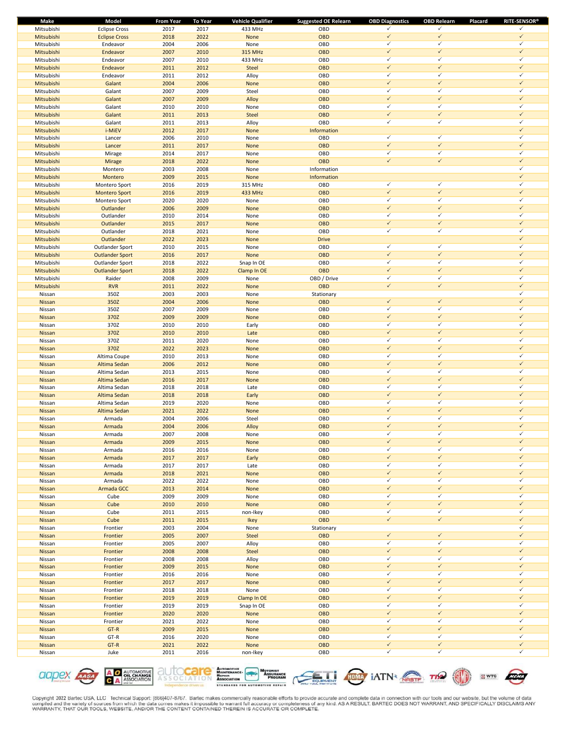| Make | Model | From Year | To Year | Vehicle Qualifier | Suggested OE Relearn | OBD Diagnostics | OBD Relearn | Placard | RITE-SENSOR® |
|---|---|---|---|---|---|---|---|---|---|
| Mitsubishi | Eclipse Cross | 2017 | 2017 | 433 MHz | OBD | ✓ | ✓ | | ✓ |
| Mitsubishi | Eclipse Cross | 2018 | 2022 | None | OBD | ✓ | ✓ | | ✓ |
| Mitsubishi | Endeavor | 2004 | 2006 | None | OBD | ✓ | ✓ | | ✓ |
| Mitsubishi | Endeavor | 2007 | 2010 | 315 MHz | OBD | ✓ | ✓ | | ✓ |
| Mitsubishi | Endeavor | 2007 | 2010 | 433 MHz | OBD | ✓ | ✓ | | ✓ |
| Mitsubishi | Endeavor | 2011 | 2012 | Steel | OBD | ✓ | ✓ | | ✓ |
| Mitsubishi | Endeavor | 2011 | 2012 | Alloy | OBD | ✓ | ✓ | | ✓ |
| Mitsubishi | Galant | 2004 | 2006 | None | OBD | ✓ | ✓ | | ✓ |
| Mitsubishi | Galant | 2007 | 2009 | Steel | OBD | ✓ | ✓ | | ✓ |
| Mitsubishi | Galant | 2007 | 2009 | Alloy | OBD | ✓ | ✓ | | ✓ |
| Mitsubishi | Galant | 2010 | 2010 | None | OBD | ✓ | ✓ | | ✓ |
| Mitsubishi | Galant | 2011 | 2013 | Steel | OBD | ✓ | ✓ | | ✓ |
| Mitsubishi | Galant | 2011 | 2013 | Alloy | OBD | ✓ | ✓ | | ✓ |
| Mitsubishi | i-MiEV | 2012 | 2017 | None | Information | | | | ✓ |
| Mitsubishi | Lancer | 2006 | 2010 | None | OBD | ✓ | ✓ | | ✓ |
| Mitsubishi | Lancer | 2011 | 2017 | None | OBD | ✓ | ✓ | | ✓ |
| Mitsubishi | Mirage | 2014 | 2017 | None | OBD | ✓ | ✓ | | ✓ |
| Mitsubishi | Mirage | 2018 | 2022 | None | OBD | ✓ | ✓ | | ✓ |
| Mitsubishi | Montero | 2003 | 2008 | None | Information | | | | ✓ |
| Mitsubishi | Montero | 2009 | 2015 | None | Information | | | | ✓ |
| Mitsubishi | Montero Sport | 2016 | 2019 | 315 MHz | OBD | ✓ | ✓ | | ✓ |
| Mitsubishi | Montero Sport | 2016 | 2019 | 433 MHz | OBD | ✓ | ✓ | | ✓ |
| Mitsubishi | Montero Sport | 2020 | 2020 | None | OBD | ✓ | ✓ | | ✓ |
| Mitsubishi | Outlander | 2006 | 2009 | None | OBD | ✓ | ✓ | | ✓ |
| Mitsubishi | Outlander | 2010 | 2014 | None | OBD | ✓ | ✓ | | ✓ |
| Mitsubishi | Outlander | 2015 | 2017 | None | OBD | ✓ | ✓ | | ✓ |
| Mitsubishi | Outlander | 2018 | 2021 | None | OBD | ✓ | ✓ | | ✓ |
| Mitsubishi | Outlander | 2022 | 2023 | None | Drive | | | | ✓ |
| Mitsubishi | Outlander Sport | 2010 | 2015 | None | OBD | ✓ | ✓ | | ✓ |
| Mitsubishi | Outlander Sport | 2016 | 2017 | None | OBD | ✓ | ✓ | | ✓ |
| Mitsubishi | Outlander Sport | 2018 | 2022 | Snap In OE | OBD | ✓ | ✓ | | ✓ |
| Mitsubishi | Outlander Sport | 2018 | 2022 | Clamp In OE | OBD | ✓ | ✓ | | ✓ |
| Mitsubishi | Raider | 2008 | 2009 | None | OBD / Drive | ✓ | ✓ | | ✓ |
| Mitsubishi | RVR | 2011 | 2022 | None | OBD | ✓ | ✓ | | ✓ |
| Nissan | 350Z | 2003 | 2003 | None | Stationary | | | | ✓ |
| Nissan | 350Z | 2004 | 2006 | None | OBD | ✓ | ✓ | | ✓ |
| Nissan | 350Z | 2007 | 2009 | None | OBD | ✓ | ✓ | | ✓ |
| Nissan | 370Z | 2009 | 2009 | None | OBD | ✓ | ✓ | | ✓ |
| Nissan | 370Z | 2010 | 2010 | Early | OBD | ✓ | ✓ | | ✓ |
| Nissan | 370Z | 2010 | 2010 | Late | OBD | ✓ | ✓ | | ✓ |
| Nissan | 370Z | 2011 | 2020 | None | OBD | ✓ | ✓ | | ✓ |
| Nissan | 370Z | 2022 | 2023 | None | OBD | ✓ | ✓ | | ✓ |
| Nissan | Altima Coupe | 2010 | 2013 | None | OBD | ✓ | ✓ | | ✓ |
| Nissan | Altima Sedan | 2006 | 2012 | None | OBD | ✓ | ✓ | | ✓ |
| Nissan | Altima Sedan | 2013 | 2015 | None | OBD | ✓ | ✓ | | ✓ |
| Nissan | Altima Sedan | 2016 | 2017 | None | OBD | ✓ | ✓ | | ✓ |
| Nissan | Altima Sedan | 2018 | 2018 | Late | OBD | ✓ | ✓ | | ✓ |
| Nissan | Altima Sedan | 2018 | 2018 | Early | OBD | ✓ | ✓ | | ✓ |
| Nissan | Altima Sedan | 2019 | 2020 | None | OBD | ✓ | ✓ | | ✓ |
| Nissan | Altima Sedan | 2021 | 2022 | None | OBD | ✓ | ✓ | | ✓ |
| Nissan | Armada | 2004 | 2006 | Steel | OBD | ✓ | ✓ | | ✓ |
| Nissan | Armada | 2004 | 2006 | Alloy | OBD | ✓ | ✓ | | ✓ |
| Nissan | Armada | 2007 | 2008 | None | OBD | ✓ | ✓ | | ✓ |
| Nissan | Armada | 2009 | 2015 | None | OBD | ✓ | ✓ | | ✓ |
| Nissan | Armada | 2016 | 2016 | None | OBD | ✓ | ✓ | | ✓ |
| Nissan | Armada | 2017 | 2017 | Early | OBD | ✓ | ✓ | | ✓ |
| Nissan | Armada | 2017 | 2017 | Late | OBD | ✓ | ✓ | | ✓ |
| Nissan | Armada | 2018 | 2021 | None | OBD | ✓ | ✓ | | ✓ |
| Nissan | Armada | 2022 | 2022 | None | OBD | ✓ | ✓ | | ✓ |
| Nissan | Armada GCC | 2013 | 2014 | None | OBD | ✓ | ✓ | | ✓ |
| Nissan | Cube | 2009 | 2009 | None | OBD | ✓ | ✓ | | ✓ |
| Nissan | Cube | 2010 | 2010 | None | OBD | ✓ | ✓ | | ✓ |
| Nissan | Cube | 2011 | 2015 | non-Ikey | OBD | ✓ | ✓ | | ✓ |
| Nissan | Cube | 2011 | 2015 | Ikey | OBD | ✓ | ✓ | | ✓ |
| Nissan | Frontier | 2003 | 2004 | None | Stationary | | | | ✓ |
| Nissan | Frontier | 2005 | 2007 | Steel | OBD | ✓ | ✓ | | ✓ |
| Nissan | Frontier | 2005 | 2007 | Alloy | OBD | ✓ | ✓ | | ✓ |
| Nissan | Frontier | 2008 | 2008 | Steel | OBD | ✓ | ✓ | | ✓ |
| Nissan | Frontier | 2008 | 2008 | Alloy | OBD | ✓ | ✓ | | ✓ |
| Nissan | Frontier | 2009 | 2015 | None | OBD | ✓ | ✓ | | ✓ |
| Nissan | Frontier | 2016 | 2016 | None | OBD | ✓ | ✓ | | ✓ |
| Nissan | Frontier | 2017 | 2017 | None | OBD | ✓ | ✓ | | ✓ |
| Nissan | Frontier | 2018 | 2018 | None | OBD | ✓ | ✓ | | ✓ |
| Nissan | Frontier | 2019 | 2019 | Clamp In OE | OBD | ✓ | ✓ | | ✓ |
| Nissan | Frontier | 2019 | 2019 | Snap In OE | OBD | ✓ | ✓ | | ✓ |
| Nissan | Frontier | 2020 | 2020 | None | OBD | ✓ | ✓ | | ✓ |
| Nissan | Frontier | 2021 | 2022 | None | OBD | ✓ | ✓ | | ✓ |
| Nissan | GT-R | 2009 | 2015 | None | OBD | ✓ | ✓ | | ✓ |
| Nissan | GT-R | 2016 | 2020 | None | OBD | ✓ | ✓ | | ✓ |
| Nissan | GT-R | 2021 | 2022 | None | OBD | ✓ | ✓ | | ✓ |
| Nissan | Juke | 2011 | 2016 | non-Ikey | OBD | ✓ | ✓ | | ✓ |

Copyright 2022 Bartec USA, LLC Technical Support: (866)407-8767. Bartec makes commercially reasonable efforts to provide accurate and complete data in connection with our tools and our website, but the volume of data compiled and the variety of sources from which the data comes makes it impossible to warrant full accuracy or completeness of any kind. AS A RESULT, BARTEC DOES NOT WARRANT, AND SPECIFICALLY DISCLAIMS ANY WARRANTY, THAT OUR TOOLS, WEBSITE, AND/OR THE CONTENT CONTAINED THEREIN IS ACCURATE OR COMPLETE.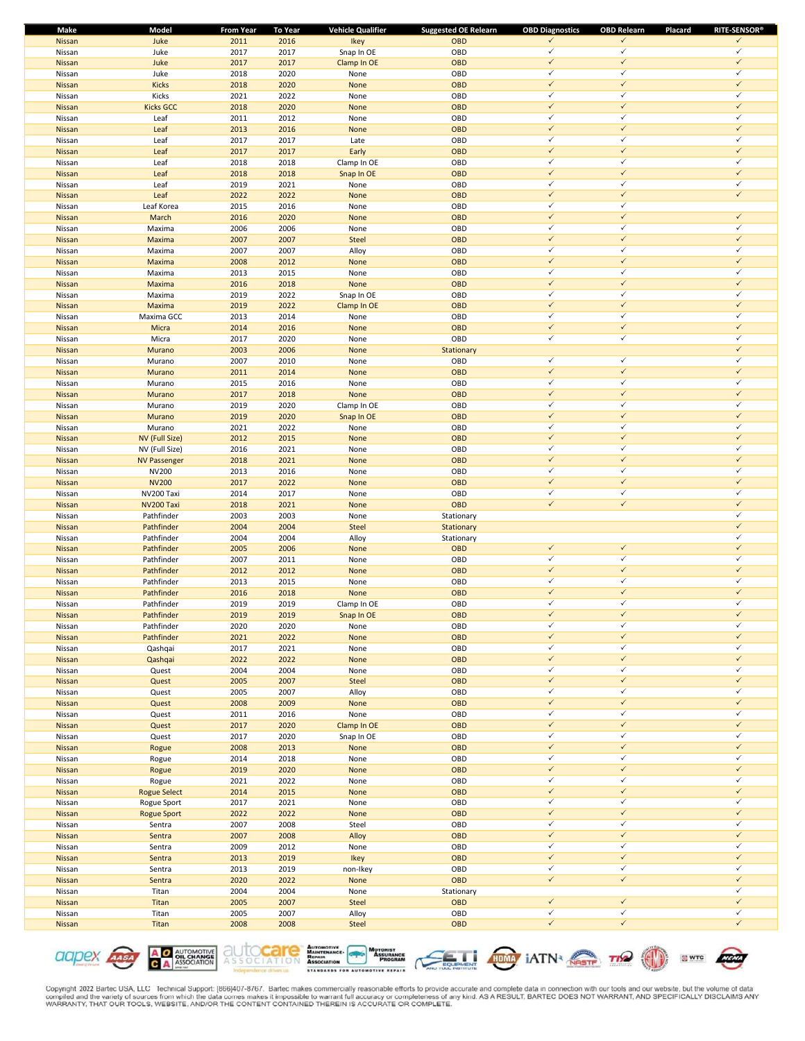| Make | Model | From Year | To Year | Vehicle Qualifier | Suggested OE Relearn | OBD Diagnostics | OBD Relearn | Placard | RITE-SENSOR® |
|---|---|---|---|---|---|---|---|---|---|
| Nissan | Juke | 2011 | 2016 | Ikey | OBD | ✓ | ✓ | | ✓ |
| Nissan | Juke | 2017 | 2017 | Snap In OE | OBD | ✓ | ✓ | | ✓ |
| Nissan | Juke | 2017 | 2017 | Clamp In OE | OBD | ✓ | ✓ | | ✓ |
| Nissan | Juke | 2018 | 2020 | None | OBD | ✓ | ✓ | | ✓ |
| Nissan | Kicks | 2018 | 2020 | None | OBD | ✓ | ✓ | | ✓ |
| Nissan | Kicks | 2021 | 2022 | None | OBD | ✓ | ✓ | | ✓ |
| Nissan | Kicks GCC | 2018 | 2020 | None | OBD | ✓ | ✓ | | ✓ |
| Nissan | Leaf | 2011 | 2012 | None | OBD | ✓ | ✓ | | ✓ |
| Nissan | Leaf | 2013 | 2016 | None | OBD | ✓ | ✓ | | ✓ |
| Nissan | Leaf | 2017 | 2017 | Late | OBD | ✓ | ✓ | | ✓ |
| Nissan | Leaf | 2017 | 2017 | Early | OBD | ✓ | ✓ | | ✓ |
| Nissan | Leaf | 2018 | 2018 | Clamp In OE | OBD | ✓ | ✓ | | ✓ |
| Nissan | Leaf | 2018 | 2018 | Snap In OE | OBD | ✓ | ✓ | | ✓ |
| Nissan | Leaf | 2019 | 2021 | None | OBD | ✓ | ✓ | | ✓ |
| Nissan | Leaf | 2022 | 2022 | None | OBD | ✓ | ✓ | | ✓ |
| Nissan | Leaf Korea | 2015 | 2016 | None | OBD | ✓ | ✓ | | |
| Nissan | March | 2016 | 2020 | None | OBD | ✓ | ✓ | | ✓ |
| Nissan | Maxima | 2006 | 2006 | None | OBD | ✓ | ✓ | | ✓ |
| Nissan | Maxima | 2007 | 2007 | Steel | OBD | ✓ | ✓ | | ✓ |
| Nissan | Maxima | 2007 | 2007 | Alloy | OBD | ✓ | ✓ | | ✓ |
| Nissan | Maxima | 2008 | 2012 | None | OBD | ✓ | ✓ | | ✓ |
| Nissan | Maxima | 2013 | 2015 | None | OBD | ✓ | ✓ | | ✓ |
| Nissan | Maxima | 2016 | 2018 | None | OBD | ✓ | ✓ | | ✓ |
| Nissan | Maxima | 2019 | 2022 | Snap In OE | OBD | ✓ | ✓ | | ✓ |
| Nissan | Maxima | 2019 | 2022 | Clamp In OE | OBD | ✓ | ✓ | | ✓ |
| Nissan | Maxima GCC | 2013 | 2014 | None | OBD | ✓ | ✓ | | ✓ |
| Nissan | Micra | 2014 | 2016 | None | OBD | ✓ | ✓ | | ✓ |
| Nissan | Micra | 2017 | 2020 | None | OBD | ✓ | ✓ | | ✓ |
| Nissan | Murano | 2003 | 2006 | None | Stationary | | | | ✓ |
| Nissan | Murano | 2007 | 2010 | None | OBD | ✓ | ✓ | | ✓ |
| Nissan | Murano | 2011 | 2014 | None | OBD | ✓ | ✓ | | ✓ |
| Nissan | Murano | 2015 | 2016 | None | OBD | ✓ | ✓ | | ✓ |
| Nissan | Murano | 2017 | 2018 | None | OBD | ✓ | ✓ | | ✓ |
| Nissan | Murano | 2019 | 2020 | Clamp In OE | OBD | ✓ | ✓ | | ✓ |
| Nissan | Murano | 2019 | 2020 | Snap In OE | OBD | ✓ | ✓ | | ✓ |
| Nissan | Murano | 2021 | 2022 | None | OBD | ✓ | ✓ | | ✓ |
| Nissan | NV (Full Size) | 2012 | 2015 | None | OBD | ✓ | ✓ | | ✓ |
| Nissan | NV (Full Size) | 2016 | 2021 | None | OBD | ✓ | ✓ | | ✓ |
| Nissan | NV Passenger | 2018 | 2021 | None | OBD | ✓ | ✓ | | ✓ |
| Nissan | NV200 | 2013 | 2016 | None | OBD | ✓ | ✓ | | ✓ |
| Nissan | NV200 | 2017 | 2022 | None | OBD | ✓ | ✓ | | ✓ |
| Nissan | NV200 Taxi | 2014 | 2017 | None | OBD | ✓ | ✓ | | ✓ |
| Nissan | NV200 Taxi | 2018 | 2021 | None | OBD | ✓ | ✓ | | ✓ |
| Nissan | Pathfinder | 2003 | 2003 | None | Stationary | | | | ✓ |
| Nissan | Pathfinder | 2004 | 2004 | Steel | Stationary | | | | ✓ |
| Nissan | Pathfinder | 2004 | 2004 | Alloy | Stationary | | | | ✓ |
| Nissan | Pathfinder | 2005 | 2006 | None | OBD | ✓ | ✓ | | ✓ |
| Nissan | Pathfinder | 2007 | 2011 | None | OBD | ✓ | ✓ | | ✓ |
| Nissan | Pathfinder | 2012 | 2012 | None | OBD | ✓ | ✓ | | ✓ |
| Nissan | Pathfinder | 2013 | 2015 | None | OBD | ✓ | ✓ | | ✓ |
| Nissan | Pathfinder | 2016 | 2018 | None | OBD | ✓ | ✓ | | ✓ |
| Nissan | Pathfinder | 2019 | 2019 | Clamp In OE | OBD | ✓ | ✓ | | ✓ |
| Nissan | Pathfinder | 2019 | 2019 | Snap In OE | OBD | ✓ | ✓ | | ✓ |
| Nissan | Pathfinder | 2020 | 2020 | None | OBD | ✓ | ✓ | | ✓ |
| Nissan | Pathfinder | 2021 | 2022 | None | OBD | ✓ | ✓ | | ✓ |
| Nissan | Qashqai | 2017 | 2021 | None | OBD | ✓ | ✓ | | ✓ |
| Nissan | Qashqai | 2022 | 2022 | None | OBD | ✓ | ✓ | | ✓ |
| Nissan | Quest | 2004 | 2004 | None | OBD | ✓ | ✓ | | ✓ |
| Nissan | Quest | 2005 | 2007 | Steel | OBD | ✓ | ✓ | | ✓ |
| Nissan | Quest | 2005 | 2007 | Alloy | OBD | ✓ | ✓ | | ✓ |
| Nissan | Quest | 2008 | 2009 | None | OBD | ✓ | ✓ | | ✓ |
| Nissan | Quest | 2011 | 2016 | None | OBD | ✓ | ✓ | | ✓ |
| Nissan | Quest | 2017 | 2020 | Clamp In OE | OBD | ✓ | ✓ | | ✓ |
| Nissan | Quest | 2017 | 2020 | Snap In OE | OBD | ✓ | ✓ | | ✓ |
| Nissan | Rogue | 2008 | 2013 | None | OBD | ✓ | ✓ | | ✓ |
| Nissan | Rogue | 2014 | 2018 | None | OBD | ✓ | ✓ | | ✓ |
| Nissan | Rogue | 2019 | 2020 | None | OBD | ✓ | ✓ | | ✓ |
| Nissan | Rogue | 2021 | 2022 | None | OBD | ✓ | ✓ | | ✓ |
| Nissan | Rogue Select | 2014 | 2015 | None | OBD | ✓ | ✓ | | ✓ |
| Nissan | Rogue Sport | 2017 | 2021 | None | OBD | ✓ | ✓ | | ✓ |
| Nissan | Rogue Sport | 2022 | 2022 | None | OBD | ✓ | ✓ | | ✓ |
| Nissan | Sentra | 2007 | 2008 | Steel | OBD | ✓ | ✓ | | ✓ |
| Nissan | Sentra | 2007 | 2008 | Alloy | OBD | ✓ | ✓ | | ✓ |
| Nissan | Sentra | 2009 | 2012 | None | OBD | ✓ | ✓ | | ✓ |
| Nissan | Sentra | 2013 | 2019 | Ikey | OBD | ✓ | ✓ | | ✓ |
| Nissan | Sentra | 2013 | 2019 | non-Ikey | OBD | ✓ | ✓ | | ✓ |
| Nissan | Sentra | 2020 | 2022 | None | OBD | ✓ | ✓ | | ✓ |
| Nissan | Titan | 2004 | 2004 | None | Stationary | | | | ✓ |
| Nissan | Titan | 2005 | 2007 | Steel | OBD | ✓ | ✓ | | ✓ |
| Nissan | Titan | 2005 | 2007 | Alloy | OBD | ✓ | ✓ | | ✓ |
| Nissan | Titan | 2008 | 2008 | Steel | OBD | ✓ | ✓ | | ✓ |

Copyright 2022 Bartec USA, LLC Technical Support: (866)407-8767. Bartec makes commercially reasonable efforts to provide accurate and complete data in connection with our tools and our website, but the volume of data compiled and the variety of sources from which the data comes makes it impossible to warrant full accuracy or completeness of any kind. AS A RESULT, BARTEC DOES NOT WARRANT, AND SPECIFICALLY DISCLAIMS ANY WARRANTY, THAT OUR TOOLS, WEBSITE, AND/OR THE CONTENT CONTAINED THEREIN IS ACCURATE OR COMPLETE.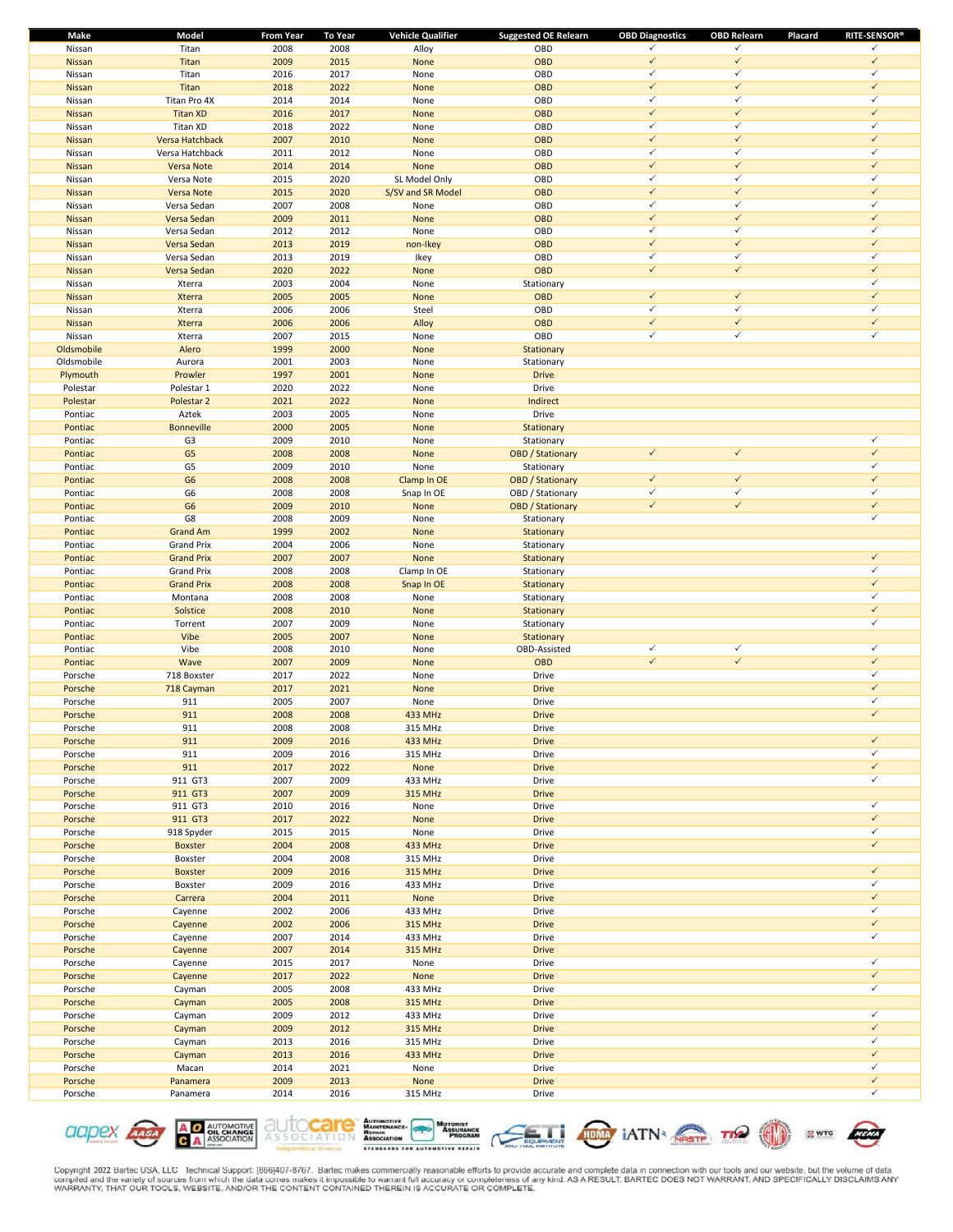| Make | Model | From Year | To Year | Vehicle Qualifier | Suggested OE Relearn | OBD Diagnostics | OBD Relearn | Placard | RITE-SENSOR® |
|---|---|---|---|---|---|---|---|---|---|
| Nissan | Titan | 2008 | 2008 | Alloy | OBD | ✓ | ✓ | | ✓ |
| Nissan | Titan | 2009 | 2015 | None | OBD | ✓ | ✓ | | ✓ |
| Nissan | Titan | 2016 | 2017 | None | OBD | ✓ | ✓ | | ✓ |
| Nissan | Titan | 2018 | 2022 | None | OBD | ✓ | ✓ | | ✓ |
| Nissan | Titan Pro 4X | 2014 | 2014 | None | OBD | ✓ | ✓ | | ✓ |
| Nissan | Titan XD | 2016 | 2017 | None | OBD | ✓ | ✓ | | ✓ |
| Nissan | Titan XD | 2018 | 2022 | None | OBD | ✓ | ✓ | | ✓ |
| Nissan | Versa Hatchback | 2007 | 2010 | None | OBD | ✓ | ✓ | | ✓ |
| Nissan | Versa Hatchback | 2011 | 2012 | None | OBD | ✓ | ✓ | | ✓ |
| Nissan | Versa Note | 2014 | 2014 | None | OBD | ✓ | ✓ | | ✓ |
| Nissan | Versa Note | 2015 | 2020 | SL Model Only | OBD | ✓ | ✓ | | ✓ |
| Nissan | Versa Note | 2015 | 2020 | S/SV and SR Model | OBD | ✓ | ✓ | | ✓ |
| Nissan | Versa Sedan | 2007 | 2008 | None | OBD | ✓ | ✓ | | ✓ |
| Nissan | Versa Sedan | 2009 | 2011 | None | OBD | ✓ | ✓ | | ✓ |
| Nissan | Versa Sedan | 2012 | 2012 | None | OBD | ✓ | ✓ | | ✓ |
| Nissan | Versa Sedan | 2013 | 2019 | non-Ikey | OBD | ✓ | ✓ | | ✓ |
| Nissan | Versa Sedan | 2013 | 2019 | Ikey | OBD | ✓ | ✓ | | ✓ |
| Nissan | Versa Sedan | 2020 | 2022 | None | OBD | ✓ | ✓ | | ✓ |
| Nissan | Xterra | 2003 | 2004 | None | Stationary | | | | ✓ |
| Nissan | Xterra | 2005 | 2005 | None | OBD | ✓ | ✓ | | ✓ |
| Nissan | Xterra | 2006 | 2006 | Steel | OBD | ✓ | ✓ | | ✓ |
| Nissan | Xterra | 2006 | 2006 | Alloy | OBD | ✓ | ✓ | | ✓ |
| Nissan | Xterra | 2007 | 2015 | None | OBD | ✓ | ✓ | | ✓ |
| Oldsmobile | Alero | 1999 | 2000 | None | Stationary | | | | |
| Oldsmobile | Aurora | 2001 | 2003 | None | Stationary | | | | |
| Plymouth | Prowler | 1997 | 2001 | None | Drive | | | | |
| Polestar | Polestar 1 | 2020 | 2022 | None | Drive | | | | |
| Polestar | Polestar 2 | 2021 | 2022 | None | Indirect | | | | |
| Pontiac | Aztek | 2003 | 2005 | None | Drive | | | | |
| Pontiac | Bonneville | 2000 | 2005 | None | Stationary | | | | |
| Pontiac | G3 | 2009 | 2010 | None | Stationary | | | | ✓ |
| Pontiac | G5 | 2008 | 2008 | None | OBD / Stationary | ✓ | ✓ | | ✓ |
| Pontiac | G5 | 2009 | 2010 | None | Stationary | | | | ✓ |
| Pontiac | G6 | 2008 | 2008 | Clamp In OE | OBD / Stationary | ✓ | ✓ | | ✓ |
| Pontiac | G6 | 2008 | 2008 | Snap In OE | OBD / Stationary | ✓ | ✓ | | ✓ |
| Pontiac | G6 | 2009 | 2010 | None | OBD / Stationary | ✓ | ✓ | | ✓ |
| Pontiac | G8 | 2008 | 2009 | None | Stationary | | | | ✓ |
| Pontiac | Grand Am | 1999 | 2002 | None | Stationary | | | | |
| Pontiac | Grand Prix | 2004 | 2006 | None | Stationary | | | | |
| Pontiac | Grand Prix | 2007 | 2007 | None | Stationary | | | | ✓ |
| Pontiac | Grand Prix | 2008 | 2008 | Clamp In OE | Stationary | | | | ✓ |
| Pontiac | Grand Prix | 2008 | 2008 | Snap In OE | Stationary | | | | ✓ |
| Pontiac | Montana | 2008 | 2008 | None | Stationary | | | | ✓ |
| Pontiac | Solstice | 2008 | 2010 | None | Stationary | | | | ✓ |
| Pontiac | Torrent | 2007 | 2009 | None | Stationary | | | | ✓ |
| Pontiac | Vibe | 2005 | 2007 | None | Stationary | | | | |
| Pontiac | Vibe | 2008 | 2010 | None | OBD-Assisted | ✓ | ✓ | | ✓ |
| Pontiac | Wave | 2007 | 2009 | None | OBD | ✓ | ✓ | | ✓ |
| Porsche | 718 Boxster | 2017 | 2022 | None | Drive | | | | ✓ |
| Porsche | 718 Cayman | 2017 | 2021 | None | Drive | | | | ✓ |
| Porsche | 911 | 2005 | 2007 | None | Drive | | | | ✓ |
| Porsche | 911 | 2008 | 2008 | 433 MHz | Drive | | | | ✓ |
| Porsche | 911 | 2008 | 2008 | 315 MHz | Drive | | | | |
| Porsche | 911 | 2009 | 2016 | 433 MHz | Drive | | | | ✓ |
| Porsche | 911 | 2009 | 2016 | 315 MHz | Drive | | | | ✓ |
| Porsche | 911 | 2017 | 2022 | None | Drive | | | | ✓ |
| Porsche | 911 GT3 | 2007 | 2009 | 433 MHz | Drive | | | | ✓ |
| Porsche | 911 GT3 | 2007 | 2009 | 315 MHz | Drive | | | | |
| Porsche | 911 GT3 | 2010 | 2016 | None | Drive | | | | ✓ |
| Porsche | 911 GT3 | 2017 | 2022 | None | Drive | | | | ✓ |
| Porsche | 918 Spyder | 2015 | 2015 | None | Drive | | | | ✓ |
| Porsche | Boxster | 2004 | 2008 | 433 MHz | Drive | | | | ✓ |
| Porsche | Boxster | 2004 | 2008 | 315 MHz | Drive | | | | |
| Porsche | Boxster | 2009 | 2016 | 315 MHz | Drive | | | | ✓ |
| Porsche | Boxster | 2009 | 2016 | 433 MHz | Drive | | | | ✓ |
| Porsche | Carrera | 2004 | 2011 | None | Drive | | | | ✓ |
| Porsche | Cayenne | 2002 | 2006 | 433 MHz | Drive | | | | ✓ |
| Porsche | Cayenne | 2002 | 2006 | 315 MHz | Drive | | | | ✓ |
| Porsche | Cayenne | 2007 | 2014 | 433 MHz | Drive | | | | ✓ |
| Porsche | Cayenne | 2007 | 2014 | 315 MHz | Drive | | | | |
| Porsche | Cayenne | 2015 | 2017 | None | Drive | | | | ✓ |
| Porsche | Cayenne | 2017 | 2022 | None | Drive | | | | ✓ |
| Porsche | Cayman | 2005 | 2008 | 433 MHz | Drive | | | | ✓ |
| Porsche | Cayman | 2005 | 2008 | 315 MHz | Drive | | | | |
| Porsche | Cayman | 2009 | 2012 | 433 MHz | Drive | | | | ✓ |
| Porsche | Cayman | 2009 | 2012 | 315 MHz | Drive | | | | ✓ |
| Porsche | Cayman | 2013 | 2016 | 315 MHz | Drive | | | | ✓ |
| Porsche | Cayman | 2013 | 2016 | 433 MHz | Drive | | | | ✓ |
| Porsche | Macan | 2014 | 2021 | None | Drive | | | | ✓ |
| Porsche | Panamera | 2009 | 2013 | None | Drive | | | | ✓ |
| Porsche | Panamera | 2014 | 2016 | 315 MHz | Drive | | | | ✓ |

Copyright 2022 Bartec USA, LLC Technical Support: (866)407-8767. Bartec makes commercially reasonable efforts to provide accurate and complete data in connection with our tools and our website, but the volume of data compiled and the variety of sources from which the data comes makes it impossible to warrant full accuracy or completeness of any kind. AS A RESULT, BARTEC DOES NOT WARRANT, AND SPECIFICALLY DISCLAIMS ANY WARRANTY, THAT OUR TOOLS, WEBSITE, AND/OR THE CONTENT CONTAINED THEREIN IS ACCURATE OR COMPLETE.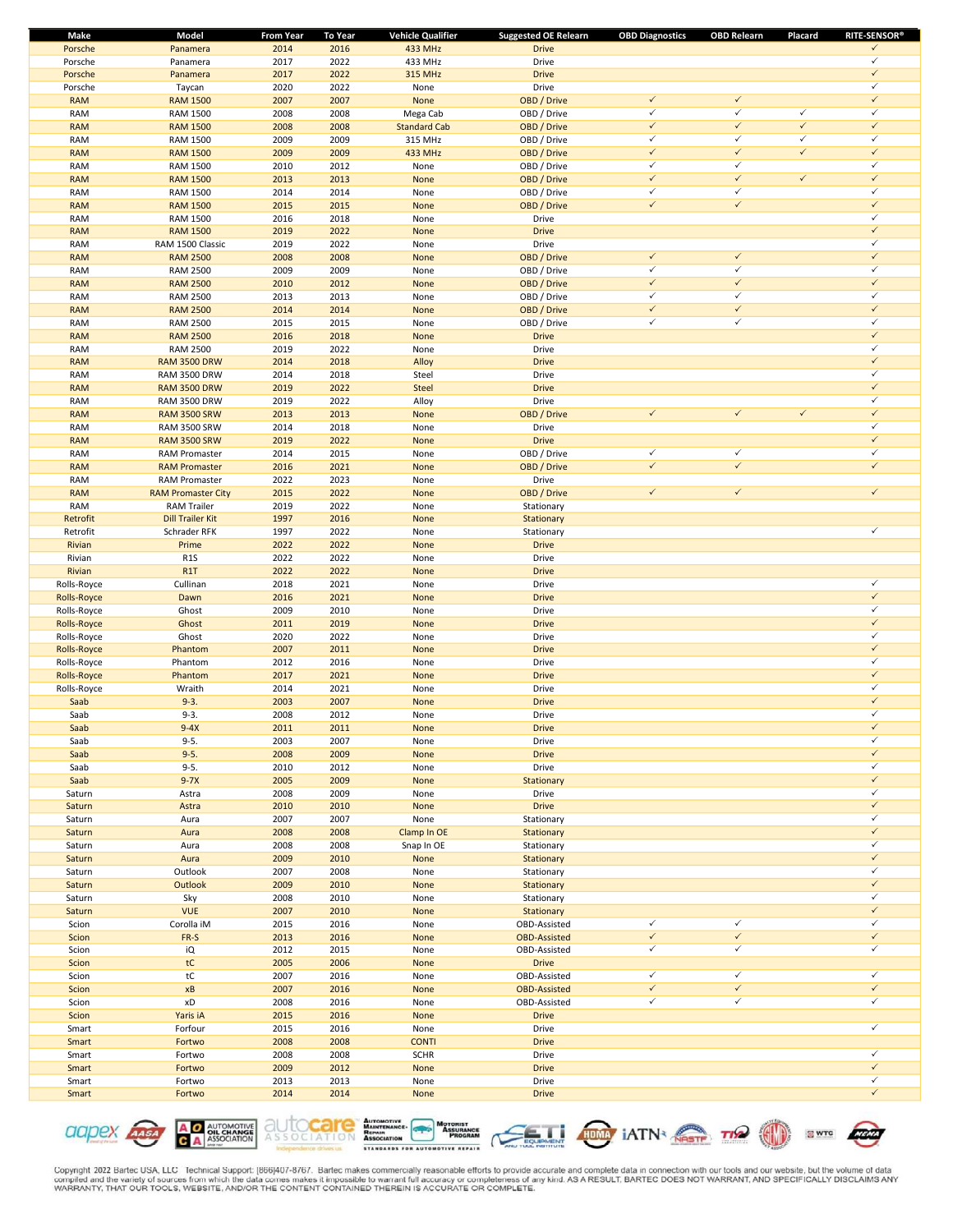| Make | Model | From Year | To Year | Vehicle Qualifier | Suggested OE Relearn | OBD Diagnostics | OBD Relearn | Placard | RITE-SENSOR® |
|---|---|---|---|---|---|---|---|---|---|
| Porsche | Panamera | 2014 | 2016 | 433 MHz | Drive | | | | ✓ |
| Porsche | Panamera | 2017 | 2022 | 433 MHz | Drive | | | | ✓ |
| Porsche | Panamera | 2017 | 2022 | 315 MHz | Drive | | | | ✓ |
| Porsche | Taycan | 2020 | 2022 | None | Drive | | | | ✓ |
| RAM | RAM 1500 | 2007 | 2007 | None | OBD / Drive | ✓ | ✓ | | ✓ |
| RAM | RAM 1500 | 2008 | 2008 | Mega Cab | OBD / Drive | ✓ | ✓ | ✓ | ✓ |
| RAM | RAM 1500 | 2008 | 2008 | Standard Cab | OBD / Drive | ✓ | ✓ | ✓ | ✓ |
| RAM | RAM 1500 | 2009 | 2009 | 315 MHz | OBD / Drive | ✓ | ✓ | ✓ | ✓ |
| RAM | RAM 1500 | 2009 | 2009 | 433 MHz | OBD / Drive | ✓ | ✓ | ✓ | ✓ |
| RAM | RAM 1500 | 2010 | 2012 | None | OBD / Drive | ✓ | ✓ | | ✓ |
| RAM | RAM 1500 | 2013 | 2013 | None | OBD / Drive | ✓ | ✓ | ✓ | ✓ |
| RAM | RAM 1500 | 2014 | 2014 | None | OBD / Drive | ✓ | ✓ | | ✓ |
| RAM | RAM 1500 | 2015 | 2015 | None | OBD / Drive | ✓ | ✓ | | ✓ |
| RAM | RAM 1500 | 2016 | 2018 | None | Drive | | | | ✓ |
| RAM | RAM 1500 | 2019 | 2022 | None | Drive | | | | ✓ |
| RAM | RAM 1500 Classic | 2019 | 2022 | None | Drive | | | | ✓ |
| RAM | RAM 2500 | 2008 | 2008 | None | OBD / Drive | ✓ | ✓ | | ✓ |
| RAM | RAM 2500 | 2009 | 2009 | None | OBD / Drive | ✓ | ✓ | | ✓ |
| RAM | RAM 2500 | 2010 | 2012 | None | OBD / Drive | ✓ | ✓ | | ✓ |
| RAM | RAM 2500 | 2013 | 2013 | None | OBD / Drive | ✓ | ✓ | | ✓ |
| RAM | RAM 2500 | 2014 | 2014 | None | OBD / Drive | ✓ | ✓ | | ✓ |
| RAM | RAM 2500 | 2015 | 2015 | None | OBD / Drive | ✓ | ✓ | | ✓ |
| RAM | RAM 2500 | 2016 | 2018 | None | Drive | | | | ✓ |
| RAM | RAM 2500 | 2019 | 2022 | None | Drive | | | | ✓ |
| RAM | RAM 3500 DRW | 2014 | 2018 | Alloy | Drive | | | | ✓ |
| RAM | RAM 3500 DRW | 2014 | 2018 | Steel | Drive | | | | ✓ |
| RAM | RAM 3500 DRW | 2019 | 2022 | Steel | Drive | | | | ✓ |
| RAM | RAM 3500 DRW | 2019 | 2022 | Alloy | Drive | | | | ✓ |
| RAM | RAM 3500 SRW | 2013 | 2013 | None | OBD / Drive | ✓ | ✓ | ✓ | ✓ |
| RAM | RAM 3500 SRW | 2014 | 2018 | None | Drive | | | | ✓ |
| RAM | RAM 3500 SRW | 2019 | 2022 | None | Drive | | | | ✓ |
| RAM | RAM Promaster | 2014 | 2015 | None | OBD / Drive | ✓ | ✓ | | ✓ |
| RAM | RAM Promaster | 2016 | 2021 | None | OBD / Drive | ✓ | ✓ | | ✓ |
| RAM | RAM Promaster | 2022 | 2023 | None | Drive | | | | |
| RAM | RAM Promaster City | 2015 | 2022 | None | OBD / Drive | ✓ | ✓ | | ✓ |
| RAM | RAM Trailer | 2019 | 2022 | None | Stationary | | | | |
| Retrofit | Dill Trailer Kit | 1997 | 2016 | None | Stationary | | | | |
| Retrofit | Schrader RFK | 1997 | 2022 | None | Stationary | | | | ✓ |
| Rivian | Prime | 2022 | 2022 | None | Drive | | | | |
| Rivian | R1S | 2022 | 2022 | None | Drive | | | | |
| Rivian | R1T | 2022 | 2022 | None | Drive | | | | |
| Rolls-Royce | Cullinan | 2018 | 2021 | None | Drive | | | | ✓ |
| Rolls-Royce | Dawn | 2016 | 2021 | None | Drive | | | | ✓ |
| Rolls-Royce | Ghost | 2009 | 2010 | None | Drive | | | | ✓ |
| Rolls-Royce | Ghost | 2011 | 2019 | None | Drive | | | | ✓ |
| Rolls-Royce | Ghost | 2020 | 2022 | None | Drive | | | | ✓ |
| Rolls-Royce | Phantom | 2007 | 2011 | None | Drive | | | | ✓ |
| Rolls-Royce | Phantom | 2012 | 2016 | None | Drive | | | | ✓ |
| Rolls-Royce | Phantom | 2017 | 2021 | None | Drive | | | | ✓ |
| Rolls-Royce | Wraith | 2014 | 2021 | None | Drive | | | | ✓ |
| Saab | 9-3. | 2003 | 2007 | None | Drive | | | | ✓ |
| Saab | 9-3. | 2008 | 2012 | None | Drive | | | | ✓ |
| Saab | 9-4X | 2011 | 2011 | None | Drive | | | | ✓ |
| Saab | 9-5. | 2003 | 2007 | None | Drive | | | | ✓ |
| Saab | 9-5. | 2008 | 2009 | None | Drive | | | | ✓ |
| Saab | 9-5. | 2010 | 2012 | None | Drive | | | | ✓ |
| Saab | 9-7X | 2005 | 2009 | None | Stationary | | | | ✓ |
| Saturn | Astra | 2008 | 2009 | None | Drive | | | | ✓ |
| Saturn | Astra | 2010 | 2010 | None | Drive | | | | ✓ |
| Saturn | Aura | 2007 | 2007 | None | Stationary | | | | ✓ |
| Saturn | Aura | 2008 | 2008 | Clamp In OE | Stationary | | | | ✓ |
| Saturn | Aura | 2008 | 2008 | Snap In OE | Stationary | | | | ✓ |
| Saturn | Aura | 2009 | 2010 | None | Stationary | | | | ✓ |
| Saturn | Outlook | 2007 | 2008 | None | Stationary | | | | ✓ |
| Saturn | Outlook | 2009 | 2010 | None | Stationary | | | | ✓ |
| Saturn | Sky | 2008 | 2010 | None | Stationary | | | | ✓ |
| Saturn | VUE | 2007 | 2010 | None | Stationary | | | | ✓ |
| Scion | Corolla iM | 2015 | 2016 | None | OBD-Assisted | ✓ | ✓ | | ✓ |
| Scion | FR-S | 2013 | 2016 | None | OBD-Assisted | ✓ | ✓ | | ✓ |
| Scion | iQ | 2012 | 2015 | None | OBD-Assisted | ✓ | ✓ | | ✓ |
| Scion | tC | 2005 | 2006 | None | Drive | | | | |
| Scion | tC | 2007 | 2016 | None | OBD-Assisted | ✓ | ✓ | | ✓ |
| Scion | xB | 2007 | 2016 | None | OBD-Assisted | ✓ | ✓ | | ✓ |
| Scion | xD | 2008 | 2016 | None | OBD-Assisted | ✓ | ✓ | | ✓ |
| Scion | Yaris iA | 2015 | 2016 | None | Drive | | | | |
| Smart | Forfour | 2015 | 2016 | None | Drive | | | | ✓ |
| Smart | Fortwo | 2008 | 2008 | CONTI | Drive | | | | |
| Smart | Fortwo | 2008 | 2008 | SCHR | Drive | | | | ✓ |
| Smart | Fortwo | 2009 | 2012 | None | Drive | | | | ✓ |
| Smart | Fortwo | 2013 | 2013 | None | Drive | | | | ✓ |
| Smart | Fortwo | 2014 | 2014 | None | Drive | | | | ✓ |

Copyright 2022 Bartec USA, LLC Technical Support: (866)407-8767. Bartec makes commercially reasonable efforts to provide accurate and complete data in connection with our tools and our website, but the volume of data compiled and the variety of sources from which the data comes makes it impossible to warrant full accuracy or completeness of any kind. AS A RESULT, BARTEC DOES NOT WARRANT, AND SPECIFICALLY DISCLAIMS ANY WARRANTY, THAT OUR TOOLS, WEBSITE, AND/OR THE CONTENT CONTAINED THEREIN IS ACCURATE OR COMPLETE.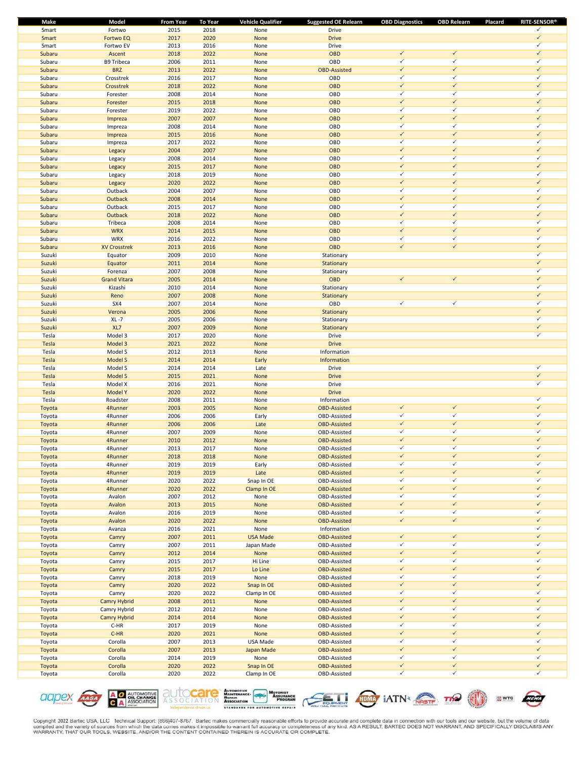| Make | Model | From Year | To Year | Vehicle Qualifier | Suggested OE Relearn | OBD Diagnostics | OBD Relearn | Placard | RITE-SENSOR® |
|---|---|---|---|---|---|---|---|---|---|
| Smart | Fortwo | 2015 | 2018 | None | Drive | | | | ✓ |
| Smart | Fortwo EQ | 2017 | 2020 | None | Drive | | | | ✓ |
| Smart | Fortwo EV | 2013 | 2016 | None | Drive | | | | ✓ |
| Subaru | Ascent | 2018 | 2022 | None | OBD | ✓ | ✓ | | ✓ |
| Subaru | B9 Tribeca | 2006 | 2011 | None | OBD | ✓ | ✓ | | ✓ |
| Subaru | BRZ | 2013 | 2022 | None | OBD-Assisted | ✓ | ✓ | | ✓ |
| Subaru | Crosstrek | 2016 | 2017 | None | OBD | ✓ | ✓ | | ✓ |
| Subaru | Crosstrek | 2018 | 2022 | None | OBD | ✓ | ✓ | | ✓ |
| Subaru | Forester | 2008 | 2014 | None | OBD | ✓ | ✓ | | ✓ |
| Subaru | Forester | 2015 | 2018 | None | OBD | ✓ | ✓ | | ✓ |
| Subaru | Forester | 2019 | 2022 | None | OBD | ✓ | ✓ | | ✓ |
| Subaru | Impreza | 2007 | 2007 | None | OBD | ✓ | ✓ | | ✓ |
| Subaru | Impreza | 2008 | 2014 | None | OBD | ✓ | ✓ | | ✓ |
| Subaru | Impreza | 2015 | 2016 | None | OBD | ✓ | ✓ | | ✓ |
| Subaru | Impreza | 2017 | 2022 | None | OBD | ✓ | ✓ | | ✓ |
| Subaru | Legacy | 2004 | 2007 | None | OBD | ✓ | ✓ | | ✓ |
| Subaru | Legacy | 2008 | 2014 | None | OBD | ✓ | ✓ | | ✓ |
| Subaru | Legacy | 2015 | 2017 | None | OBD | ✓ | ✓ | | ✓ |
| Subaru | Legacy | 2018 | 2019 | None | OBD | ✓ | ✓ | | ✓ |
| Subaru | Legacy | 2020 | 2022 | None | OBD | ✓ | ✓ | | ✓ |
| Subaru | Outback | 2004 | 2007 | None | OBD | ✓ | ✓ | | ✓ |
| Subaru | Outback | 2008 | 2014 | None | OBD | ✓ | ✓ | | ✓ |
| Subaru | Outback | 2015 | 2017 | None | OBD | ✓ | ✓ | | ✓ |
| Subaru | Outback | 2018 | 2022 | None | OBD | ✓ | ✓ | | ✓ |
| Subaru | Tribeca | 2008 | 2014 | None | OBD | ✓ | ✓ | | ✓ |
| Subaru | WRX | 2014 | 2015 | None | OBD | ✓ | ✓ | | ✓ |
| Subaru | WRX | 2016 | 2022 | None | OBD | ✓ | ✓ | | ✓ |
| Subaru | XV Crosstrek | 2013 | 2016 | None | OBD | ✓ | ✓ | | ✓ |
| Suzuki | Equator | 2009 | 2010 | None | Stationary | | | | ✓ |
| Suzuki | Equator | 2011 | 2014 | None | Stationary | | | | ✓ |
| Suzuki | Forenza | 2007 | 2008 | None | Stationary | | | | ✓ |
| Suzuki | Grand Vitara | 2005 | 2014 | None | OBD | ✓ | ✓ | | ✓ |
| Suzuki | Kizashi | 2010 | 2014 | None | Stationary | | | | ✓ |
| Suzuki | Reno | 2007 | 2008 | None | Stationary | | | | ✓ |
| Suzuki | SX4 | 2007 | 2014 | None | OBD | ✓ | ✓ | | ✓ |
| Suzuki | Verona | 2005 | 2006 | None | Stationary | | | | ✓ |
| Suzuki | XL -7 | 2005 | 2006 | None | Stationary | | | | ✓ |
| Suzuki | XL7 | 2007 | 2009 | None | Stationary | | | | ✓ |
| Tesla | Model 3 | 2017 | 2020 | None | Drive | | | | ✓ |
| Tesla | Model 3 | 2021 | 2022 | None | Drive | | | | |
| Tesla | Model S | 2012 | 2013 | None | Information | | | | |
| Tesla | Model S | 2014 | 2014 | Early | Information | | | | |
| Tesla | Model S | 2014 | 2014 | Late | Drive | | | | ✓ |
| Tesla | Model S | 2015 | 2021 | None | Drive | | | | ✓ |
| Tesla | Model X | 2016 | 2021 | None | Drive | | | | ✓ |
| Tesla | Model Y | 2020 | 2022 | None | Drive | | | | |
| Tesla | Roadster | 2008 | 2011 | None | Information | | | | ✓ |
| Toyota | 4Runner | 2003 | 2005 | None | OBD-Assisted | ✓ | ✓ | | ✓ |
| Toyota | 4Runner | 2006 | 2006 | Early | OBD-Assisted | ✓ | ✓ | | ✓ |
| Toyota | 4Runner | 2006 | 2006 | Late | OBD-Assisted | ✓ | ✓ | | ✓ |
| Toyota | 4Runner | 2007 | 2009 | None | OBD-Assisted | ✓ | ✓ | | ✓ |
| Toyota | 4Runner | 2010 | 2012 | None | OBD-Assisted | ✓ | ✓ | | ✓ |
| Toyota | 4Runner | 2013 | 2017 | None | OBD-Assisted | ✓ | ✓ | | ✓ |
| Toyota | 4Runner | 2018 | 2018 | None | OBD-Assisted | ✓ | ✓ | | ✓ |
| Toyota | 4Runner | 2019 | 2019 | Early | OBD-Assisted | ✓ | ✓ | | ✓ |
| Toyota | 4Runner | 2019 | 2019 | Late | OBD-Assisted | ✓ | ✓ | | ✓ |
| Toyota | 4Runner | 2020 | 2022 | Snap In OE | OBD-Assisted | ✓ | ✓ | | ✓ |
| Toyota | 4Runner | 2020 | 2022 | Clamp In OE | OBD-Assisted | ✓ | ✓ | | ✓ |
| Toyota | Avalon | 2007 | 2012 | None | OBD-Assisted | ✓ | ✓ | | ✓ |
| Toyota | Avalon | 2013 | 2015 | None | OBD-Assisted | ✓ | ✓ | | ✓ |
| Toyota | Avalon | 2016 | 2019 | None | OBD-Assisted | ✓ | ✓ | | ✓ |
| Toyota | Avalon | 2020 | 2022 | None | OBD-Assisted | ✓ | ✓ | | ✓ |
| Toyota | Avanza | 2016 | 2021 | None | Information | | | | ✓ |
| Toyota | Camry | 2007 | 2011 | USA Made | OBD-Assisted | ✓ | ✓ | | ✓ |
| Toyota | Camry | 2007 | 2011 | Japan Made | OBD-Assisted | ✓ | ✓ | | ✓ |
| Toyota | Camry | 2012 | 2014 | None | OBD-Assisted | ✓ | ✓ | | ✓ |
| Toyota | Camry | 2015 | 2017 | Hi Line | OBD-Assisted | ✓ | ✓ | | ✓ |
| Toyota | Camry | 2015 | 2017 | Lo Line | OBD-Assisted | ✓ | ✓ | | ✓ |
| Toyota | Camry | 2018 | 2019 | None | OBD-Assisted | ✓ | ✓ | | ✓ |
| Toyota | Camry | 2020 | 2022 | Snap In OE | OBD-Assisted | ✓ | ✓ | | ✓ |
| Toyota | Camry | 2020 | 2022 | Clamp In OE | OBD-Assisted | ✓ | ✓ | | ✓ |
| Toyota | Camry Hybrid | 2008 | 2011 | None | OBD-Assisted | ✓ | ✓ | | ✓ |
| Toyota | Camry Hybrid | 2012 | 2012 | None | OBD-Assisted | ✓ | ✓ | | ✓ |
| Toyota | Camry Hybrid | 2014 | 2014 | None | OBD-Assisted | ✓ | ✓ | | ✓ |
| Toyota | C-HR | 2017 | 2019 | None | OBD-Assisted | ✓ | ✓ | | ✓ |
| Toyota | C-HR | 2020 | 2021 | None | OBD-Assisted | ✓ | ✓ | | ✓ |
| Toyota | Corolla | 2007 | 2013 | USA Made | OBD-Assisted | ✓ | ✓ | | ✓ |
| Toyota | Corolla | 2007 | 2013 | Japan Made | OBD-Assisted | ✓ | ✓ | | ✓ |
| Toyota | Corolla | 2014 | 2019 | None | OBD-Assisted | ✓ | ✓ | | ✓ |
| Toyota | Corolla | 2020 | 2022 | Snap In OE | OBD-Assisted | ✓ | ✓ | | ✓ |
| Toyota | Corolla | 2020 | 2022 | Clamp In OE | OBD-Assisted | ✓ | ✓ | | ✓ |

Copyright 2022 Bartec USA, LLC Technical Support: (866)407-8767. Bartec makes commercially reasonable efforts to provide accurate and complete data in connection with our tools and our website, but the volume of data compiled and the variety of sources from which the data comes makes it impossible to warrant full accuracy or completeness of any kind. AS A RESULT, BARTEC DOES NOT WARRANT, AND SPECIFICALLY DISCLAIMS ANY WARRANTY, THAT OUR TOOLS, WEBSITE, AND/OR THE CONTENT CONTAINED THEREIN IS ACCURATE OR COMPLETE.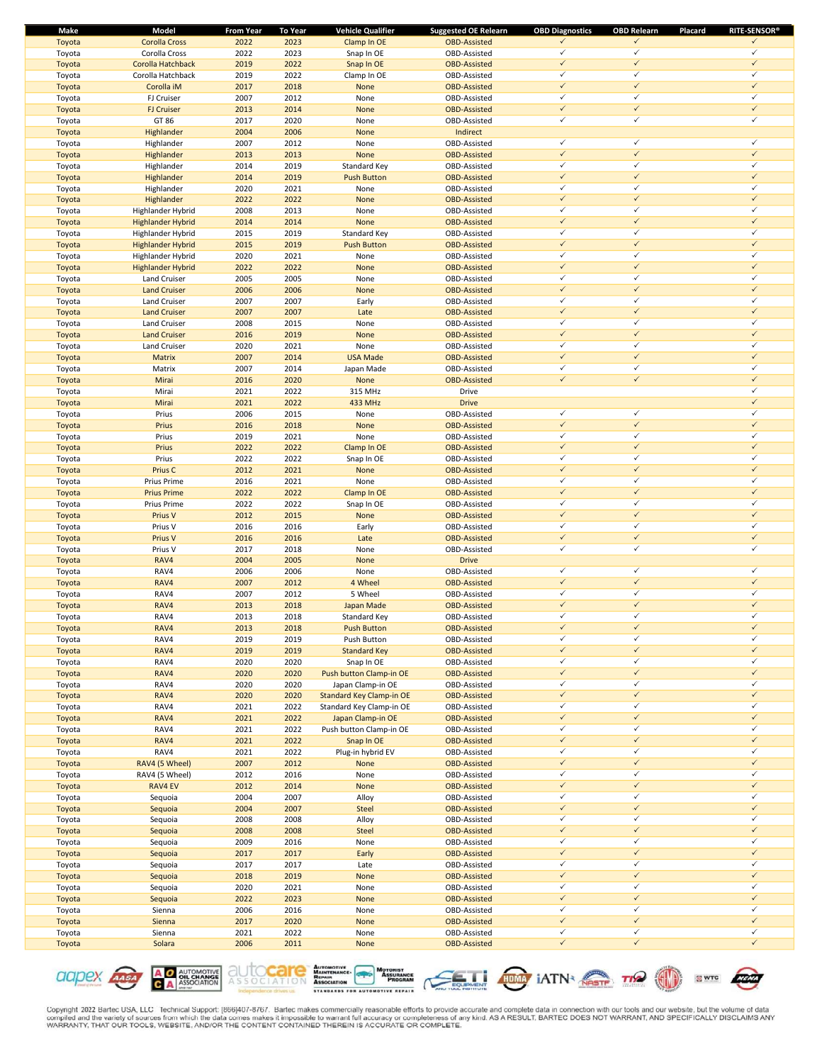| Make | Model | From Year | To Year | Vehicle Qualifier | Suggested OE Relearn | OBD Diagnostics | OBD Relearn | Placard | RITE-SENSOR® |
|---|---|---|---|---|---|---|---|---|---|
| Toyota | Corolla Cross | 2022 | 2023 | Clamp In OE | OBD-Assisted | ✓ | ✓ | | ✓ |
| Toyota | Corolla Cross | 2022 | 2023 | Snap In OE | OBD-Assisted | ✓ | ✓ | | ✓ |
| Toyota | Corolla Hatchback | 2019 | 2022 | Snap In OE | OBD-Assisted | ✓ | ✓ | | ✓ |
| Toyota | Corolla Hatchback | 2019 | 2022 | Clamp In OE | OBD-Assisted | ✓ | ✓ | | ✓ |
| Toyota | Corolla iM | 2017 | 2018 | None | OBD-Assisted | ✓ | ✓ | | ✓ |
| Toyota | FJ Cruiser | 2007 | 2012 | None | OBD-Assisted | ✓ | ✓ | | ✓ |
| Toyota | FJ Cruiser | 2013 | 2014 | None | OBD-Assisted | ✓ | ✓ | | ✓ |
| Toyota | GT 86 | 2017 | 2020 | None | OBD-Assisted | ✓ | ✓ | | ✓ |
| Toyota | Highlander | 2004 | 2006 | None | Indirect | | | | |
| Toyota | Highlander | 2007 | 2012 | None | OBD-Assisted | ✓ | ✓ | | ✓ |
| Toyota | Highlander | 2013 | 2013 | None | OBD-Assisted | ✓ | ✓ | | ✓ |
| Toyota | Highlander | 2014 | 2019 | Standard Key | OBD-Assisted | ✓ | ✓ | | ✓ |
| Toyota | Highlander | 2014 | 2019 | Push Button | OBD-Assisted | ✓ | ✓ | | ✓ |
| Toyota | Highlander | 2020 | 2021 | None | OBD-Assisted | ✓ | ✓ | | ✓ |
| Toyota | Highlander | 2022 | 2022 | None | OBD-Assisted | ✓ | ✓ | | ✓ |
| Toyota | Highlander Hybrid | 2008 | 2013 | None | OBD-Assisted | ✓ | ✓ | | ✓ |
| Toyota | Highlander Hybrid | 2014 | 2014 | None | OBD-Assisted | ✓ | ✓ | | ✓ |
| Toyota | Highlander Hybrid | 2015 | 2019 | Standard Key | OBD-Assisted | ✓ | ✓ | | ✓ |
| Toyota | Highlander Hybrid | 2015 | 2019 | Push Button | OBD-Assisted | ✓ | ✓ | | ✓ |
| Toyota | Highlander Hybrid | 2020 | 2021 | None | OBD-Assisted | ✓ | ✓ | | ✓ |
| Toyota | Highlander Hybrid | 2022 | 2022 | None | OBD-Assisted | ✓ | ✓ | | ✓ |
| Toyota | Land Cruiser | 2005 | 2005 | None | OBD-Assisted | ✓ | ✓ | | ✓ |
| Toyota | Land Cruiser | 2006 | 2006 | None | OBD-Assisted | ✓ | ✓ | | ✓ |
| Toyota | Land Cruiser | 2007 | 2007 | Early | OBD-Assisted | ✓ | ✓ | | ✓ |
| Toyota | Land Cruiser | 2007 | 2007 | Late | OBD-Assisted | ✓ | ✓ | | ✓ |
| Toyota | Land Cruiser | 2008 | 2015 | None | OBD-Assisted | ✓ | ✓ | | ✓ |
| Toyota | Land Cruiser | 2016 | 2019 | None | OBD-Assisted | ✓ | ✓ | | ✓ |
| Toyota | Land Cruiser | 2020 | 2021 | None | OBD-Assisted | ✓ | ✓ | | ✓ |
| Toyota | Matrix | 2007 | 2014 | USA Made | OBD-Assisted | ✓ | ✓ | | ✓ |
| Toyota | Matrix | 2007 | 2014 | Japan Made | OBD-Assisted | ✓ | ✓ | | ✓ |
| Toyota | Mirai | 2016 | 2020 | None | OBD-Assisted | ✓ | ✓ | | ✓ |
| Toyota | Mirai | 2021 | 2022 | 315 MHz | Drive | | | | ✓ |
| Toyota | Mirai | 2021 | 2022 | 433 MHz | Drive | | | | ✓ |
| Toyota | Prius | 2006 | 2015 | None | OBD-Assisted | ✓ | ✓ | | ✓ |
| Toyota | Prius | 2016 | 2018 | None | OBD-Assisted | ✓ | ✓ | | ✓ |
| Toyota | Prius | 2019 | 2021 | None | OBD-Assisted | ✓ | ✓ | | ✓ |
| Toyota | Prius | 2022 | 2022 | Clamp In OE | OBD-Assisted | ✓ | ✓ | | ✓ |
| Toyota | Prius | 2022 | 2022 | Snap In OE | OBD-Assisted | ✓ | ✓ | | ✓ |
| Toyota | Prius C | 2012 | 2021 | None | OBD-Assisted | ✓ | ✓ | | ✓ |
| Toyota | Prius Prime | 2016 | 2021 | None | OBD-Assisted | ✓ | ✓ | | ✓ |
| Toyota | Prius Prime | 2022 | 2022 | Clamp In OE | OBD-Assisted | ✓ | ✓ | | ✓ |
| Toyota | Prius Prime | 2022 | 2022 | Snap In OE | OBD-Assisted | ✓ | ✓ | | ✓ |
| Toyota | Prius V | 2012 | 2015 | None | OBD-Assisted | ✓ | ✓ | | ✓ |
| Toyota | Prius V | 2016 | 2016 | Early | OBD-Assisted | ✓ | ✓ | | ✓ |
| Toyota | Prius V | 2016 | 2016 | Late | OBD-Assisted | ✓ | ✓ | | ✓ |
| Toyota | Prius V | 2017 | 2018 | None | OBD-Assisted | ✓ | ✓ | | ✓ |
| Toyota | RAV4 | 2004 | 2005 | None | Drive | | | | |
| Toyota | RAV4 | 2006 | 2006 | None | OBD-Assisted | ✓ | ✓ | | ✓ |
| Toyota | RAV4 | 2007 | 2012 | 4 Wheel | OBD-Assisted | ✓ | ✓ | | ✓ |
| Toyota | RAV4 | 2007 | 2012 | 5 Wheel | OBD-Assisted | ✓ | ✓ | | ✓ |
| Toyota | RAV4 | 2013 | 2018 | Japan Made | OBD-Assisted | ✓ | ✓ | | ✓ |
| Toyota | RAV4 | 2013 | 2018 | Standard Key | OBD-Assisted | ✓ | ✓ | | ✓ |
| Toyota | RAV4 | 2013 | 2018 | Push Button | OBD-Assisted | ✓ | ✓ | | ✓ |
| Toyota | RAV4 | 2019 | 2019 | Push Button | OBD-Assisted | ✓ | ✓ | | ✓ |
| Toyota | RAV4 | 2019 | 2019 | Standard Key | OBD-Assisted | ✓ | ✓ | | ✓ |
| Toyota | RAV4 | 2020 | 2020 | Snap In OE | OBD-Assisted | ✓ | ✓ | | ✓ |
| Toyota | RAV4 | 2020 | 2020 | Push button Clamp-in OE | OBD-Assisted | ✓ | ✓ | | ✓ |
| Toyota | RAV4 | 2020 | 2020 | Japan Clamp-in OE | OBD-Assisted | ✓ | ✓ | | ✓ |
| Toyota | RAV4 | 2020 | 2020 | Standard Key Clamp-in OE | OBD-Assisted | ✓ | ✓ | | ✓ |
| Toyota | RAV4 | 2021 | 2022 | Standard Key Clamp-in OE | OBD-Assisted | ✓ | ✓ | | ✓ |
| Toyota | RAV4 | 2021 | 2022 | Japan Clamp-in OE | OBD-Assisted | ✓ | ✓ | | ✓ |
| Toyota | RAV4 | 2021 | 2022 | Push button Clamp-in OE | OBD-Assisted | ✓ | ✓ | | ✓ |
| Toyota | RAV4 | 2021 | 2022 | Snap In OE | OBD-Assisted | ✓ | ✓ | | ✓ |
| Toyota | RAV4 | 2021 | 2022 | Plug-in hybrid EV | OBD-Assisted | ✓ | ✓ | | ✓ |
| Toyota | RAV4 (5 Wheel) | 2007 | 2012 | None | OBD-Assisted | ✓ | ✓ | | ✓ |
| Toyota | RAV4 (5 Wheel) | 2012 | 2016 | None | OBD-Assisted | ✓ | ✓ | | ✓ |
| Toyota | RAV4 EV | 2012 | 2014 | None | OBD-Assisted | ✓ | ✓ | | ✓ |
| Toyota | Sequoia | 2004 | 2007 | Alloy | OBD-Assisted | ✓ | ✓ | | ✓ |
| Toyota | Sequoia | 2004 | 2007 | Steel | OBD-Assisted | ✓ | ✓ | | ✓ |
| Toyota | Sequoia | 2008 | 2008 | Alloy | OBD-Assisted | ✓ | ✓ | | ✓ |
| Toyota | Sequoia | 2008 | 2008 | Steel | OBD-Assisted | ✓ | ✓ | | ✓ |
| Toyota | Sequoia | 2009 | 2016 | None | OBD-Assisted | ✓ | ✓ | | ✓ |
| Toyota | Sequoia | 2017 | 2017 | Early | OBD-Assisted | ✓ | ✓ | | ✓ |
| Toyota | Sequoia | 2017 | 2017 | Late | OBD-Assisted | ✓ | ✓ | | ✓ |
| Toyota | Sequoia | 2018 | 2019 | None | OBD-Assisted | ✓ | ✓ | | ✓ |
| Toyota | Sequoia | 2020 | 2021 | None | OBD-Assisted | ✓ | ✓ | | ✓ |
| Toyota | Sequoia | 2022 | 2023 | None | OBD-Assisted | ✓ | ✓ | | ✓ |
| Toyota | Sienna | 2006 | 2016 | None | OBD-Assisted | ✓ | ✓ | | ✓ |
| Toyota | Sienna | 2017 | 2020 | None | OBD-Assisted | ✓ | ✓ | | ✓ |
| Toyota | Sienna | 2021 | 2022 | None | OBD-Assisted | ✓ | ✓ | | ✓ |
| Toyota | Solara | 2006 | 2011 | None | OBD-Assisted | ✓ | ✓ | | ✓ |

Copyright 2022 Bartec USA, LLC Technical Support: (866)407-8767. Bartec makes commercially reasonable efforts to provide accurate and complete data in connection with our tools and our website, but the volume of data compiled and the variety of sources from which the data comes makes it impossible to warrant full accuracy or completeness of any kind. AS A RESULT, BARTEC DOES NOT WARRANT, AND SPECIFICALLY DISCLAIMS ANY WARRANTY, THAT OUR TOOLS, WEBSITE, AND/OR THE CONTENT CONTAINED THEREIN IS ACCURATE OR COMPLETE.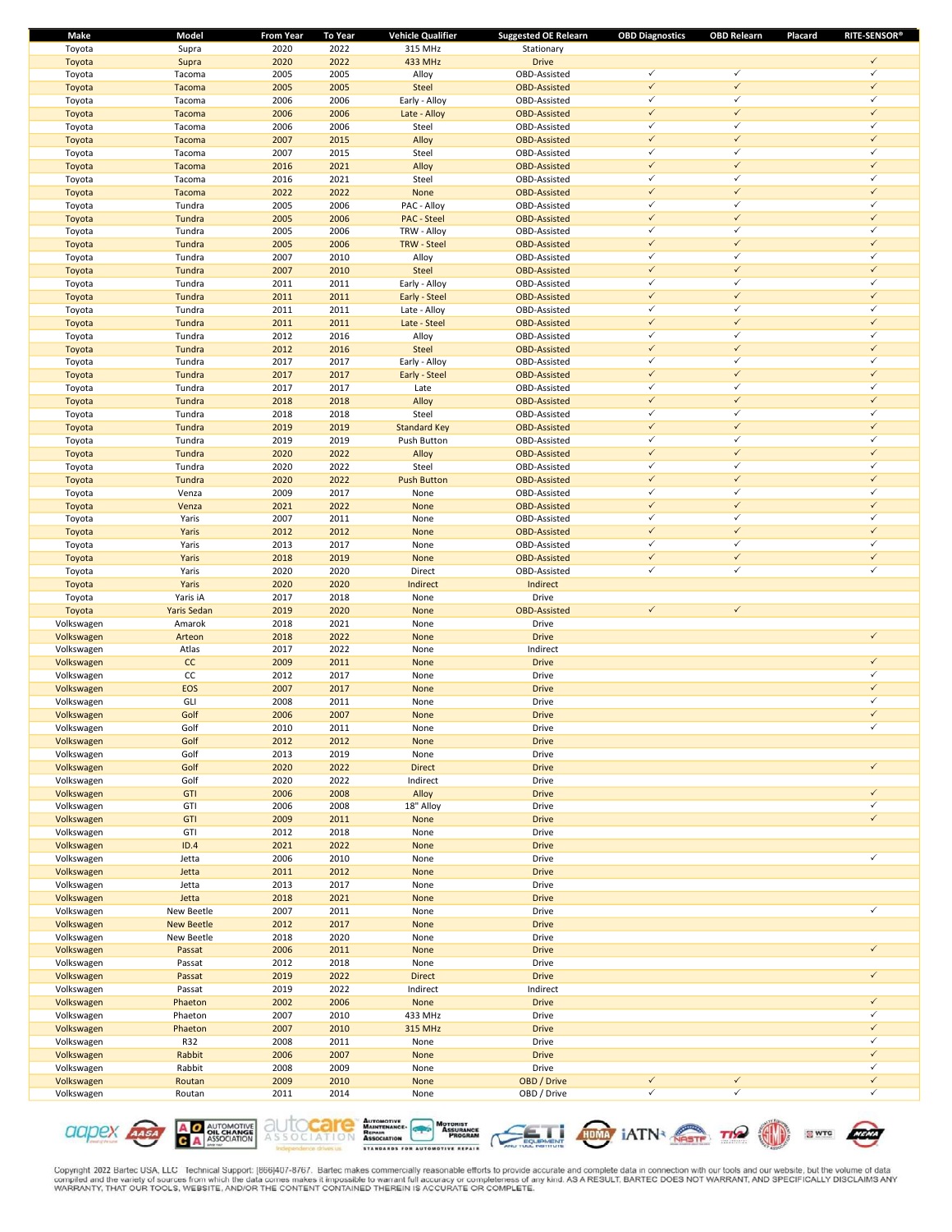| Make | Model | From Year | To Year | Vehicle Qualifier | Suggested OE Relearn | OBD Diagnostics | OBD Relearn | Placard | RITE-SENSOR® |
|---|---|---|---|---|---|---|---|---|---|
| Toyota | Supra | 2020 | 2022 | 315 MHz | Stationary | | | | |
| Toyota | Supra | 2020 | 2022 | 433 MHz | Drive | | | | ✓ |
| Toyota | Tacoma | 2005 | 2005 | Alloy | OBD-Assisted | ✓ | ✓ | | ✓ |
| Toyota | Tacoma | 2005 | 2005 | Steel | OBD-Assisted | ✓ | ✓ | | ✓ |
| Toyota | Tacoma | 2006 | 2006 | Early - Alloy | OBD-Assisted | ✓ | ✓ | | ✓ |
| Toyota | Tacoma | 2006 | 2006 | Late - Alloy | OBD-Assisted | ✓ | ✓ | | ✓ |
| Toyota | Tacoma | 2006 | 2006 | Steel | OBD-Assisted | ✓ | ✓ | | ✓ |
| Toyota | Tacoma | 2007 | 2015 | Alloy | OBD-Assisted | ✓ | ✓ | | ✓ |
| Toyota | Tacoma | 2007 | 2015 | Steel | OBD-Assisted | ✓ | ✓ | | ✓ |
| Toyota | Tacoma | 2016 | 2021 | Alloy | OBD-Assisted | ✓ | ✓ | | ✓ |
| Toyota | Tacoma | 2016 | 2021 | Steel | OBD-Assisted | ✓ | ✓ | | ✓ |
| Toyota | Tacoma | 2022 | 2022 | None | OBD-Assisted | ✓ | ✓ | | ✓ |
| Toyota | Tundra | 2005 | 2006 | PAC - Alloy | OBD-Assisted | ✓ | ✓ | | ✓ |
| Toyota | Tundra | 2005 | 2006 | PAC - Steel | OBD-Assisted | ✓ | ✓ | | ✓ |
| Toyota | Tundra | 2005 | 2006 | TRW - Alloy | OBD-Assisted | ✓ | ✓ | | ✓ |
| Toyota | Tundra | 2005 | 2006 | TRW - Steel | OBD-Assisted | ✓ | ✓ | | ✓ |
| Toyota | Tundra | 2007 | 2010 | Alloy | OBD-Assisted | ✓ | ✓ | | ✓ |
| Toyota | Tundra | 2007 | 2010 | Steel | OBD-Assisted | ✓ | ✓ | | ✓ |
| Toyota | Tundra | 2011 | 2011 | Early - Alloy | OBD-Assisted | ✓ | ✓ | | ✓ |
| Toyota | Tundra | 2011 | 2011 | Early - Steel | OBD-Assisted | ✓ | ✓ | | ✓ |
| Toyota | Tundra | 2011 | 2011 | Late - Alloy | OBD-Assisted | ✓ | ✓ | | ✓ |
| Toyota | Tundra | 2011 | 2011 | Late - Steel | OBD-Assisted | ✓ | ✓ | | ✓ |
| Toyota | Tundra | 2012 | 2016 | Alloy | OBD-Assisted | ✓ | ✓ | | ✓ |
| Toyota | Tundra | 2012 | 2016 | Steel | OBD-Assisted | ✓ | ✓ | | ✓ |
| Toyota | Tundra | 2017 | 2017 | Early - Alloy | OBD-Assisted | ✓ | ✓ | | ✓ |
| Toyota | Tundra | 2017 | 2017 | Early - Steel | OBD-Assisted | ✓ | ✓ | | ✓ |
| Toyota | Tundra | 2017 | 2017 | Late | OBD-Assisted | ✓ | ✓ | | ✓ |
| Toyota | Tundra | 2018 | 2018 | Alloy | OBD-Assisted | ✓ | ✓ | | ✓ |
| Toyota | Tundra | 2018 | 2018 | Steel | OBD-Assisted | ✓ | ✓ | | ✓ |
| Toyota | Tundra | 2019 | 2019 | Standard Key | OBD-Assisted | ✓ | ✓ | | ✓ |
| Toyota | Tundra | 2019 | 2019 | Push Button | OBD-Assisted | ✓ | ✓ | | ✓ |
| Toyota | Tundra | 2020 | 2022 | Alloy | OBD-Assisted | ✓ | ✓ | | ✓ |
| Toyota | Tundra | 2020 | 2022 | Steel | OBD-Assisted | ✓ | ✓ | | ✓ |
| Toyota | Tundra | 2020 | 2022 | Push Button | OBD-Assisted | ✓ | ✓ | | ✓ |
| Toyota | Venza | 2009 | 2017 | None | OBD-Assisted | ✓ | ✓ | | ✓ |
| Toyota | Venza | 2021 | 2022 | None | OBD-Assisted | ✓ | ✓ | | ✓ |
| Toyota | Yaris | 2007 | 2011 | None | OBD-Assisted | ✓ | ✓ | | ✓ |
| Toyota | Yaris | 2012 | 2012 | None | OBD-Assisted | ✓ | ✓ | | ✓ |
| Toyota | Yaris | 2013 | 2017 | None | OBD-Assisted | ✓ | ✓ | | ✓ |
| Toyota | Yaris | 2018 | 2019 | None | OBD-Assisted | ✓ | ✓ | | ✓ |
| Toyota | Yaris | 2020 | 2020 | Direct | OBD-Assisted | ✓ | ✓ | | ✓ |
| Toyota | Yaris | 2020 | 2020 | Indirect | Indirect | | | | |
| Toyota | Yaris iA | 2017 | 2018 | None | Drive | | | | |
| Toyota | Yaris Sedan | 2019 | 2020 | None | OBD-Assisted | ✓ | ✓ | | |
| Volkswagen | Amarok | 2018 | 2021 | None | Drive | | | | |
| Volkswagen | Arteon | 2018 | 2022 | None | Drive | | | | ✓ |
| Volkswagen | Atlas | 2017 | 2022 | None | Indirect | | | | |
| Volkswagen | CC | 2009 | 2011 | None | Drive | | | | ✓ |
| Volkswagen | CC | 2012 | 2017 | None | Drive | | | | ✓ |
| Volkswagen | EOS | 2007 | 2017 | None | Drive | | | | ✓ |
| Volkswagen | GLI | 2008 | 2011 | None | Drive | | | | ✓ |
| Volkswagen | Golf | 2006 | 2007 | None | Drive | | | | ✓ |
| Volkswagen | Golf | 2010 | 2011 | None | Drive | | | | ✓ |
| Volkswagen | Golf | 2012 | 2012 | None | Drive | | | | |
| Volkswagen | Golf | 2013 | 2019 | None | Drive | | | | |
| Volkswagen | Golf | 2020 | 2022 | Direct | Drive | | | | ✓ |
| Volkswagen | Golf | 2020 | 2022 | Indirect | Drive | | | | |
| Volkswagen | GTI | 2006 | 2008 | Alloy | Drive | | | | ✓ |
| Volkswagen | GTI | 2006 | 2008 | 18" Alloy | Drive | | | | ✓ |
| Volkswagen | GTI | 2009 | 2011 | None | Drive | | | | ✓ |
| Volkswagen | GTI | 2012 | 2018 | None | Drive | | | | |
| Volkswagen | ID.4 | 2021 | 2022 | None | Drive | | | | |
| Volkswagen | Jetta | 2006 | 2010 | None | Drive | | | | ✓ |
| Volkswagen | Jetta | 2011 | 2012 | None | Drive | | | | |
| Volkswagen | Jetta | 2013 | 2017 | None | Drive | | | | |
| Volkswagen | Jetta | 2018 | 2021 | None | Drive | | | | |
| Volkswagen | New Beetle | 2007 | 2011 | None | Drive | | | | ✓ |
| Volkswagen | New Beetle | 2012 | 2017 | None | Drive | | | | |
| Volkswagen | New Beetle | 2018 | 2020 | None | Drive | | | | |
| Volkswagen | Passat | 2006 | 2011 | None | Drive | | | | ✓ |
| Volkswagen | Passat | 2012 | 2018 | None | Drive | | | | |
| Volkswagen | Passat | 2019 | 2022 | Direct | Drive | | | | ✓ |
| Volkswagen | Passat | 2019 | 2022 | Indirect | Indirect | | | | |
| Volkswagen | Phaeton | 2002 | 2006 | None | Drive | | | | ✓ |
| Volkswagen | Phaeton | 2007 | 2010 | 433 MHz | Drive | | | | ✓ |
| Volkswagen | Phaeton | 2007 | 2010 | 315 MHz | Drive | | | | ✓ |
| Volkswagen | R32 | 2008 | 2011 | None | Drive | | | | ✓ |
| Volkswagen | Rabbit | 2006 | 2007 | None | Drive | | | | ✓ |
| Volkswagen | Rabbit | 2008 | 2009 | None | Drive | | | | ✓ |
| Volkswagen | Routan | 2009 | 2010 | None | OBD / Drive | ✓ | ✓ | | ✓ |
| Volkswagen | Routan | 2011 | 2014 | None | OBD / Drive | ✓ | ✓ | | ✓ |

Copyright 2022 Bartec USA, LLC Technical Support: (866)407-8767. Bartec makes commercially reasonable efforts to provide accurate and complete data in connection with our tools and our website, but the volume of data compiled and the variety of sources from which the data comes makes it impossible to warrant full accuracy or completeness of any kind. AS A RESULT, BARTEC DOES NOT WARRANT, AND SPECIFICALLY DISCLAIMS ANY WARRANTY, THAT OUR TOOLS, WEBSITE, AND/OR THE CONTENT CONTAINED THEREIN IS ACCURATE OR COMPLETE.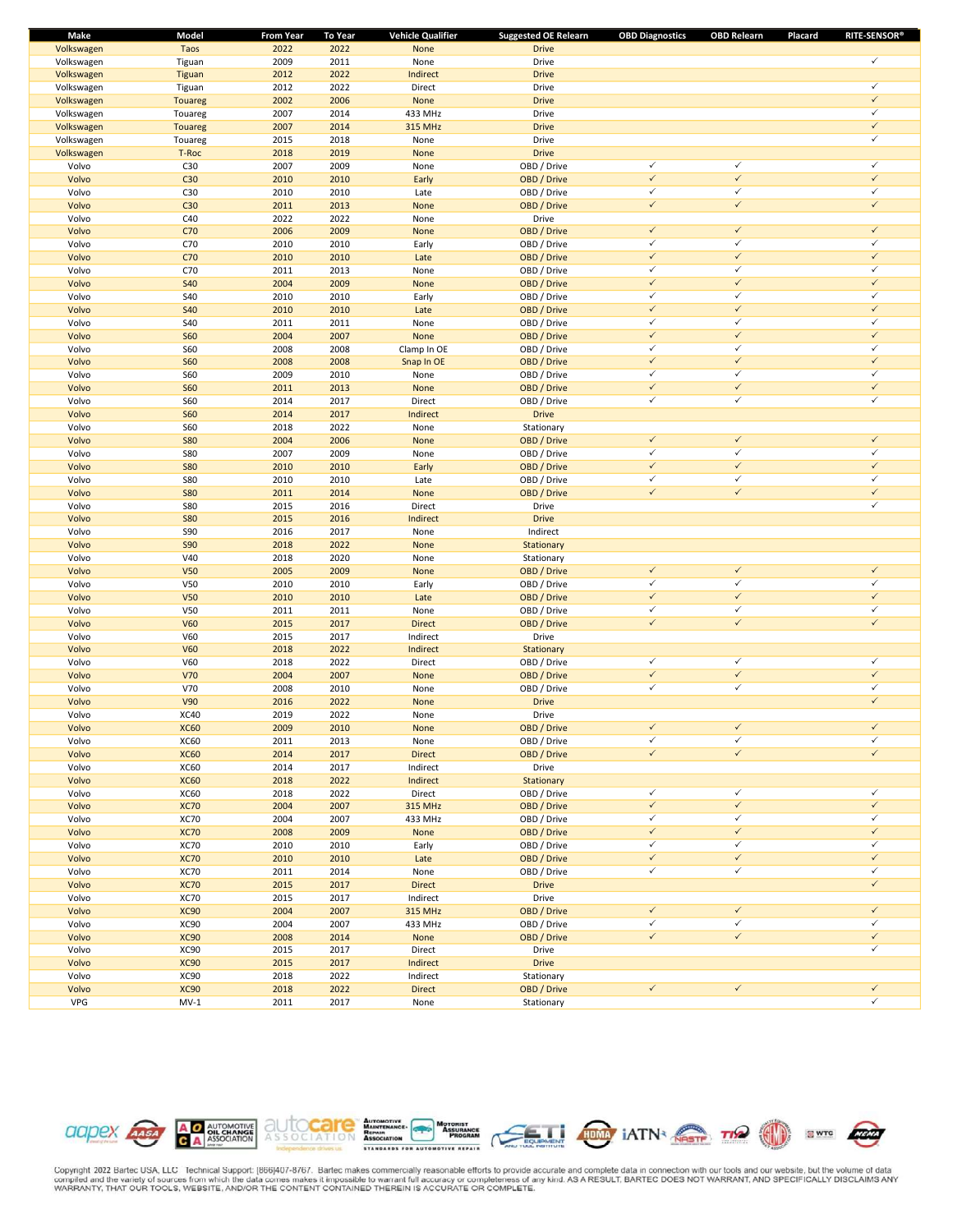| Make | Model | From Year | To Year | Vehicle Qualifier | Suggested OE Relearn | OBD Diagnostics | OBD Relearn | Placard | RITE-SENSOR® |
|---|---|---|---|---|---|---|---|---|---|
| Volkswagen | Taos | 2022 | 2022 | None | Drive | | | | |
| Volkswagen | Tiguan | 2009 | 2011 | None | Drive | | | | ✓ |
| Volkswagen | Tiguan | 2012 | 2022 | Indirect | Drive | | | | |
| Volkswagen | Tiguan | 2012 | 2022 | Direct | Drive | | | | ✓ |
| Volkswagen | Touareg | 2002 | 2006 | None | Drive | | | | ✓ |
| Volkswagen | Touareg | 2007 | 2014 | 433 MHz | Drive | | | | ✓ |
| Volkswagen | Touareg | 2007 | 2014 | 315 MHz | Drive | | | | ✓ |
| Volkswagen | Touareg | 2015 | 2018 | None | Drive | | | | ✓ |
| Volkswagen | T-Roc | 2018 | 2019 | None | Drive | | | | |
| Volvo | C30 | 2007 | 2009 | None | OBD / Drive | ✓ | ✓ | | ✓ |
| Volvo | C30 | 2010 | 2010 | Early | OBD / Drive | ✓ | ✓ | | ✓ |
| Volvo | C30 | 2010 | 2010 | Late | OBD / Drive | ✓ | ✓ | | ✓ |
| Volvo | C30 | 2011 | 2013 | None | OBD / Drive | ✓ | ✓ | | ✓ |
| Volvo | C40 | 2022 | 2022 | None | Drive | | | | |
| Volvo | C70 | 2006 | 2009 | None | OBD / Drive | ✓ | ✓ | | ✓ |
| Volvo | C70 | 2010 | 2010 | Early | OBD / Drive | ✓ | ✓ | | ✓ |
| Volvo | C70 | 2010 | 2010 | Late | OBD / Drive | ✓ | ✓ | | ✓ |
| Volvo | C70 | 2011 | 2013 | None | OBD / Drive | ✓ | ✓ | | ✓ |
| Volvo | S40 | 2004 | 2009 | None | OBD / Drive | ✓ | ✓ | | ✓ |
| Volvo | S40 | 2010 | 2010 | Early | OBD / Drive | ✓ | ✓ | | ✓ |
| Volvo | S40 | 2010 | 2010 | Late | OBD / Drive | ✓ | ✓ | | ✓ |
| Volvo | S40 | 2011 | 2011 | None | OBD / Drive | ✓ | ✓ | | ✓ |
| Volvo | S60 | 2004 | 2007 | None | OBD / Drive | ✓ | ✓ | | ✓ |
| Volvo | S60 | 2008 | 2008 | Clamp In OE | OBD / Drive | ✓ | ✓ | | ✓ |
| Volvo | S60 | 2008 | 2008 | Snap In OE | OBD / Drive | ✓ | ✓ | | ✓ |
| Volvo | S60 | 2009 | 2010 | None | OBD / Drive | ✓ | ✓ | | ✓ |
| Volvo | S60 | 2011 | 2013 | None | OBD / Drive | ✓ | ✓ | | ✓ |
| Volvo | S60 | 2014 | 2017 | Direct | OBD / Drive | ✓ | ✓ | | ✓ |
| Volvo | S60 | 2014 | 2017 | Indirect | Drive | | | | |
| Volvo | S60 | 2018 | 2022 | None | Stationary | | | | |
| Volvo | S80 | 2004 | 2006 | None | OBD / Drive | ✓ | ✓ | | ✓ |
| Volvo | S80 | 2007 | 2009 | None | OBD / Drive | ✓ | ✓ | | ✓ |
| Volvo | S80 | 2010 | 2010 | Early | OBD / Drive | ✓ | ✓ | | ✓ |
| Volvo | S80 | 2010 | 2010 | Late | OBD / Drive | ✓ | ✓ | | ✓ |
| Volvo | S80 | 2011 | 2014 | None | OBD / Drive | ✓ | ✓ | | ✓ |
| Volvo | S80 | 2015 | 2016 | Direct | Drive | | | | ✓ |
| Volvo | S80 | 2015 | 2016 | Indirect | Drive | | | | |
| Volvo | S90 | 2016 | 2017 | None | Indirect | | | | |
| Volvo | S90 | 2018 | 2022 | None | Stationary | | | | |
| Volvo | V40 | 2018 | 2020 | None | Stationary | | | | |
| Volvo | V50 | 2005 | 2009 | None | OBD / Drive | ✓ | ✓ | | ✓ |
| Volvo | V50 | 2010 | 2010 | Early | OBD / Drive | ✓ | ✓ | | ✓ |
| Volvo | V50 | 2010 | 2010 | Late | OBD / Drive | ✓ | ✓ | | ✓ |
| Volvo | V50 | 2011 | 2011 | None | OBD / Drive | ✓ | ✓ | | ✓ |
| Volvo | V60 | 2015 | 2017 | Direct | OBD / Drive | ✓ | ✓ | | ✓ |
| Volvo | V60 | 2015 | 2017 | Indirect | Drive | | | | |
| Volvo | V60 | 2018 | 2022 | Indirect | Stationary | | | | |
| Volvo | V60 | 2018 | 2022 | Direct | OBD / Drive | ✓ | ✓ | | ✓ |
| Volvo | V70 | 2004 | 2007 | None | OBD / Drive | ✓ | ✓ | | ✓ |
| Volvo | V70 | 2008 | 2010 | None | OBD / Drive | ✓ | ✓ | | ✓ |
| Volvo | V90 | 2016 | 2022 | None | Drive | | | | ✓ |
| Volvo | XC40 | 2019 | 2022 | None | Drive | | | | |
| Volvo | XC60 | 2009 | 2010 | None | OBD / Drive | ✓ | ✓ | | ✓ |
| Volvo | XC60 | 2011 | 2013 | None | OBD / Drive | ✓ | ✓ | | ✓ |
| Volvo | XC60 | 2014 | 2017 | Direct | OBD / Drive | ✓ | ✓ | | ✓ |
| Volvo | XC60 | 2014 | 2017 | Indirect | Drive | | | | |
| Volvo | XC60 | 2018 | 2022 | Indirect | Stationary | | | | |
| Volvo | XC60 | 2018 | 2022 | Direct | OBD / Drive | ✓ | ✓ | | ✓ |
| Volvo | XC70 | 2004 | 2007 | 315 MHz | OBD / Drive | ✓ | ✓ | | ✓ |
| Volvo | XC70 | 2004 | 2007 | 433 MHz | OBD / Drive | ✓ | ✓ | | ✓ |
| Volvo | XC70 | 2008 | 2009 | None | OBD / Drive | ✓ | ✓ | | ✓ |
| Volvo | XC70 | 2010 | 2010 | Early | OBD / Drive | ✓ | ✓ | | ✓ |
| Volvo | XC70 | 2010 | 2010 | Late | OBD / Drive | ✓ | ✓ | | ✓ |
| Volvo | XC70 | 2011 | 2014 | None | OBD / Drive | ✓ | ✓ | | ✓ |
| Volvo | XC70 | 2015 | 2017 | Direct | Drive | | | | ✓ |
| Volvo | XC70 | 2015 | 2017 | Indirect | Drive | | | | |
| Volvo | XC90 | 2004 | 2007 | 315 MHz | OBD / Drive | ✓ | ✓ | | ✓ |
| Volvo | XC90 | 2004 | 2007 | 433 MHz | OBD / Drive | ✓ | ✓ | | ✓ |
| Volvo | XC90 | 2008 | 2014 | None | OBD / Drive | ✓ | ✓ | | ✓ |
| Volvo | XC90 | 2015 | 2017 | Direct | Drive | | | | ✓ |
| Volvo | XC90 | 2015 | 2017 | Indirect | Drive | | | | |
| Volvo | XC90 | 2018 | 2022 | Indirect | Stationary | | | | |
| Volvo | XC90 | 2018 | 2022 | Direct | OBD / Drive | ✓ | ✓ | | ✓ |
| VPG | MV-1 | 2011 | 2017 | None | Stationary | | | | ✓ |

Copyright 2022 Bartec USA, LLC Technical Support: (866)407-8767. Bartec makes commercially reasonable efforts to provide accurate and complete data in connection with our tools and our website, but the volume of data compiled and the variety of sources from which the data comes makes it impossible to warrant full accuracy or completeness of any kind. AS A RESULT, BARTEC DOES NOT WARRANT, AND SPECIFICALLY DISCLAIMS ANY WARRANTY, THAT OUR TOOLS, WEBSITE, AND/OR THE CONTENT CONTAINED THEREIN IS ACCURATE OR COMPLETE.